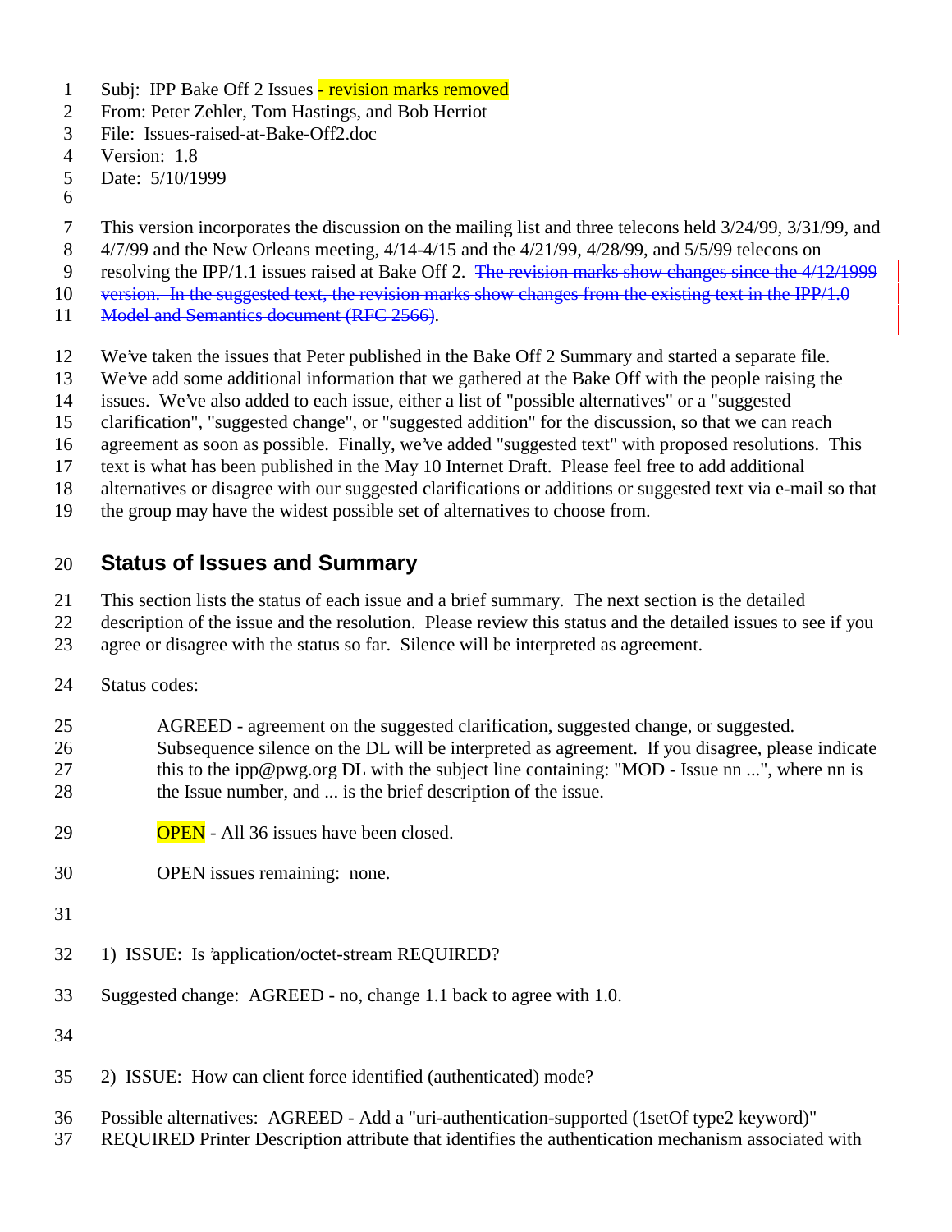Subj:  IPP Bake Off 2 Issues - revision marks removed
From: Peter Zehler, Tom Hastings, and Bob Herriot
File:  Issues-raised-at-Bake-Off2.doc
Version:  1.8
Date:  5/10/1999

This version incorporates the discussion on the mailing list and three telecons held 3/24/99, 3/31/99, and 4/7/99 and the New Orleans meeting, 4/14-4/15 and the 4/21/99, 4/28/99, and 5/5/99 telecons on resolving the IPP/1.1 issues raised at Bake Off 2.  ~~The revision marks show changes since the 4/12/1999 version.  In the suggested text, the revision marks show changes from the existing text in the IPP/1.0 Model and Semantics document (RFC 2566)~~.

We've taken the issues that Peter published in the Bake Off 2 Summary and started a separate file.  We've add some additional information that we gathered at the Bake Off with the people raising the issues.  We've also added to each issue, either a list of "possible alternatives" or a "suggested clarification", "suggested change", or "suggested addition" for the discussion, so that we can reach agreement as soon as possible.  Finally, we've added "suggested text" with proposed resolutions.  This text is what has been published in the May 10 Internet Draft.  Please feel free to add additional alternatives or disagree with our suggested clarifications or additions or suggested text via e-mail so that the group may have the widest possible set of alternatives to choose from.

## Status of Issues and Summary

This section lists the status of each issue and a brief summary.  The next section is the detailed description of the issue and the resolution.  Please review this status and the detailed issues to see if you agree or disagree with the status so far.  Silence will be interpreted as agreement.

Status codes:

AGREED - agreement on the suggested clarification, suggested change, or suggested.  Subsequence silence on the DL will be interpreted as agreement.  If you disagree, please indicate this to the ipp@pwg.org DL with the subject line containing: "MOD - Issue nn ...", where nn is the Issue number, and ... is the brief description of the issue.

OPEN - All 36 issues have been closed.

OPEN issues remaining:  none.

1)  ISSUE:  Is 'application/octet-stream REQUIRED?

Suggested change:  AGREED - no, change 1.1 back to agree with 1.0.

2)  ISSUE:  How can client force identified (authenticated) mode?

Possible alternatives:  AGREED - Add a "uri-authentication-supported (1setOf type2 keyword)" REQUIRED Printer Description attribute that identifies the authentication mechanism associated with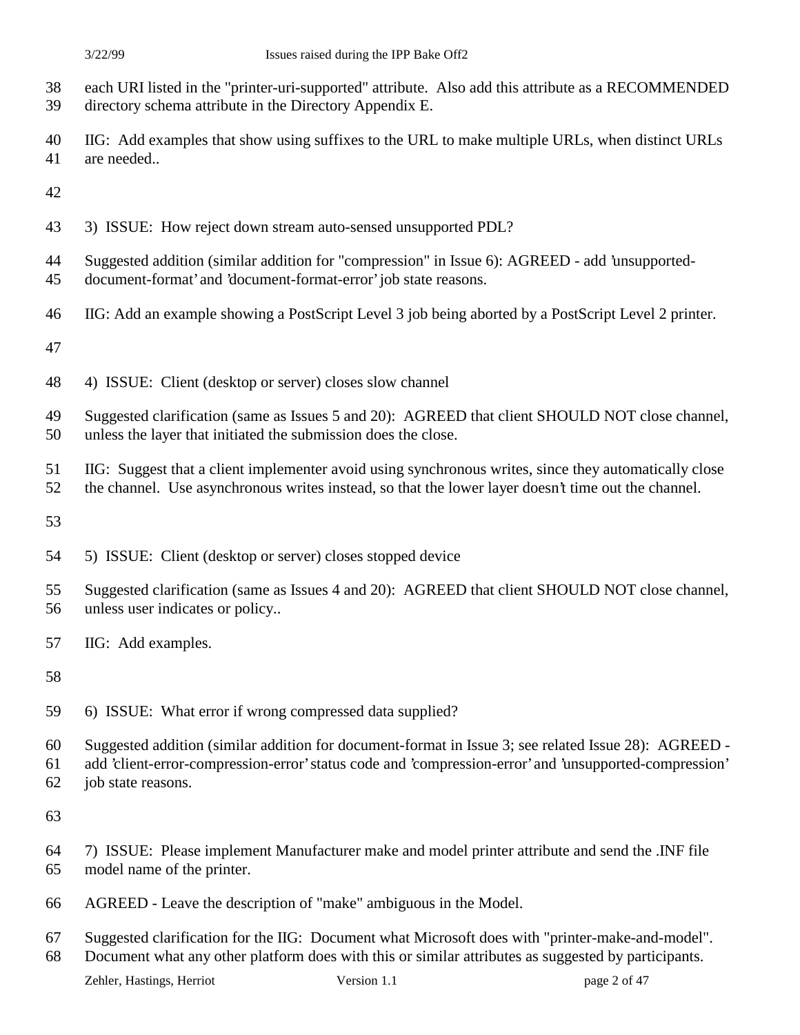each URI listed in the "printer-uri-supported" attribute. Also add this attribute as a RECOMMENDED directory schema attribute in the Directory Appendix E.

IIG: Add examples that show using suffixes to the URL to make multiple URLs, when distinct URLs are needed..

3) ISSUE: How reject down stream auto-sensed unsupported PDL?

Suggested addition (similar addition for "compression" in Issue 6): AGREED - add 'unsupported-document-format' and 'document-format-error' job state reasons.

IIG: Add an example showing a PostScript Level 3 job being aborted by a PostScript Level 2 printer.

4) ISSUE: Client (desktop or server) closes slow channel

Suggested clarification (same as Issues 5 and 20): AGREED that client SHOULD NOT close channel, unless the layer that initiated the submission does the close.

IIG: Suggest that a client implementer avoid using synchronous writes, since they automatically close the channel. Use asynchronous writes instead, so that the lower layer doesn't time out the channel.

5) ISSUE: Client (desktop or server) closes stopped device

Suggested clarification (same as Issues 4 and 20): AGREED that client SHOULD NOT close channel, unless user indicates or policy..

IIG: Add examples.

6) ISSUE: What error if wrong compressed data supplied?

Suggested addition (similar addition for document-format in Issue 3; see related Issue 28): AGREED - add 'client-error-compression-error' status code and 'compression-error' and 'unsupported-compression' job state reasons.

7) ISSUE: Please implement Manufacturer make and model printer attribute and send the .INF file model name of the printer.

AGREED - Leave the description of "make" ambiguous in the Model.

Suggested clarification for the IIG: Document what Microsoft does with "printer-make-and-model". Document what any other platform does with this or similar attributes as suggested by participants.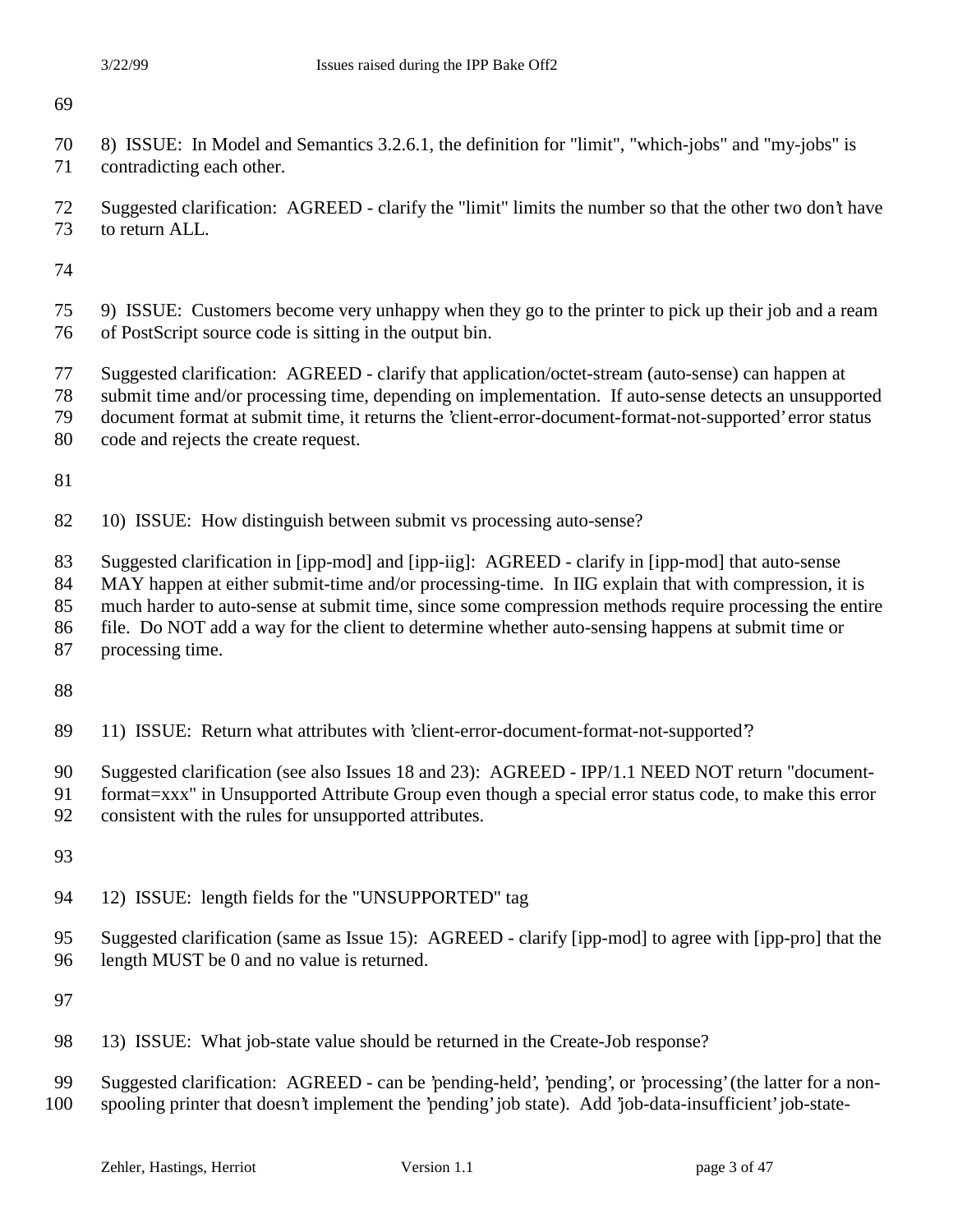8) ISSUE: In Model and Semantics 3.2.6.1, the definition for "limit", "which-jobs" and "my-jobs" is contradicting each other.

Suggested clarification: AGREED - clarify the "limit" limits the number so that the other two don't have to return ALL.

9) ISSUE: Customers become very unhappy when they go to the printer to pick up their job and a ream of PostScript source code is sitting in the output bin.

Suggested clarification: AGREED - clarify that application/octet-stream (auto-sense) can happen at submit time and/or processing time, depending on implementation. If auto-sense detects an unsupported document format at submit time, it returns the 'client-error-document-format-not-supported' error status code and rejects the create request.

10) ISSUE: How distinguish between submit vs processing auto-sense?

Suggested clarification in [ipp-mod] and [ipp-iig]: AGREED - clarify in [ipp-mod] that auto-sense MAY happen at either submit-time and/or processing-time. In IIG explain that with compression, it is much harder to auto-sense at submit time, since some compression methods require processing the entire file. Do NOT add a way for the client to determine whether auto-sensing happens at submit time or processing time.

11) ISSUE: Return what attributes with 'client-error-document-format-not-supported'?

Suggested clarification (see also Issues 18 and 23): AGREED - IPP/1.1 NEED NOT return "document-format=xxx" in Unsupported Attribute Group even though a special error status code, to make this error consistent with the rules for unsupported attributes.

12) ISSUE: length fields for the "UNSUPPORTED" tag

Suggested clarification (same as Issue 15): AGREED - clarify [ipp-mod] to agree with [ipp-pro] that the length MUST be 0 and no value is returned.

13) ISSUE: What job-state value should be returned in the Create-Job response?

Suggested clarification: AGREED - can be 'pending-held', 'pending', or 'processing' (the latter for a non-spooling printer that doesn't implement the 'pending' job state). Add 'job-data-insufficient' job-state-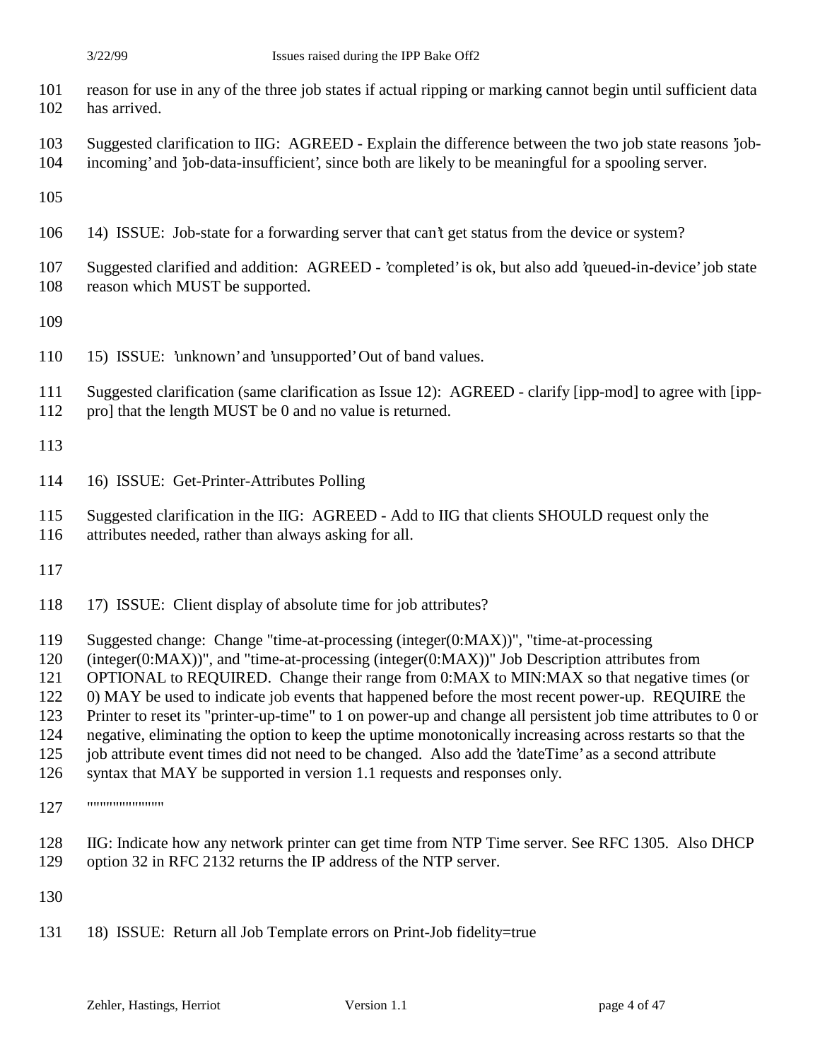reason for use in any of the three job states if actual ripping or marking cannot begin until sufficient data has arrived.

Suggested clarification to IIG: AGREED - Explain the difference between the two job state reasons 'job-incoming' and 'job-data-insufficient', since both are likely to be meaningful for a spooling server.

14) ISSUE: Job-state for a forwarding server that can't get status from the device or system?

Suggested clarified and addition: AGREED - 'completed' is ok, but also add 'queued-in-device' job state reason which MUST be supported.

15) ISSUE: 'unknown' and 'unsupported' Out of band values.

Suggested clarification (same clarification as Issue 12): AGREED - clarify [ipp-mod] to agree with [ipp-pro] that the length MUST be 0 and no value is returned.

16) ISSUE: Get-Printer-Attributes Polling

Suggested clarification in the IIG: AGREED - Add to IIG that clients SHOULD request only the attributes needed, rather than always asking for all.

17) ISSUE: Client display of absolute time for job attributes?

Suggested change: Change "time-at-processing (integer(0:MAX))", "time-at-processing (integer(0:MAX))", and "time-at-processing (integer(0:MAX))" Job Description attributes from OPTIONAL to REQUIRED. Change their range from 0:MAX to MIN:MAX so that negative times (or 0) MAY be used to indicate job events that happened before the most recent power-up. REQUIRE the Printer to reset its "printer-up-time" to 1 on power-up and change all persistent job time attributes to 0 or negative, eliminating the option to keep the uptime monotonically increasing across restarts so that the job attribute event times did not need to be changed. Also add the 'dateTime' as a second attribute syntax that MAY be supported in version 1.1 requests and responses only.

""""""""""""""""""

IIG: Indicate how any network printer can get time from NTP Time server. See RFC 1305. Also DHCP option 32 in RFC 2132 returns the IP address of the NTP server.

18) ISSUE: Return all Job Template errors on Print-Job fidelity=true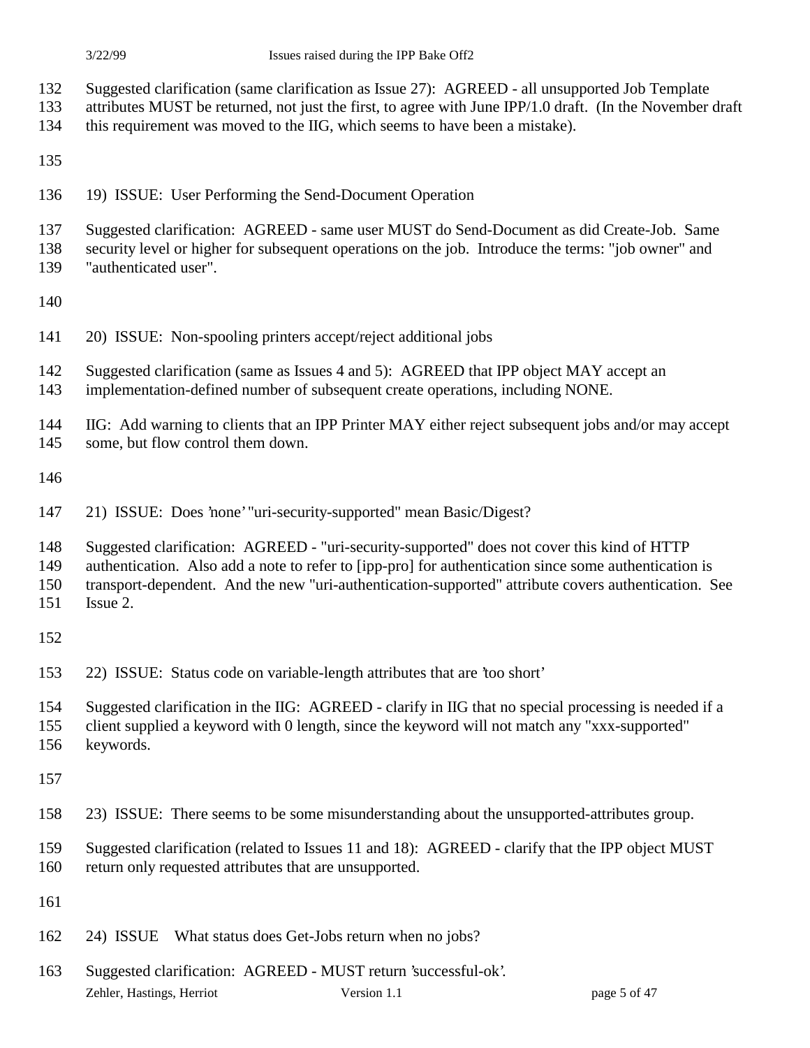Suggested clarification (same clarification as Issue 27): AGREED - all unsupported Job Template attributes MUST be returned, not just the first, to agree with June IPP/1.0 draft. (In the November draft this requirement was moved to the IIG, which seems to have been a mistake).

19) ISSUE: User Performing the Send-Document Operation

Suggested clarification: AGREED - same user MUST do Send-Document as did Create-Job. Same security level or higher for subsequent operations on the job. Introduce the terms: "job owner" and "authenticated user".

20) ISSUE: Non-spooling printers accept/reject additional jobs

Suggested clarification (same as Issues 4 and 5): AGREED that IPP object MAY accept an implementation-defined number of subsequent create operations, including NONE.

IIG: Add warning to clients that an IPP Printer MAY either reject subsequent jobs and/or may accept some, but flow control them down.

21) ISSUE: Does 'none' "uri-security-supported" mean Basic/Digest?

Suggested clarification: AGREED - "uri-security-supported" does not cover this kind of HTTP authentication. Also add a note to refer to [ipp-pro] for authentication since some authentication is transport-dependent. And the new "uri-authentication-supported" attribute covers authentication. See Issue 2.

22) ISSUE: Status code on variable-length attributes that are 'too short'

Suggested clarification in the IIG: AGREED - clarify in IIG that no special processing is needed if a client supplied a keyword with 0 length, since the keyword will not match any "xxx-supported" keywords.

23) ISSUE: There seems to be some misunderstanding about the unsupported-attributes group.

Suggested clarification (related to Issues 11 and 18): AGREED - clarify that the IPP object MUST return only requested attributes that are unsupported.

24) ISSUE What status does Get-Jobs return when no jobs?

Suggested clarification: AGREED - MUST return 'successful-ok'.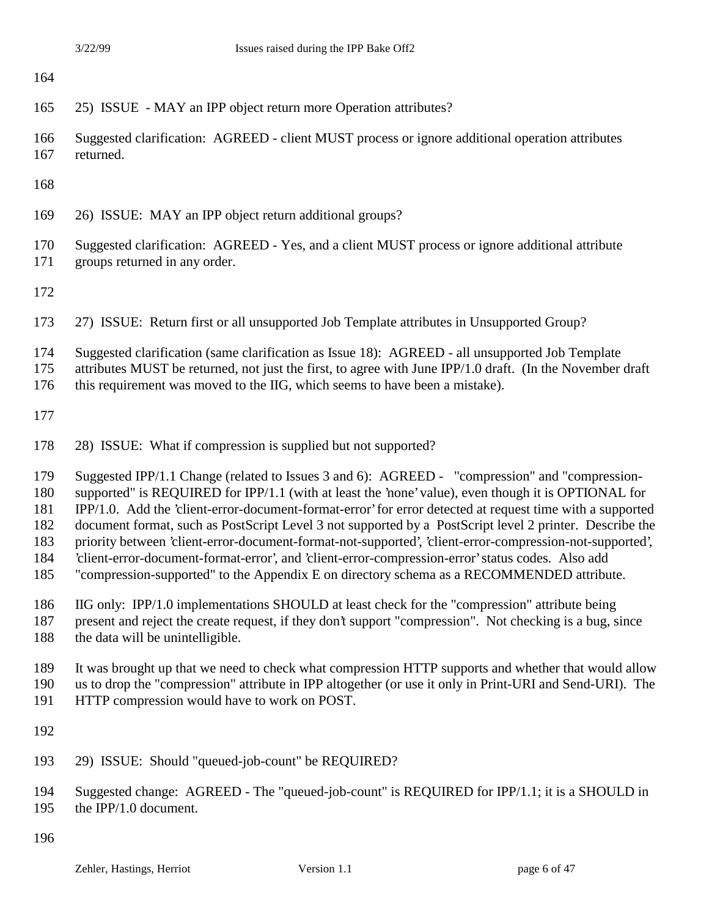25) ISSUE - MAY an IPP object return more Operation attributes?

Suggested clarification: AGREED - client MUST process or ignore additional operation attributes returned.

26) ISSUE: MAY an IPP object return additional groups?

Suggested clarification: AGREED - Yes, and a client MUST process or ignore additional attribute groups returned in any order.

27) ISSUE: Return first or all unsupported Job Template attributes in Unsupported Group?

Suggested clarification (same clarification as Issue 18): AGREED - all unsupported Job Template attributes MUST be returned, not just the first, to agree with June IPP/1.0 draft. (In the November draft this requirement was moved to the IIG, which seems to have been a mistake).

28) ISSUE: What if compression is supplied but not supported?

Suggested IPP/1.1 Change (related to Issues 3 and 6): AGREED - "compression" and "compression-supported" is REQUIRED for IPP/1.1 (with at least the 'none' value), even though it is OPTIONAL for IPP/1.0. Add the 'client-error-document-format-error' for error detected at request time with a supported document format, such as PostScript Level 3 not supported by a PostScript level 2 printer. Describe the priority between 'client-error-document-format-not-supported', 'client-error-compression-not-supported', 'client-error-document-format-error', and 'client-error-compression-error' status codes. Also add "compression-supported" to the Appendix E on directory schema as a RECOMMENDED attribute.

IIG only: IPP/1.0 implementations SHOULD at least check for the "compression" attribute being present and reject the create request, if they don't support "compression". Not checking is a bug, since the data will be unintelligible.

It was brought up that we need to check what compression HTTP supports and whether that would allow us to drop the "compression" attribute in IPP altogether (or use it only in Print-URI and Send-URI). The HTTP compression would have to work on POST.

29) ISSUE: Should "queued-job-count" be REQUIRED?

Suggested change: AGREED - The "queued-job-count" is REQUIRED for IPP/1.1; it is a SHOULD in the IPP/1.0 document.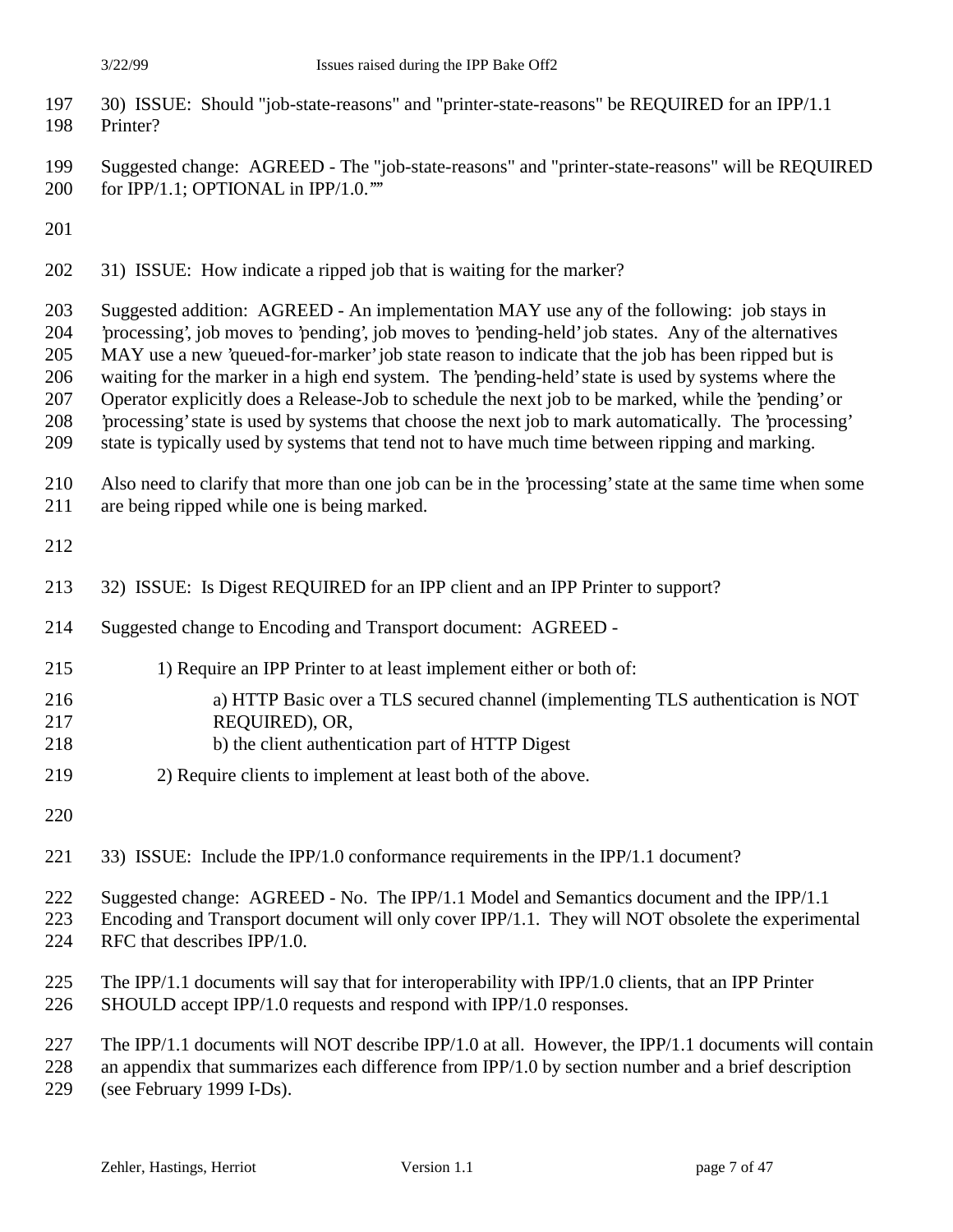30) ISSUE: Should "job-state-reasons" and "printer-state-reasons" be REQUIRED for an IPP/1.1 Printer?

Suggested change: AGREED - The "job-state-reasons" and "printer-state-reasons" will be REQUIRED for IPP/1.1; OPTIONAL in IPP/1.0.""

31) ISSUE: How indicate a ripped job that is waiting for the marker?

Suggested addition: AGREED - An implementation MAY use any of the following: job stays in 'processing', job moves to 'pending', job moves to 'pending-held' job states. Any of the alternatives MAY use a new 'queued-for-marker' job state reason to indicate that the job has been ripped but is waiting for the marker in a high end system. The 'pending-held' state is used by systems where the Operator explicitly does a Release-Job to schedule the next job to be marked, while the 'pending' or 'processing' state is used by systems that choose the next job to mark automatically. The 'processing' state is typically used by systems that tend not to have much time between ripping and marking.

Also need to clarify that more than one job can be in the 'processing' state at the same time when some are being ripped while one is being marked.

32) ISSUE: Is Digest REQUIRED for an IPP client and an IPP Printer to support?

Suggested change to Encoding and Transport document: AGREED -

1) Require an IPP Printer to at least implement either or both of:
   - a) HTTP Basic over a TLS secured channel (implementing TLS authentication is NOT REQUIRED), OR,
   - b) the client authentication part of HTTP Digest

2) Require clients to implement at least both of the above.

33) ISSUE: Include the IPP/1.0 conformance requirements in the IPP/1.1 document?

Suggested change: AGREED - No. The IPP/1.1 Model and Semantics document and the IPP/1.1 Encoding and Transport document will only cover IPP/1.1. They will NOT obsolete the experimental RFC that describes IPP/1.0.

The IPP/1.1 documents will say that for interoperability with IPP/1.0 clients, that an IPP Printer SHOULD accept IPP/1.0 requests and respond with IPP/1.0 responses.

The IPP/1.1 documents will NOT describe IPP/1.0 at all. However, the IPP/1.1 documents will contain an appendix that summarizes each difference from IPP/1.0 by section number and a brief description (see February 1999 I-Ds).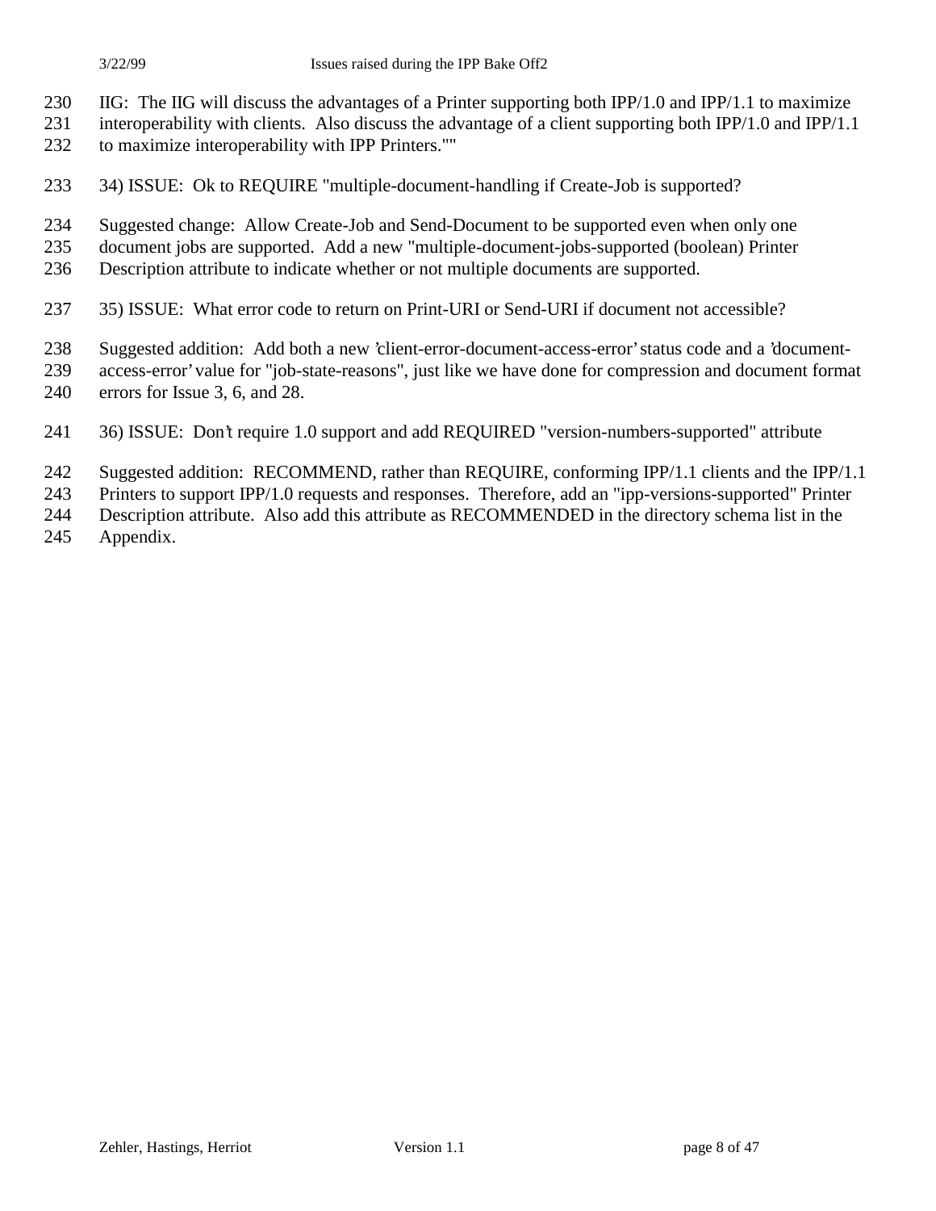IIG: The IIG will discuss the advantages of a Printer supporting both IPP/1.0 and IPP/1.1 to maximize interoperability with clients. Also discuss the advantage of a client supporting both IPP/1.0 and IPP/1.1 to maximize interoperability with IPP Printers.""

34) ISSUE: Ok to REQUIRE "multiple-document-handling if Create-Job is supported?

Suggested change: Allow Create-Job and Send-Document to be supported even when only one document jobs are supported. Add a new "multiple-document-jobs-supported (boolean) Printer Description attribute to indicate whether or not multiple documents are supported.

35) ISSUE: What error code to return on Print-URI or Send-URI if document not accessible?

Suggested addition: Add both a new 'client-error-document-access-error' status code and a 'document-access-error' value for "job-state-reasons", just like we have done for compression and document format errors for Issue 3, 6, and 28.

36) ISSUE: Don't require 1.0 support and add REQUIRED "version-numbers-supported" attribute

Suggested addition: RECOMMEND, rather than REQUIRE, conforming IPP/1.1 clients and the IPP/1.1 Printers to support IPP/1.0 requests and responses. Therefore, add an "ipp-versions-supported" Printer Description attribute. Also add this attribute as RECOMMENDED in the directory schema list in the Appendix.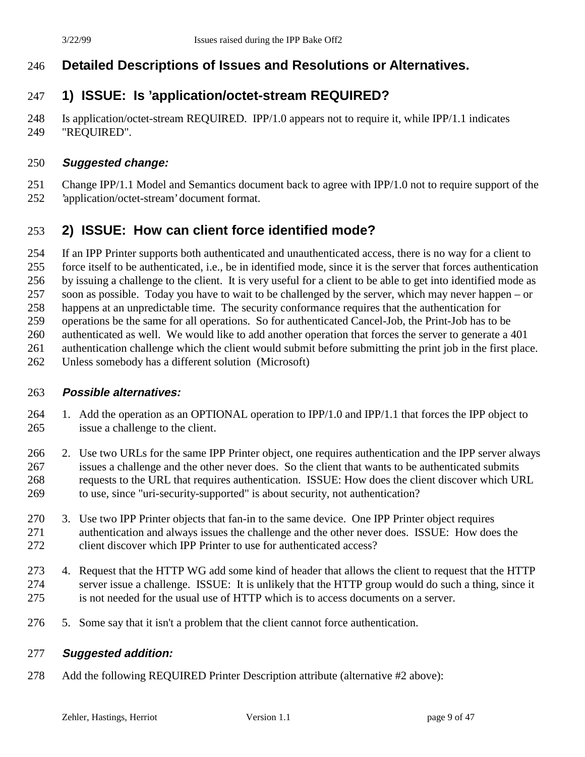# Detailed Descriptions of Issues and Resolutions or Alternatives.

## 1) ISSUE: Is 'application/octet-stream REQUIRED?

Is application/octet-stream REQUIRED. IPP/1.0 appears not to require it, while IPP/1.1 indicates "REQUIRED".

### *Suggested change:*

Change IPP/1.1 Model and Semantics document back to agree with IPP/1.0 not to require support of the 'application/octet-stream' document format.

## 2) ISSUE: How can client force identified mode?

If an IPP Printer supports both authenticated and unauthenticated access, there is no way for a client to force itself to be authenticated, i.e., be in identified mode, since it is the server that forces authentication by issuing a challenge to the client. It is very useful for a client to be able to get into identified mode as soon as possible. Today you have to wait to be challenged by the server, which may never happen – or happens at an unpredictable time. The security conformance requires that the authentication for operations be the same for all operations. So for authenticated Cancel-Job, the Print-Job has to be authenticated as well. We would like to add another operation that forces the server to generate a 401 authentication challenge which the client would submit before submitting the print job in the first place. Unless somebody has a different solution (Microsoft)

### *Possible alternatives:*

1. Add the operation as an OPTIONAL operation to IPP/1.0 and IPP/1.1 that forces the IPP object to issue a challenge to the client.
2. Use two URLs for the same IPP Printer object, one requires authentication and the IPP server always issues a challenge and the other never does. So the client that wants to be authenticated submits requests to the URL that requires authentication. ISSUE: How does the client discover which URL to use, since "uri-security-supported" is about security, not authentication?
3. Use two IPP Printer objects that fan-in to the same device. One IPP Printer object requires authentication and always issues the challenge and the other never does. ISSUE: How does the client discover which IPP Printer to use for authenticated access?
4. Request that the HTTP WG add some kind of header that allows the client to request that the HTTP server issue a challenge. ISSUE: It is unlikely that the HTTP group would do such a thing, since it is not needed for the usual use of HTTP which is to access documents on a server.
5. Some say that it isn't a problem that the client cannot force authentication.

### *Suggested addition:*

Add the following REQUIRED Printer Description attribute (alternative #2 above):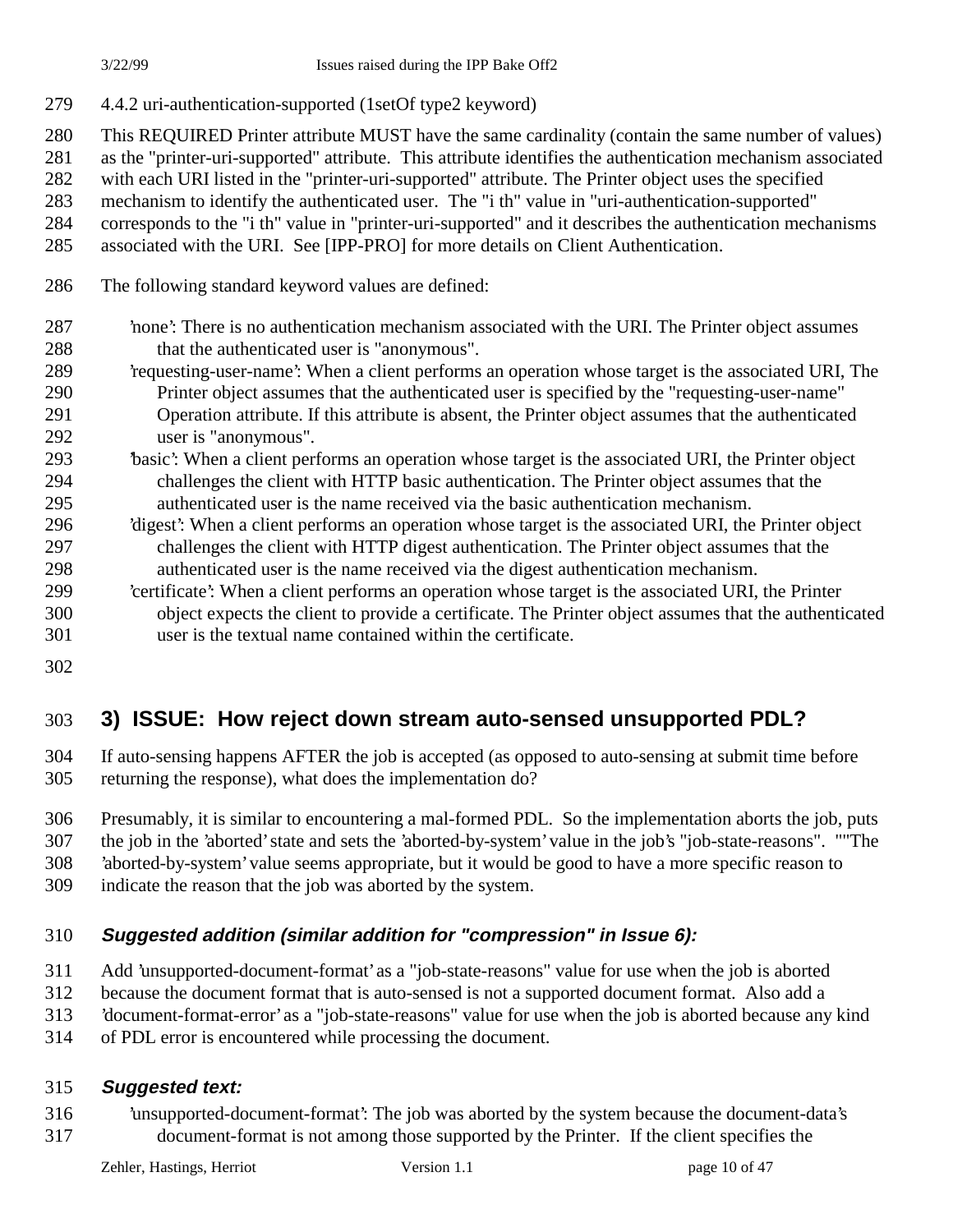4.4.2 uri-authentication-supported (1setOf type2 keyword)

This REQUIRED Printer attribute MUST have the same cardinality (contain the same number of values) as the "printer-uri-supported" attribute. This attribute identifies the authentication mechanism associated with each URI listed in the "printer-uri-supported" attribute. The Printer object uses the specified mechanism to identify the authenticated user. The "i th" value in "uri-authentication-supported" corresponds to the "i th" value in "printer-uri-supported" and it describes the authentication mechanisms associated with the URI. See [IPP-PRO] for more details on Client Authentication.

The following standard keyword values are defined:

'none': There is no authentication mechanism associated with the URI. The Printer object assumes that the authenticated user is "anonymous".
'requesting-user-name': When a client performs an operation whose target is the associated URI, The Printer object assumes that the authenticated user is specified by the "requesting-user-name" Operation attribute. If this attribute is absent, the Printer object assumes that the authenticated user is "anonymous".
'basic': When a client performs an operation whose target is the associated URI, the Printer object challenges the client with HTTP basic authentication. The Printer object assumes that the authenticated user is the name received via the basic authentication mechanism.
'digest': When a client performs an operation whose target is the associated URI, the Printer object challenges the client with HTTP digest authentication. The Printer object assumes that the authenticated user is the name received via the digest authentication mechanism.
'certificate': When a client performs an operation whose target is the associated URI, the Printer object expects the client to provide a certificate. The Printer object assumes that the authenticated user is the textual name contained within the certificate.

## 3) ISSUE: How reject down stream auto-sensed unsupported PDL?

If auto-sensing happens AFTER the job is accepted (as opposed to auto-sensing at submit time before returning the response), what does the implementation do?

Presumably, it is similar to encountering a mal-formed PDL. So the implementation aborts the job, puts the job in the 'aborted' state and sets the 'aborted-by-system' value in the job's "job-state-reasons". ""The 'aborted-by-system' value seems appropriate, but it would be good to have a more specific reason to indicate the reason that the job was aborted by the system.

### *Suggested addition (similar addition for "compression" in Issue 6):*

Add 'unsupported-document-format' as a "job-state-reasons" value for use when the job is aborted because the document format that is auto-sensed is not a supported document format. Also add a 'document-format-error' as a "job-state-reasons" value for use when the job is aborted because any kind of PDL error is encountered while processing the document.

### *Suggested text:*

'unsupported-document-format': The job was aborted by the system because the document-data's document-format is not among those supported by the Printer. If the client specifies the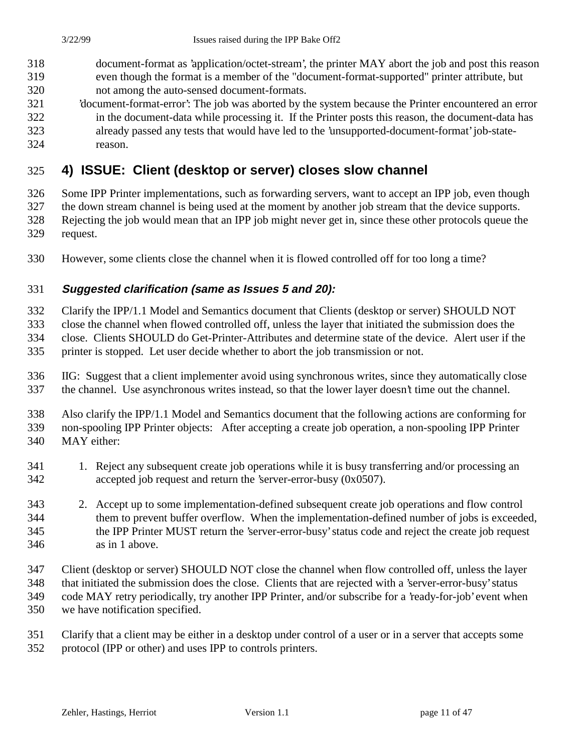document-format as 'application/octet-stream', the printer MAY abort the job and post this reason even though the format is a member of the "document-format-supported" printer attribute, but not among the auto-sensed document-formats.

'document-format-error': The job was aborted by the system because the Printer encountered an error in the document-data while processing it. If the Printer posts this reason, the document-data has already passed any tests that would have led to the 'unsupported-document-format' job-state-reason.

## 4) ISSUE: Client (desktop or server) closes slow channel

Some IPP Printer implementations, such as forwarding servers, want to accept an IPP job, even though the down stream channel is being used at the moment by another job stream that the device supports. Rejecting the job would mean that an IPP job might never get in, since these other protocols queue the request.

However, some clients close the channel when it is flowed controlled off for too long a time?

### *Suggested clarification (same as Issues 5 and 20):*

Clarify the IPP/1.1 Model and Semantics document that Clients (desktop or server) SHOULD NOT close the channel when flowed controlled off, unless the layer that initiated the submission does the close. Clients SHOULD do Get-Printer-Attributes and determine state of the device. Alert user if the printer is stopped. Let user decide whether to abort the job transmission or not.

IIG: Suggest that a client implementer avoid using synchronous writes, since they automatically close the channel. Use asynchronous writes instead, so that the lower layer doesn't time out the channel.

Also clarify the IPP/1.1 Model and Semantics document that the following actions are conforming for non-spooling IPP Printer objects: After accepting a create job operation, a non-spooling IPP Printer MAY either:

1. Reject any subsequent create job operations while it is busy transferring and/or processing an accepted job request and return the 'server-error-busy (0x0507).

2. Accept up to some implementation-defined subsequent create job operations and flow control them to prevent buffer overflow. When the implementation-defined number of jobs is exceeded, the IPP Printer MUST return the 'server-error-busy' status code and reject the create job request as in 1 above.

Client (desktop or server) SHOULD NOT close the channel when flow controlled off, unless the layer that initiated the submission does the close. Clients that are rejected with a 'server-error-busy' status code MAY retry periodically, try another IPP Printer, and/or subscribe for a 'ready-for-job' event when we have notification specified.

Clarify that a client may be either in a desktop under control of a user or in a server that accepts some protocol (IPP or other) and uses IPP to controls printers.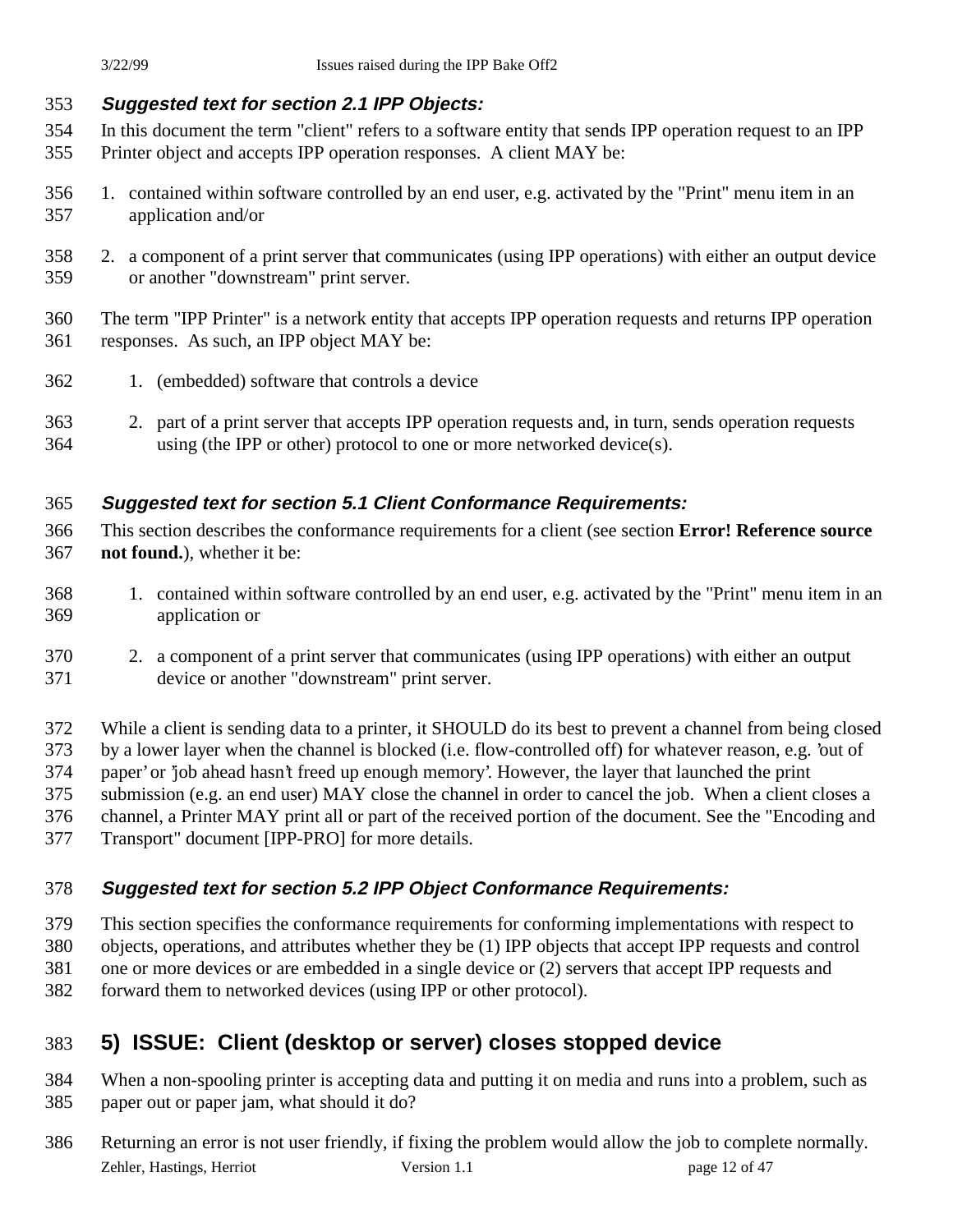#### *Suggested text for section 2.1 IPP Objects:*

In this document the term "client" refers to a software entity that sends IPP operation request to an IPP Printer object and accepts IPP operation responses. A client MAY be:

1. contained within software controlled by an end user, e.g. activated by the "Print" menu item in an application and/or
2. a component of a print server that communicates (using IPP operations) with either an output device or another "downstream" print server.

The term "IPP Printer" is a network entity that accepts IPP operation requests and returns IPP operation responses. As such, an IPP object MAY be:

1. (embedded) software that controls a device
2. part of a print server that accepts IPP operation requests and, in turn, sends operation requests using (the IPP or other) protocol to one or more networked device(s).

#### *Suggested text for section 5.1 Client Conformance Requirements:*

This section describes the conformance requirements for a client (see section **Error! Reference source not found.**), whether it be:

1. contained within software controlled by an end user, e.g. activated by the "Print" menu item in an application or
2. a component of a print server that communicates (using IPP operations) with either an output device or another "downstream" print server.

While a client is sending data to a printer, it SHOULD do its best to prevent a channel from being closed by a lower layer when the channel is blocked (i.e. flow-controlled off) for whatever reason, e.g. 'out of paper' or 'job ahead hasn't freed up enough memory'. However, the layer that launched the print submission (e.g. an end user) MAY close the channel in order to cancel the job. When a client closes a channel, a Printer MAY print all or part of the received portion of the document. See the "Encoding and Transport" document [IPP-PRO] for more details.

#### *Suggested text for section 5.2 IPP Object Conformance Requirements:*

This section specifies the conformance requirements for conforming implementations with respect to objects, operations, and attributes whether they be (1) IPP objects that accept IPP requests and control one or more devices or are embedded in a single device or (2) servers that accept IPP requests and forward them to networked devices (using IPP or other protocol).

## 5) ISSUE: Client (desktop or server) closes stopped device

When a non-spooling printer is accepting data and putting it on media and runs into a problem, such as paper out or paper jam, what should it do?

Returning an error is not user friendly, if fixing the problem would allow the job to complete normally.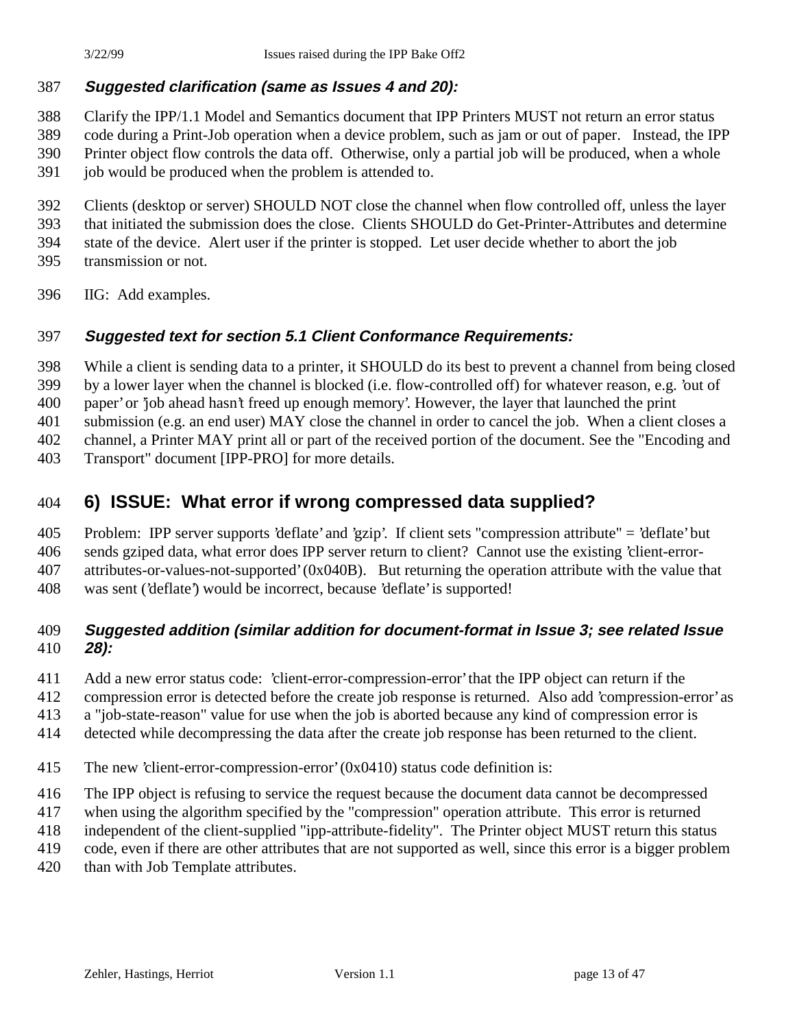***Suggested clarification (same as Issues 4 and 20):***

Clarify the IPP/1.1 Model and Semantics document that IPP Printers MUST not return an error status code during a Print-Job operation when a device problem, such as jam or out of paper. Instead, the IPP Printer object flow controls the data off. Otherwise, only a partial job will be produced, when a whole job would be produced when the problem is attended to.

Clients (desktop or server) SHOULD NOT close the channel when flow controlled off, unless the layer that initiated the submission does the close. Clients SHOULD do Get-Printer-Attributes and determine state of the device. Alert user if the printer is stopped. Let user decide whether to abort the job transmission or not.

IIG: Add examples.

***Suggested text for section 5.1 Client Conformance Requirements:***

While a client is sending data to a printer, it SHOULD do its best to prevent a channel from being closed by a lower layer when the channel is blocked (i.e. flow-controlled off) for whatever reason, e.g. 'out of paper' or 'job ahead hasn't freed up enough memory'. However, the layer that launched the print submission (e.g. an end user) MAY close the channel in order to cancel the job. When a client closes a channel, a Printer MAY print all or part of the received portion of the document. See the "Encoding and Transport" document [IPP-PRO] for more details.

## 6) ISSUE: What error if wrong compressed data supplied?

Problem: IPP server supports 'deflate' and 'gzip'. If client sets "compression attribute" = 'deflate' but sends gziped data, what error does IPP server return to client? Cannot use the existing 'client-error-attributes-or-values-not-supported' (0x040B). But returning the operation attribute with the value that was sent ('deflate') would be incorrect, because 'deflate' is supported!

***Suggested addition (similar addition for document-format in Issue 3; see related Issue 28):***

Add a new error status code: 'client-error-compression-error' that the IPP object can return if the compression error is detected before the create job response is returned. Also add 'compression-error' as a "job-state-reason" value for use when the job is aborted because any kind of compression error is detected while decompressing the data after the create job response has been returned to the client.

The new 'client-error-compression-error' (0x0410) status code definition is:

The IPP object is refusing to service the request because the document data cannot be decompressed when using the algorithm specified by the "compression" operation attribute. This error is returned independent of the client-supplied "ipp-attribute-fidelity". The Printer object MUST return this status code, even if there are other attributes that are not supported as well, since this error is a bigger problem than with Job Template attributes.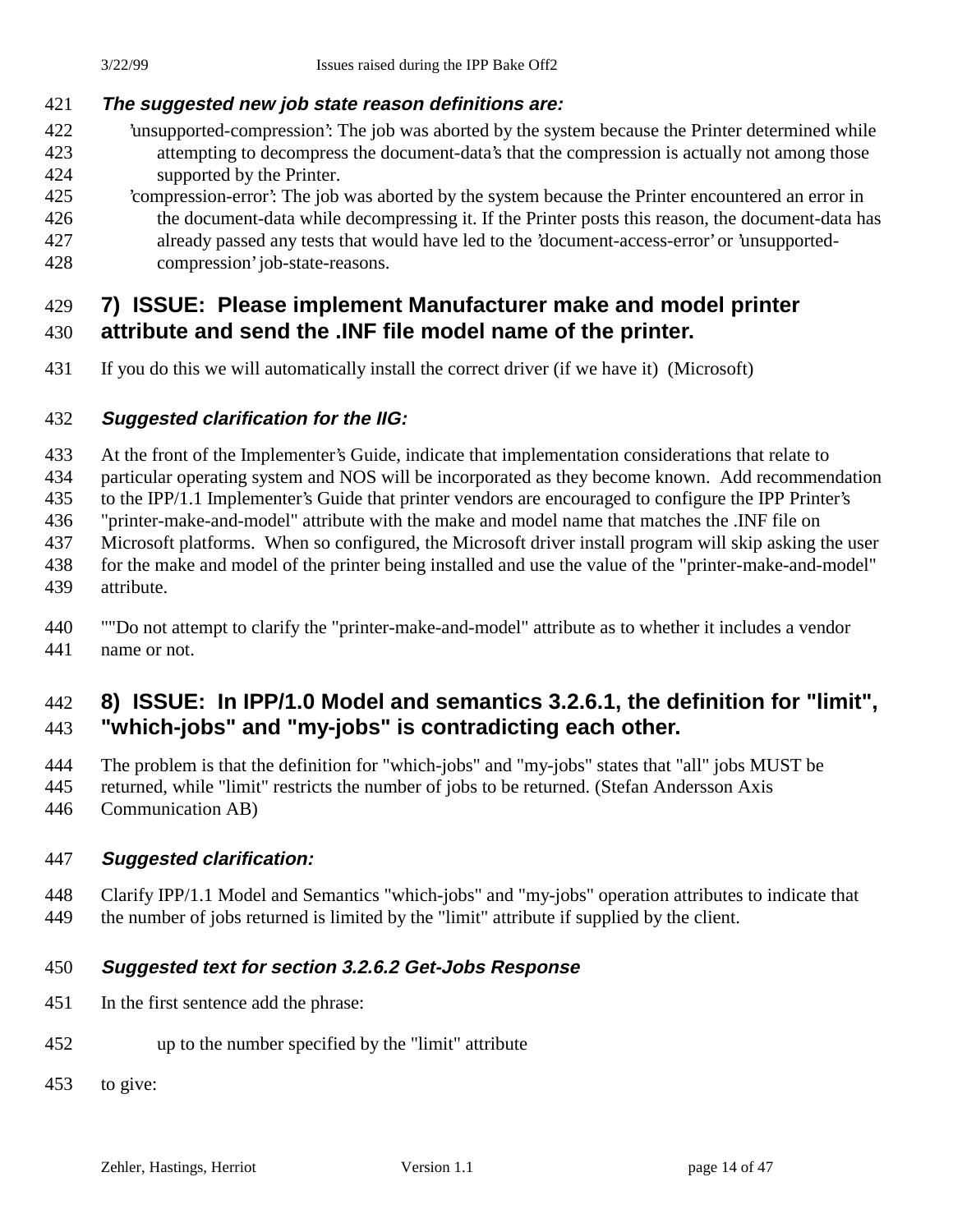***The suggested new job state reason definitions are:***

'unsupported-compression': The job was aborted by the system because the Printer determined while attempting to decompress the document-data's that the compression is actually not among those supported by the Printer.

'compression-error': The job was aborted by the system because the Printer encountered an error in the document-data while decompressing it. If the Printer posts this reason, the document-data has already passed any tests that would have led to the 'document-access-error' or 'unsupported-compression' job-state-reasons.

## 7) ISSUE: Please implement Manufacturer make and model printer attribute and send the .INF file model name of the printer.

If you do this we will automatically install the correct driver (if we have it) (Microsoft)

***Suggested clarification for the IIG:***

At the front of the Implementer's Guide, indicate that implementation considerations that relate to particular operating system and NOS will be incorporated as they become known. Add recommendation to the IPP/1.1 Implementer's Guide that printer vendors are encouraged to configure the IPP Printer's "printer-make-and-model" attribute with the make and model name that matches the .INF file on Microsoft platforms. When so configured, the Microsoft driver install program will skip asking the user for the make and model of the printer being installed and use the value of the "printer-make-and-model" attribute.

""Do not attempt to clarify the "printer-make-and-model" attribute as to whether it includes a vendor name or not.

## 8) ISSUE: In IPP/1.0 Model and semantics 3.2.6.1, the definition for "limit", "which-jobs" and "my-jobs" is contradicting each other.

The problem is that the definition for "which-jobs" and "my-jobs" states that "all" jobs MUST be returned, while "limit" restricts the number of jobs to be returned. (Stefan Andersson Axis Communication AB)

***Suggested clarification:***

Clarify IPP/1.1 Model and Semantics "which-jobs" and "my-jobs" operation attributes to indicate that the number of jobs returned is limited by the "limit" attribute if supplied by the client.

***Suggested text for section 3.2.6.2 Get-Jobs Response***

In the first sentence add the phrase:

up to the number specified by the "limit" attribute

to give: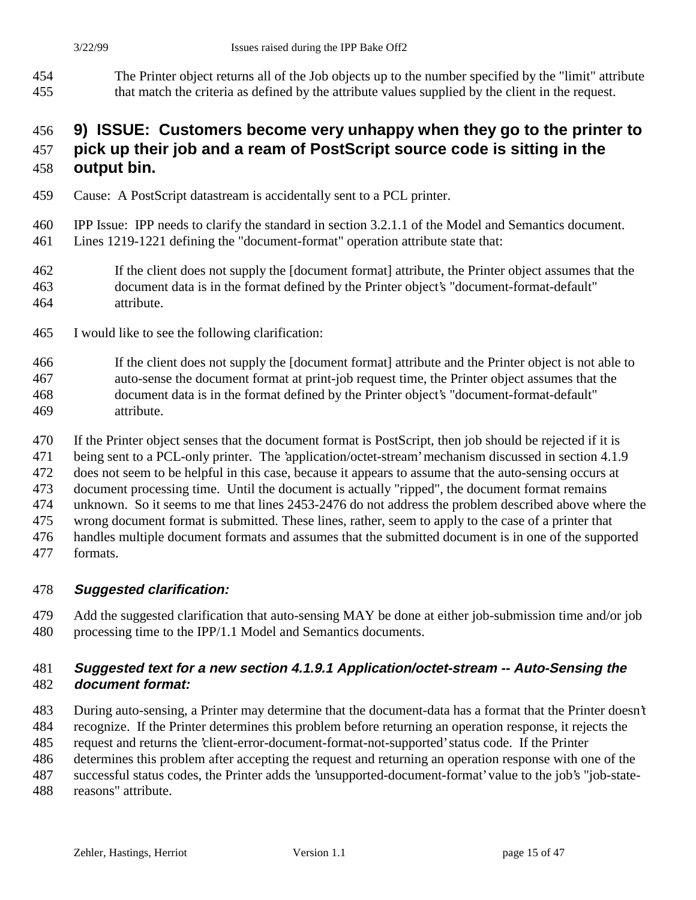The Printer object returns all of the Job objects up to the number specified by the "limit" attribute that match the criteria as defined by the attribute values supplied by the client in the request.

## 9) ISSUE: Customers become very unhappy when they go to the printer to pick up their job and a ream of PostScript source code is sitting in the output bin.

Cause: A PostScript datastream is accidentally sent to a PCL printer.

IPP Issue: IPP needs to clarify the standard in section 3.2.1.1 of the Model and Semantics document. Lines 1219-1221 defining the "document-format" operation attribute state that:

> If the client does not supply the [document format] attribute, the Printer object assumes that the document data is in the format defined by the Printer object's "document-format-default" attribute.

I would like to see the following clarification:

> If the client does not supply the [document format] attribute and the Printer object is not able to auto-sense the document format at print-job request time, the Printer object assumes that the document data is in the format defined by the Printer object's "document-format-default" attribute.

If the Printer object senses that the document format is PostScript, then job should be rejected if it is being sent to a PCL-only printer. The 'application/octet-stream' mechanism discussed in section 4.1.9 does not seem to be helpful in this case, because it appears to assume that the auto-sensing occurs at document processing time. Until the document is actually "ripped", the document format remains unknown. So it seems to me that lines 2453-2476 do not address the problem described above where the wrong document format is submitted. These lines, rather, seem to apply to the case of a printer that handles multiple document formats and assumes that the submitted document is in one of the supported formats.

### *Suggested clarification:*

Add the suggested clarification that auto-sensing MAY be done at either job-submission time and/or job processing time to the IPP/1.1 Model and Semantics documents.

### *Suggested text for a new section 4.1.9.1 Application/octet-stream -- Auto-Sensing the document format:*

During auto-sensing, a Printer may determine that the document-data has a format that the Printer doesn't recognize. If the Printer determines this problem before returning an operation response, it rejects the request and returns the 'client-error-document-format-not-supported' status code. If the Printer determines this problem after accepting the request and returning an operation response with one of the successful status codes, the Printer adds the 'unsupported-document-format' value to the job's "job-state-reasons" attribute.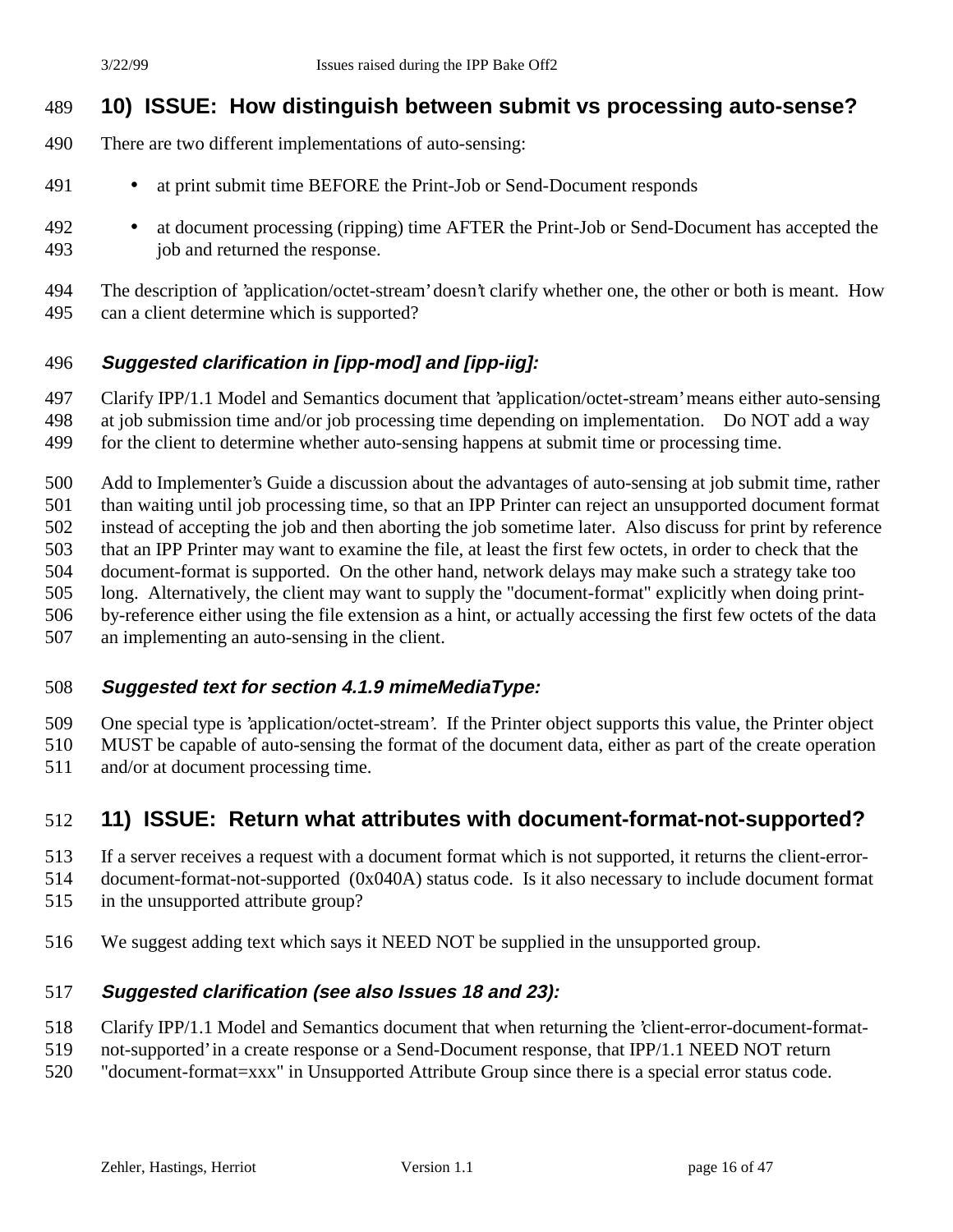## 10) ISSUE: How distinguish between submit vs processing auto-sense?

There are two different implementations of auto-sensing:

- at print submit time BEFORE the Print-Job or Send-Document responds
- at document processing (ripping) time AFTER the Print-Job or Send-Document has accepted the job and returned the response.

The description of 'application/octet-stream' doesn't clarify whether one, the other or both is meant. How can a client determine which is supported?

### *Suggested clarification in [ipp-mod] and [ipp-iig]:*

Clarify IPP/1.1 Model and Semantics document that 'application/octet-stream' means either auto-sensing at job submission time and/or job processing time depending on implementation. Do NOT add a way for the client to determine whether auto-sensing happens at submit time or processing time.

Add to Implementer's Guide a discussion about the advantages of auto-sensing at job submit time, rather than waiting until job processing time, so that an IPP Printer can reject an unsupported document format instead of accepting the job and then aborting the job sometime later. Also discuss for print by reference that an IPP Printer may want to examine the file, at least the first few octets, in order to check that the document-format is supported. On the other hand, network delays may make such a strategy take too long. Alternatively, the client may want to supply the "document-format" explicitly when doing print-by-reference either using the file extension as a hint, or actually accessing the first few octets of the data an implementing an auto-sensing in the client.

### *Suggested text for section 4.1.9 mimeMediaType:*

One special type is 'application/octet-stream'. If the Printer object supports this value, the Printer object MUST be capable of auto-sensing the format of the document data, either as part of the create operation and/or at document processing time.

## 11) ISSUE: Return what attributes with document-format-not-supported?

If a server receives a request with a document format which is not supported, it returns the client-error-document-format-not-supported (0x040A) status code. Is it also necessary to include document format in the unsupported attribute group?

We suggest adding text which says it NEED NOT be supplied in the unsupported group.

### *Suggested clarification (see also Issues 18 and 23):*

Clarify IPP/1.1 Model and Semantics document that when returning the 'client-error-document-format-not-supported' in a create response or a Send-Document response, that IPP/1.1 NEED NOT return "document-format=xxx" in Unsupported Attribute Group since there is a special error status code.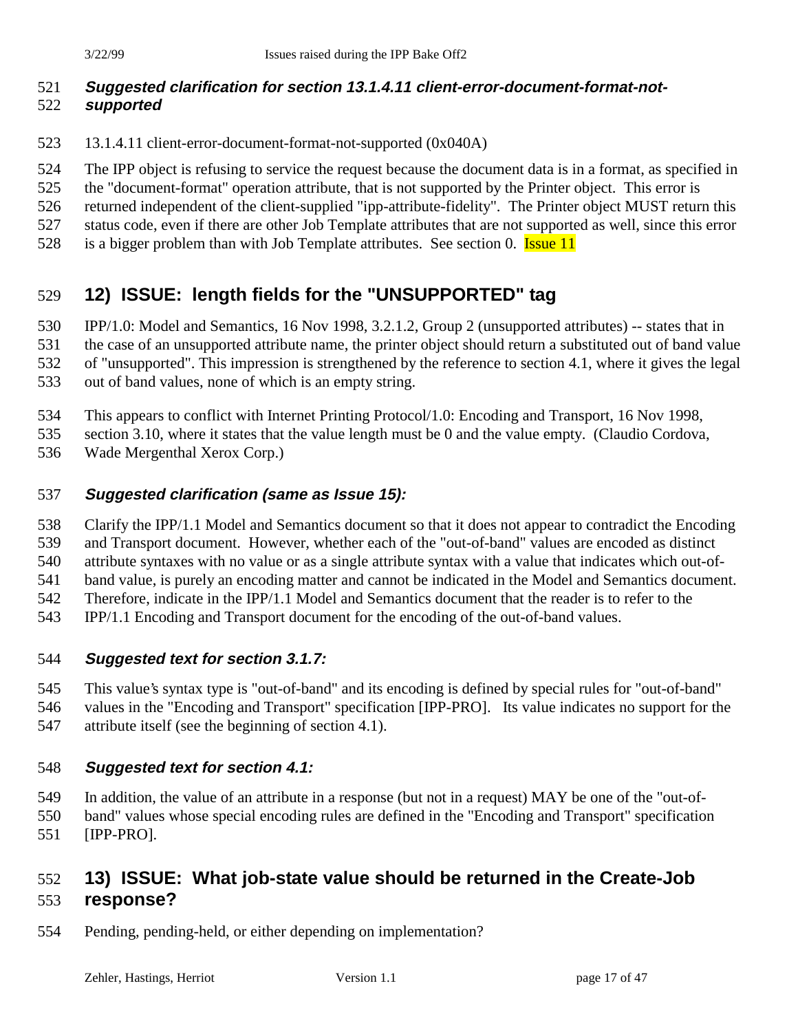***Suggested clarification for section 13.1.4.11 client-error-document-format-not-supported***

13.1.4.11 client-error-document-format-not-supported (0x040A)

The IPP object is refusing to service the request because the document data is in a format, as specified in the "document-format" operation attribute, that is not supported by the Printer object. This error is returned independent of the client-supplied "ipp-attribute-fidelity". The Printer object MUST return this status code, even if there are other Job Template attributes that are not supported as well, since this error is a bigger problem than with Job Template attributes. See section 0. Issue 11

## 12) ISSUE: length fields for the "UNSUPPORTED" tag

IPP/1.0: Model and Semantics, 16 Nov 1998, 3.2.1.2, Group 2 (unsupported attributes) -- states that in the case of an unsupported attribute name, the printer object should return a substituted out of band value of "unsupported". This impression is strengthened by the reference to section 4.1, where it gives the legal out of band values, none of which is an empty string.

This appears to conflict with Internet Printing Protocol/1.0: Encoding and Transport, 16 Nov 1998, section 3.10, where it states that the value length must be 0 and the value empty. (Claudio Cordova, Wade Mergenthal Xerox Corp.)

***Suggested clarification (same as Issue 15):***

Clarify the IPP/1.1 Model and Semantics document so that it does not appear to contradict the Encoding and Transport document. However, whether each of the "out-of-band" values are encoded as distinct attribute syntaxes with no value or as a single attribute syntax with a value that indicates which out-of-band value, is purely an encoding matter and cannot be indicated in the Model and Semantics document. Therefore, indicate in the IPP/1.1 Model and Semantics document that the reader is to refer to the IPP/1.1 Encoding and Transport document for the encoding of the out-of-band values.

***Suggested text for section 3.1.7:***

This value's syntax type is "out-of-band" and its encoding is defined by special rules for "out-of-band" values in the "Encoding and Transport" specification [IPP-PRO]. Its value indicates no support for the attribute itself (see the beginning of section 4.1).

***Suggested text for section 4.1:***

In addition, the value of an attribute in a response (but not in a request) MAY be one of the "out-of-band" values whose special encoding rules are defined in the "Encoding and Transport" specification [IPP-PRO].

## 13) ISSUE: What job-state value should be returned in the Create-Job response?

Pending, pending-held, or either depending on implementation?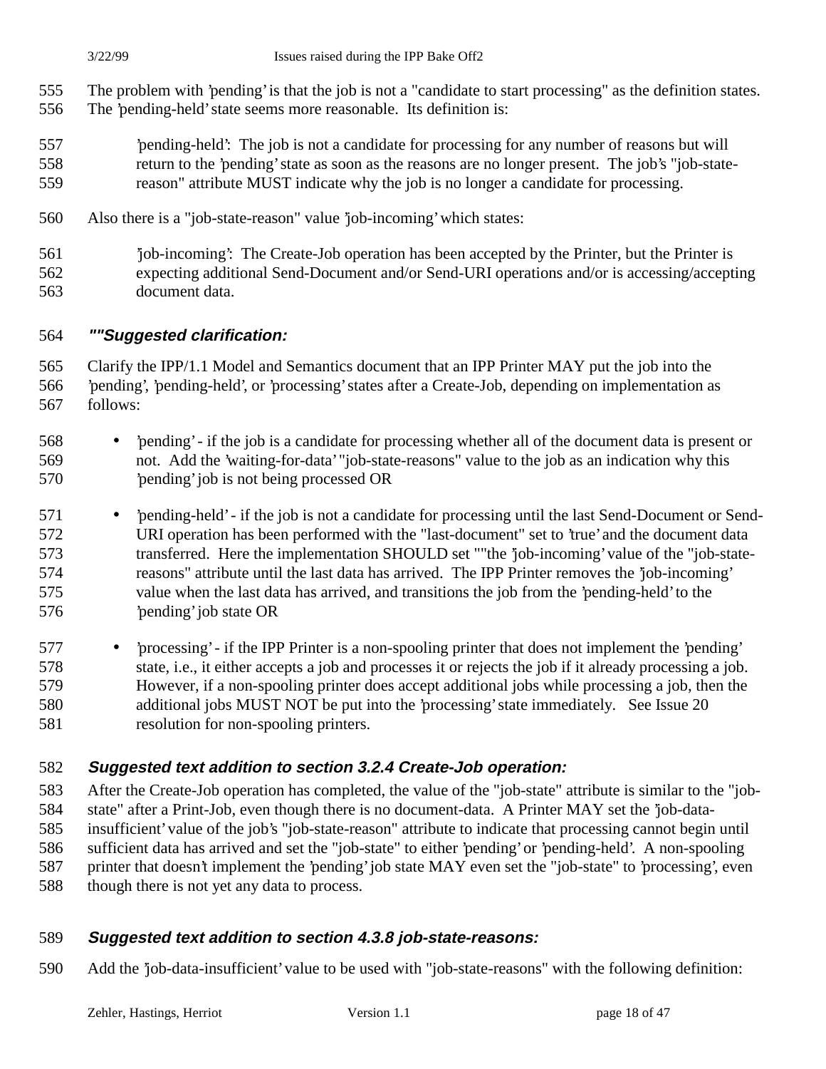The problem with 'pending' is that the job is not a "candidate to start processing" as the definition states. The 'pending-held' state seems more reasonable. Its definition is:

> 'pending-held': The job is not a candidate for processing for any number of reasons but will return to the 'pending' state as soon as the reasons are no longer present. The job's "job-state-reason" attribute MUST indicate why the job is no longer a candidate for processing.

Also there is a "job-state-reason" value 'job-incoming' which states:

> 'job-incoming': The Create-Job operation has been accepted by the Printer, but the Printer is expecting additional Send-Document and/or Send-URI operations and/or is accessing/accepting document data.

### ""Suggested clarification:

Clarify the IPP/1.1 Model and Semantics document that an IPP Printer MAY put the job into the 'pending', 'pending-held', or 'processing' states after a Create-Job, depending on implementation as follows:

- 'pending' - if the job is a candidate for processing whether all of the document data is present or not. Add the 'waiting-for-data' "job-state-reasons" value to the job as an indication why this 'pending' job is not being processed OR
- 'pending-held' - if the job is not a candidate for processing until the last Send-Document or Send-URI operation has been performed with the "last-document" set to 'true' and the document data transferred. Here the implementation SHOULD set ""the 'job-incoming' value of the "job-state-reasons" attribute until the last data has arrived. The IPP Printer removes the 'job-incoming' value when the last data has arrived, and transitions the job from the 'pending-held' to the 'pending' job state OR
- 'processing' - if the IPP Printer is a non-spooling printer that does not implement the 'pending' state, i.e., it either accepts a job and processes it or rejects the job if it already processing a job. However, if a non-spooling printer does accept additional jobs while processing a job, then the additional jobs MUST NOT be put into the 'processing' state immediately. See Issue 20 resolution for non-spooling printers.

### Suggested text addition to section 3.2.4 Create-Job operation:

After the Create-Job operation has completed, the value of the "job-state" attribute is similar to the "job-state" after a Print-Job, even though there is no document-data. A Printer MAY set the 'job-data-insufficient' value of the job's "job-state-reason" attribute to indicate that processing cannot begin until sufficient data has arrived and set the "job-state" to either 'pending' or 'pending-held'. A non-spooling printer that doesn't implement the 'pending' job state MAY even set the "job-state" to 'processing', even though there is not yet any data to process.

### Suggested text addition to section 4.3.8 job-state-reasons:

Add the 'job-data-insufficient' value to be used with "job-state-reasons" with the following definition: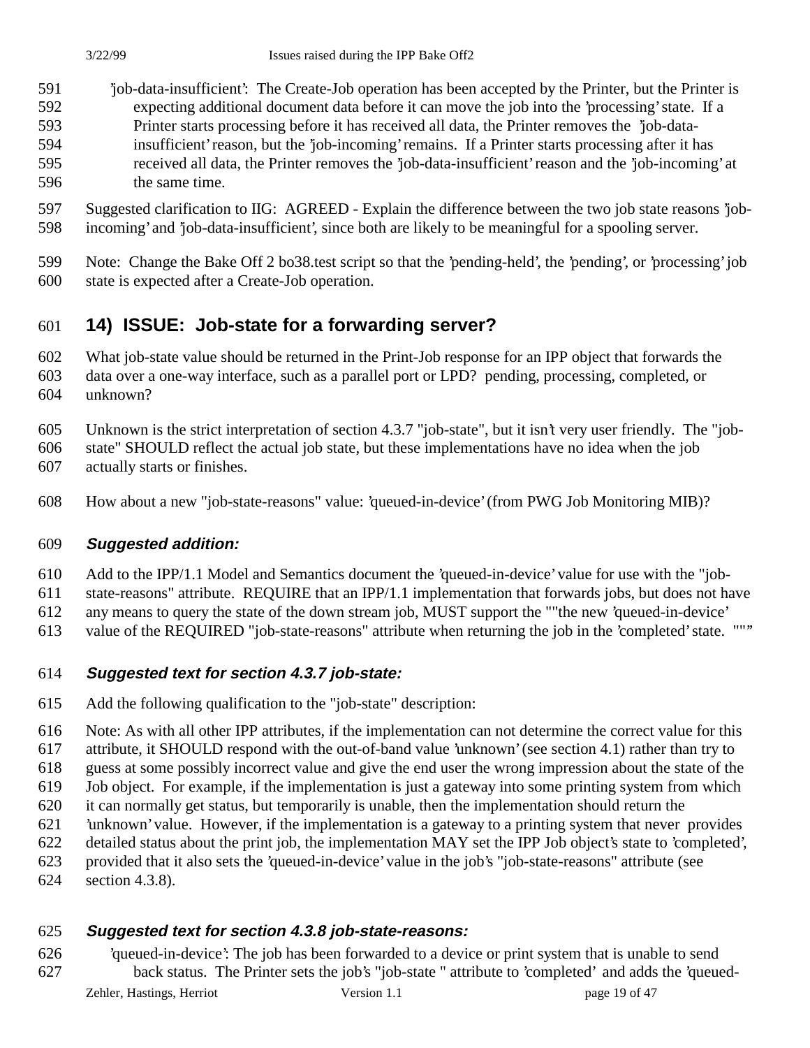'job-data-insufficient': The Create-Job operation has been accepted by the Printer, but the Printer is expecting additional document data before it can move the job into the 'processing' state. If a Printer starts processing before it has received all data, the Printer removes the 'job-data-insufficient' reason, but the 'job-incoming' remains. If a Printer starts processing after it has received all data, the Printer removes the 'job-data-insufficient' reason and the 'job-incoming' at the same time.

Suggested clarification to IIG: AGREED - Explain the difference between the two job state reasons 'job-incoming' and 'job-data-insufficient', since both are likely to be meaningful for a spooling server.

Note: Change the Bake Off 2 bo38.test script so that the 'pending-held', the 'pending', or 'processing' job state is expected after a Create-Job operation.

## 14) ISSUE: Job-state for a forwarding server?

What job-state value should be returned in the Print-Job response for an IPP object that forwards the data over a one-way interface, such as a parallel port or LPD? pending, processing, completed, or unknown?

Unknown is the strict interpretation of section 4.3.7 "job-state", but it isn't very user friendly. The "job-state" SHOULD reflect the actual job state, but these implementations have no idea when the job actually starts or finishes.

How about a new "job-state-reasons" value: 'queued-in-device' (from PWG Job Monitoring MIB)?

### *Suggested addition:*

Add to the IPP/1.1 Model and Semantics document the 'queued-in-device' value for use with the "job-state-reasons" attribute. REQUIRE that an IPP/1.1 implementation that forwards jobs, but does not have any means to query the state of the down stream job, MUST support the ""the new 'queued-in-device' value of the REQUIRED "job-state-reasons" attribute when returning the job in the 'completed' state. """

### *Suggested text for section 4.3.7 job-state:*

Add the following qualification to the "job-state" description:

Note: As with all other IPP attributes, if the implementation can not determine the correct value for this attribute, it SHOULD respond with the out-of-band value 'unknown' (see section 4.1) rather than try to guess at some possibly incorrect value and give the end user the wrong impression about the state of the Job object. For example, if the implementation is just a gateway into some printing system from which it can normally get status, but temporarily is unable, then the implementation should return the 'unknown' value. However, if the implementation is a gateway to a printing system that never provides detailed status about the print job, the implementation MAY set the IPP Job object's state to 'completed', provided that it also sets the 'queued-in-device' value in the job's "job-state-reasons" attribute (see section 4.3.8).

### *Suggested text for section 4.3.8 job-state-reasons:*

'queued-in-device': The job has been forwarded to a device or print system that is unable to send back status. The Printer sets the job's "job-state " attribute to 'completed' and adds the 'queued-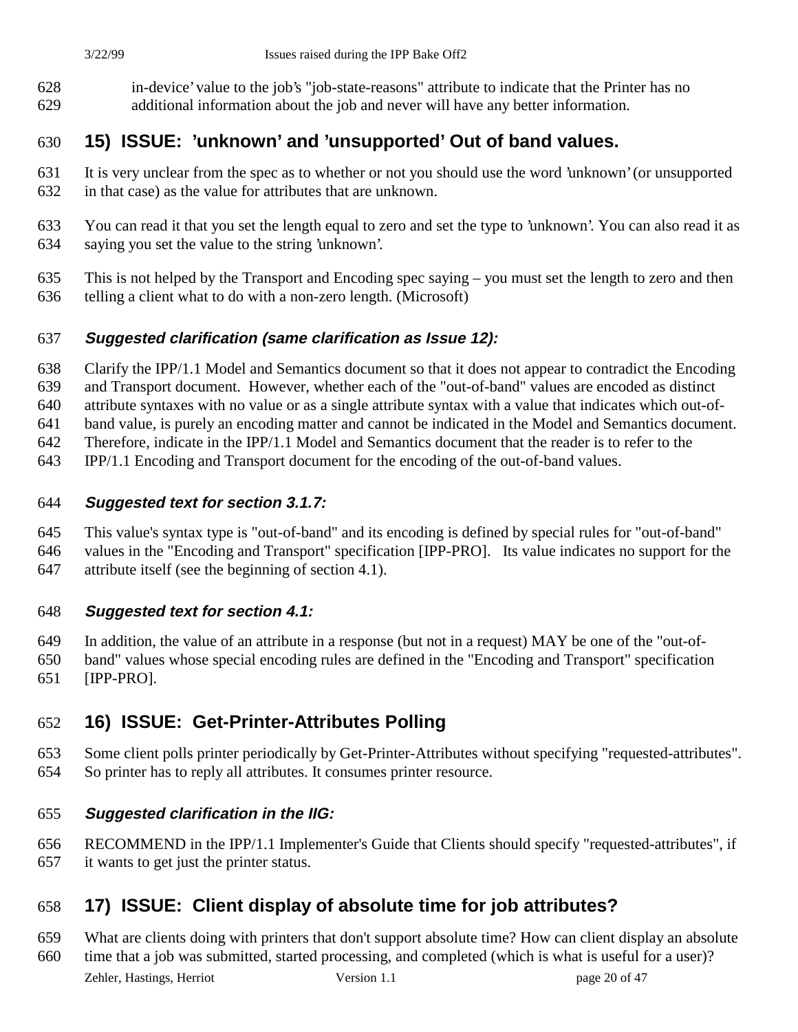in-device' value to the job's "job-state-reasons" attribute to indicate that the Printer has no additional information about the job and never will have any better information.

## 15) ISSUE: 'unknown' and 'unsupported' Out of band values.

It is very unclear from the spec as to whether or not you should use the word 'unknown' (or unsupported in that case) as the value for attributes that are unknown.

You can read it that you set the length equal to zero and set the type to 'unknown'. You can also read it as saying you set the value to the string 'unknown'.

This is not helped by the Transport and Encoding spec saying – you must set the length to zero and then telling a client what to do with a non-zero length. (Microsoft)

### *Suggested clarification (same clarification as Issue 12):*

Clarify the IPP/1.1 Model and Semantics document so that it does not appear to contradict the Encoding and Transport document. However, whether each of the "out-of-band" values are encoded as distinct attribute syntaxes with no value or as a single attribute syntax with a value that indicates which out-of-band value, is purely an encoding matter and cannot be indicated in the Model and Semantics document. Therefore, indicate in the IPP/1.1 Model and Semantics document that the reader is to refer to the IPP/1.1 Encoding and Transport document for the encoding of the out-of-band values.

### *Suggested text for section 3.1.7:*

This value's syntax type is "out-of-band" and its encoding is defined by special rules for "out-of-band" values in the "Encoding and Transport" specification [IPP-PRO]. Its value indicates no support for the attribute itself (see the beginning of section 4.1).

### *Suggested text for section 4.1:*

In addition, the value of an attribute in a response (but not in a request) MAY be one of the "out-of-band" values whose special encoding rules are defined in the "Encoding and Transport" specification [IPP-PRO].

## 16) ISSUE: Get-Printer-Attributes Polling

Some client polls printer periodically by Get-Printer-Attributes without specifying "requested-attributes". So printer has to reply all attributes. It consumes printer resource.

### *Suggested clarification in the IIG:*

RECOMMEND in the IPP/1.1 Implementer's Guide that Clients should specify "requested-attributes", if it wants to get just the printer status.

## 17) ISSUE: Client display of absolute time for job attributes?

What are clients doing with printers that don't support absolute time? How can client display an absolute time that a job was submitted, started processing, and completed (which is what is useful for a user)?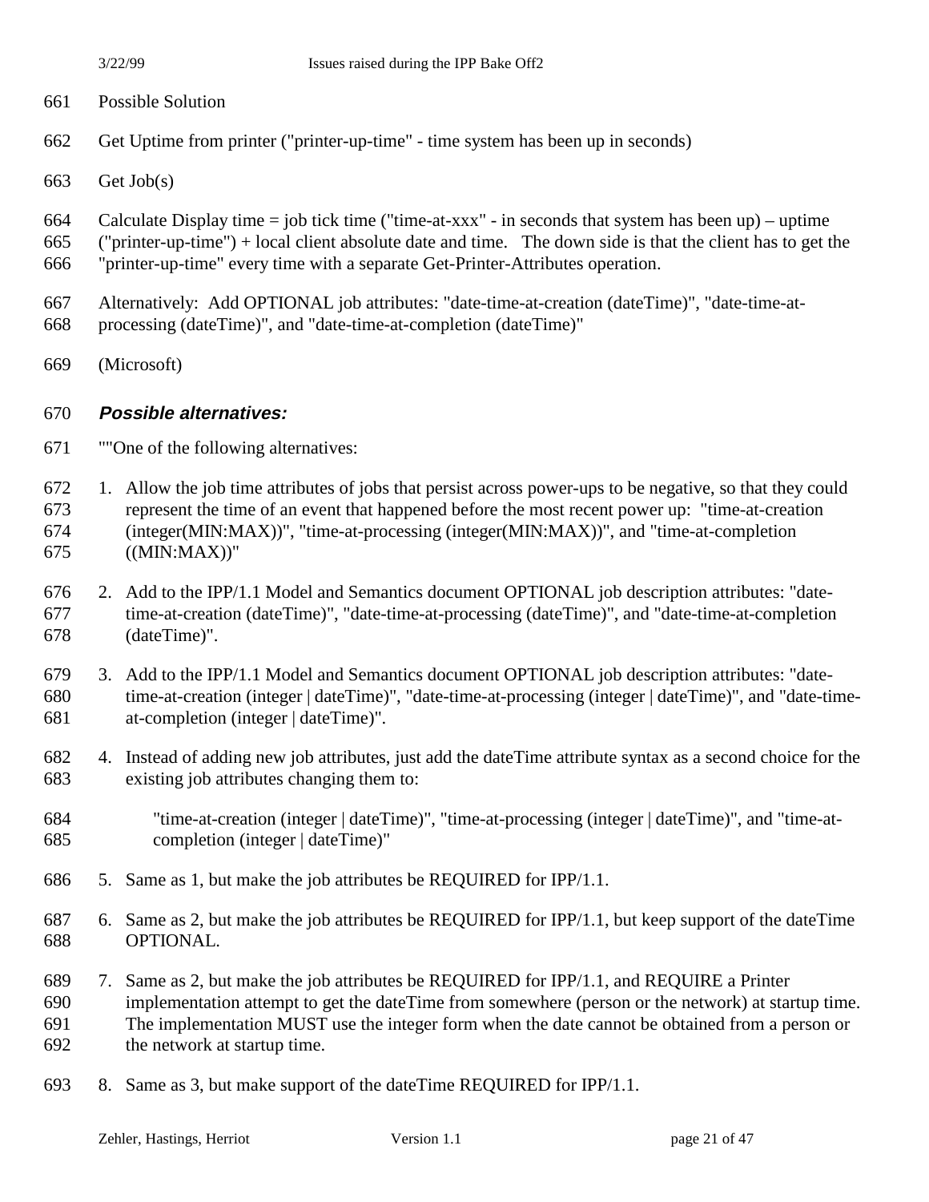Possible Solution

Get Uptime from printer ("printer-up-time" - time system has been up in seconds)

Get Job(s)

Calculate Display time = job tick time ("time-at-xxx" - in seconds that system has been up) – uptime ("printer-up-time") + local client absolute date and time. The down side is that the client has to get the "printer-up-time" every time with a separate Get-Printer-Attributes operation.

Alternatively: Add OPTIONAL job attributes: "date-time-at-creation (dateTime)", "date-time-at-processing (dateTime)", and "date-time-at-completion (dateTime)"

(Microsoft)

### *Possible alternatives:*

""One of the following alternatives:

1. Allow the job time attributes of jobs that persist across power-ups to be negative, so that they could represent the time of an event that happened before the most recent power up: "time-at-creation (integer(MIN:MAX))", "time-at-processing (integer(MIN:MAX))", and "time-at-completion ((MIN:MAX))"
2. Add to the IPP/1.1 Model and Semantics document OPTIONAL job description attributes: "date-time-at-creation (dateTime)", "date-time-at-processing (dateTime)", and "date-time-at-completion (dateTime)".
3. Add to the IPP/1.1 Model and Semantics document OPTIONAL job description attributes: "date-time-at-creation (integer | dateTime)", "date-time-at-processing (integer | dateTime)", and "date-time-at-completion (integer | dateTime)".
4. Instead of adding new job attributes, just add the dateTime attribute syntax as a second choice for the existing job attributes changing them to:

   "time-at-creation (integer | dateTime)", "time-at-processing (integer | dateTime)", and "time-at-completion (integer | dateTime)"
5. Same as 1, but make the job attributes be REQUIRED for IPP/1.1.
6. Same as 2, but make the job attributes be REQUIRED for IPP/1.1, but keep support of the dateTime OPTIONAL.
7. Same as 2, but make the job attributes be REQUIRED for IPP/1.1, and REQUIRE a Printer implementation attempt to get the dateTime from somewhere (person or the network) at startup time. The implementation MUST use the integer form when the date cannot be obtained from a person or the network at startup time.
8. Same as 3, but make support of the dateTime REQUIRED for IPP/1.1.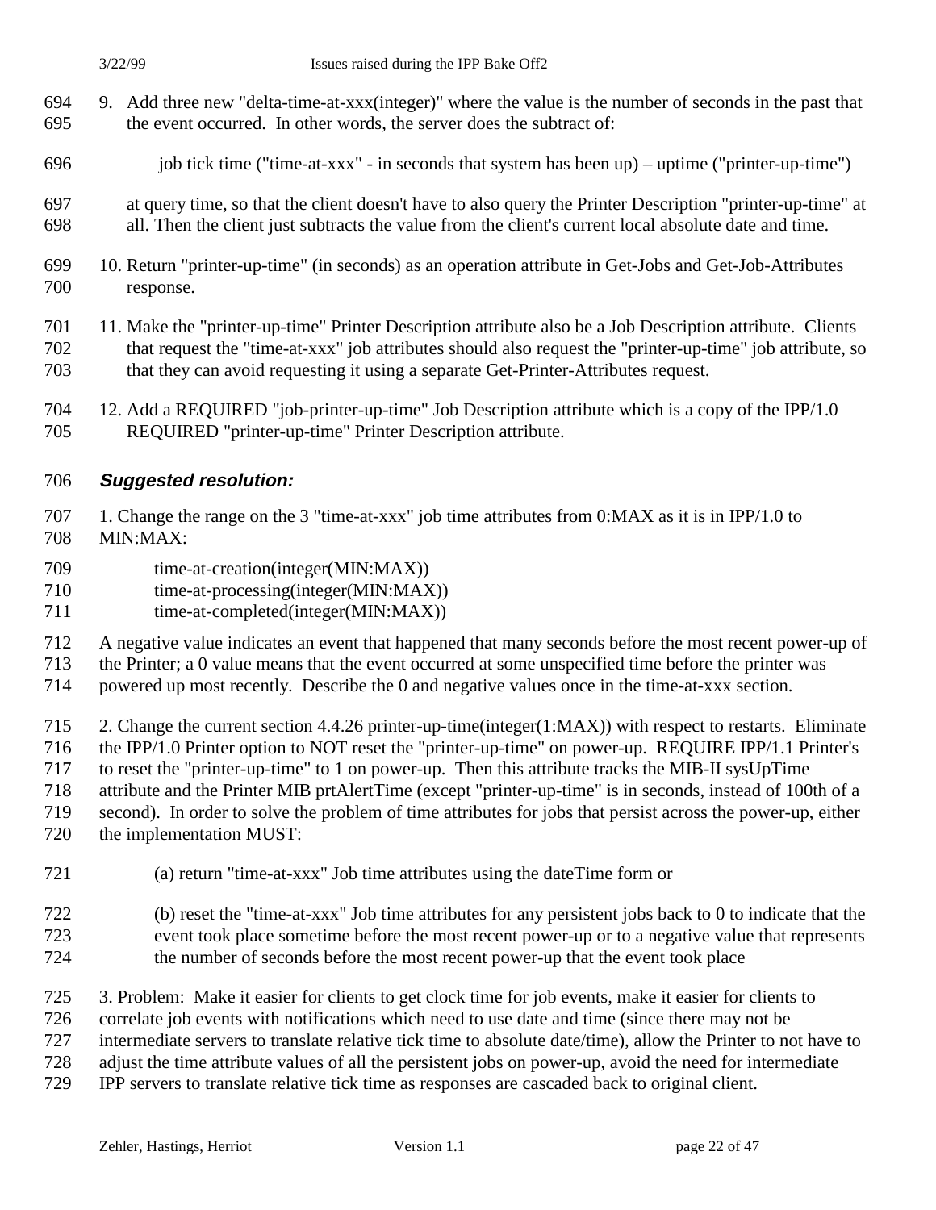9. Add three new "delta-time-at-xxx(integer)" where the value is the number of seconds in the past that the event occurred. In other words, the server does the subtract of:

   job tick time ("time-at-xxx" - in seconds that system has been up) – uptime ("printer-up-time")

   at query time, so that the client doesn't have to also query the Printer Description "printer-up-time" at all. Then the client just subtracts the value from the client's current local absolute date and time.

10. Return "printer-up-time" (in seconds) as an operation attribute in Get-Jobs and Get-Job-Attributes response.

11. Make the "printer-up-time" Printer Description attribute also be a Job Description attribute. Clients that request the "time-at-xxx" job attributes should also request the "printer-up-time" job attribute, so that they can avoid requesting it using a separate Get-Printer-Attributes request.

12. Add a REQUIRED "job-printer-up-time" Job Description attribute which is a copy of the IPP/1.0 REQUIRED "printer-up-time" Printer Description attribute.

### *Suggested resolution:*

1. Change the range on the 3 "time-at-xxx" job time attributes from 0:MAX as it is in IPP/1.0 to MIN:MAX:

   time-at-creation(integer(MIN:MAX))
   time-at-processing(integer(MIN:MAX))
   time-at-completed(integer(MIN:MAX))

A negative value indicates an event that happened that many seconds before the most recent power-up of the Printer; a 0 value means that the event occurred at some unspecified time before the printer was powered up most recently. Describe the 0 and negative values once in the time-at-xxx section.

2. Change the current section 4.4.26 printer-up-time(integer(1:MAX)) with respect to restarts. Eliminate the IPP/1.0 Printer option to NOT reset the "printer-up-time" on power-up. REQUIRE IPP/1.1 Printer's to reset the "printer-up-time" to 1 on power-up. Then this attribute tracks the MIB-II sysUpTime attribute and the Printer MIB prtAlertTime (except "printer-up-time" is in seconds, instead of 100th of a second). In order to solve the problem of time attributes for jobs that persist across the power-up, either the implementation MUST:

   (a) return "time-at-xxx" Job time attributes using the dateTime form or

   (b) reset the "time-at-xxx" Job time attributes for any persistent jobs back to 0 to indicate that the event took place sometime before the most recent power-up or to a negative value that represents the number of seconds before the most recent power-up that the event took place

3. Problem: Make it easier for clients to get clock time for job events, make it easier for clients to correlate job events with notifications which need to use date and time (since there may not be intermediate servers to translate relative tick time to absolute date/time), allow the Printer to not have to adjust the time attribute values of all the persistent jobs on power-up, avoid the need for intermediate IPP servers to translate relative tick time as responses are cascaded back to original client.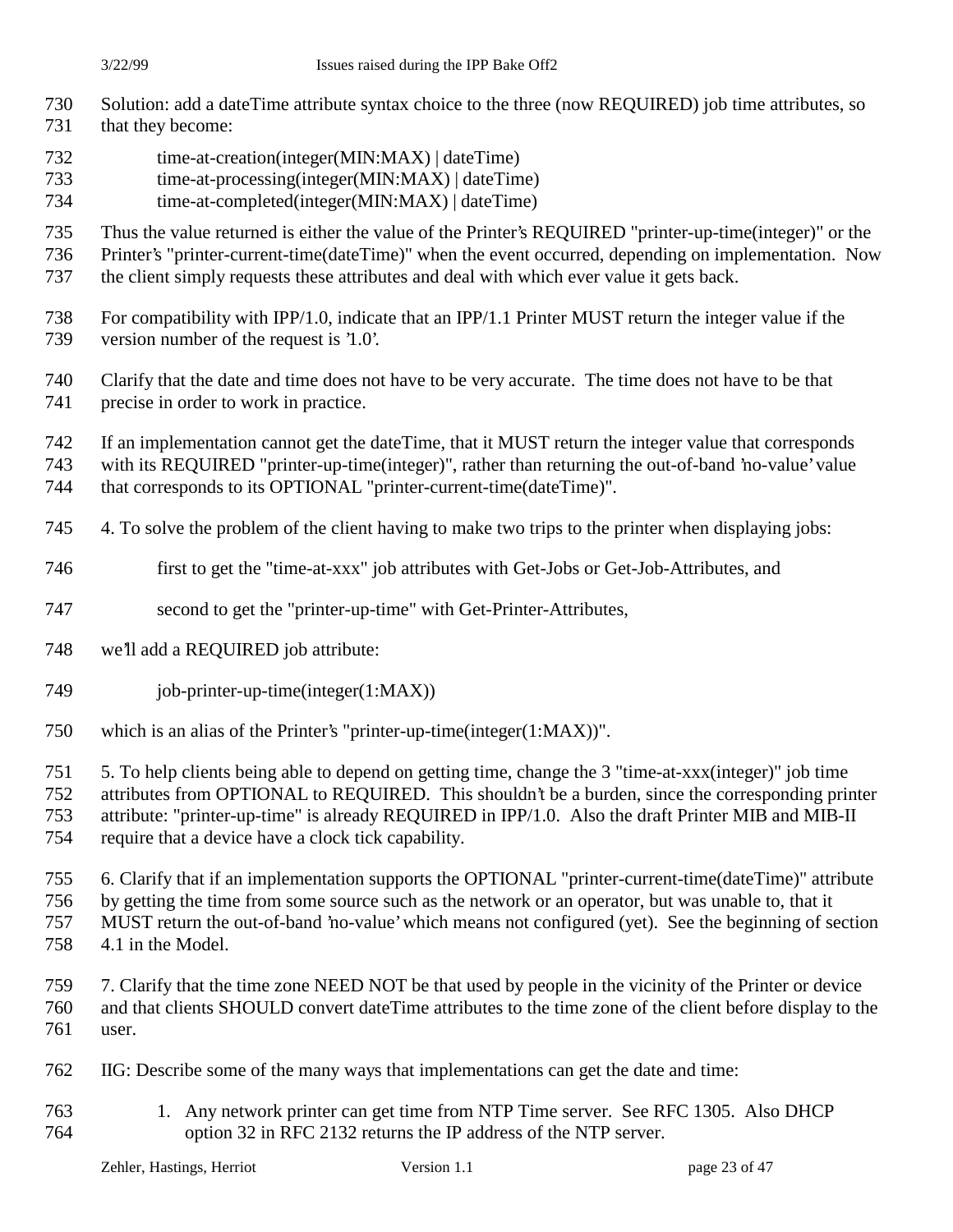Solution: add a dateTime attribute syntax choice to the three (now REQUIRED) job time attributes, so that they become:

    time-at-creation(integer(MIN:MAX) | dateTime)
    time-at-processing(integer(MIN:MAX) | dateTime)
    time-at-completed(integer(MIN:MAX) | dateTime)

Thus the value returned is either the value of the Printer's REQUIRED "printer-up-time(integer)" or the Printer's "printer-current-time(dateTime)" when the event occurred, depending on implementation. Now the client simply requests these attributes and deal with which ever value it gets back.

For compatibility with IPP/1.0, indicate that an IPP/1.1 Printer MUST return the integer value if the version number of the request is '1.0'.

Clarify that the date and time does not have to be very accurate. The time does not have to be that precise in order to work in practice.

If an implementation cannot get the dateTime, that it MUST return the integer value that corresponds with its REQUIRED "printer-up-time(integer)", rather than returning the out-of-band 'no-value' value that corresponds to its OPTIONAL "printer-current-time(dateTime)".

4. To solve the problem of the client having to make two trips to the printer when displaying jobs:

    first to get the "time-at-xxx" job attributes with Get-Jobs or Get-Job-Attributes, and

    second to get the "printer-up-time" with Get-Printer-Attributes,

we'll add a REQUIRED job attribute:

    job-printer-up-time(integer(1:MAX))

which is an alias of the Printer's "printer-up-time(integer(1:MAX))".

5. To help clients being able to depend on getting time, change the 3 "time-at-xxx(integer)" job time attributes from OPTIONAL to REQUIRED. This shouldn't be a burden, since the corresponding printer attribute: "printer-up-time" is already REQUIRED in IPP/1.0. Also the draft Printer MIB and MIB-II require that a device have a clock tick capability.

6. Clarify that if an implementation supports the OPTIONAL "printer-current-time(dateTime)" attribute by getting the time from some source such as the network or an operator, but was unable to, that it MUST return the out-of-band 'no-value' which means not configured (yet). See the beginning of section 4.1 in the Model.

7. Clarify that the time zone NEED NOT be that used by people in the vicinity of the Printer or device and that clients SHOULD convert dateTime attributes to the time zone of the client before display to the user.

IIG: Describe some of the many ways that implementations can get the date and time:

1. Any network printer can get time from NTP Time server. See RFC 1305. Also DHCP option 32 in RFC 2132 returns the IP address of the NTP server.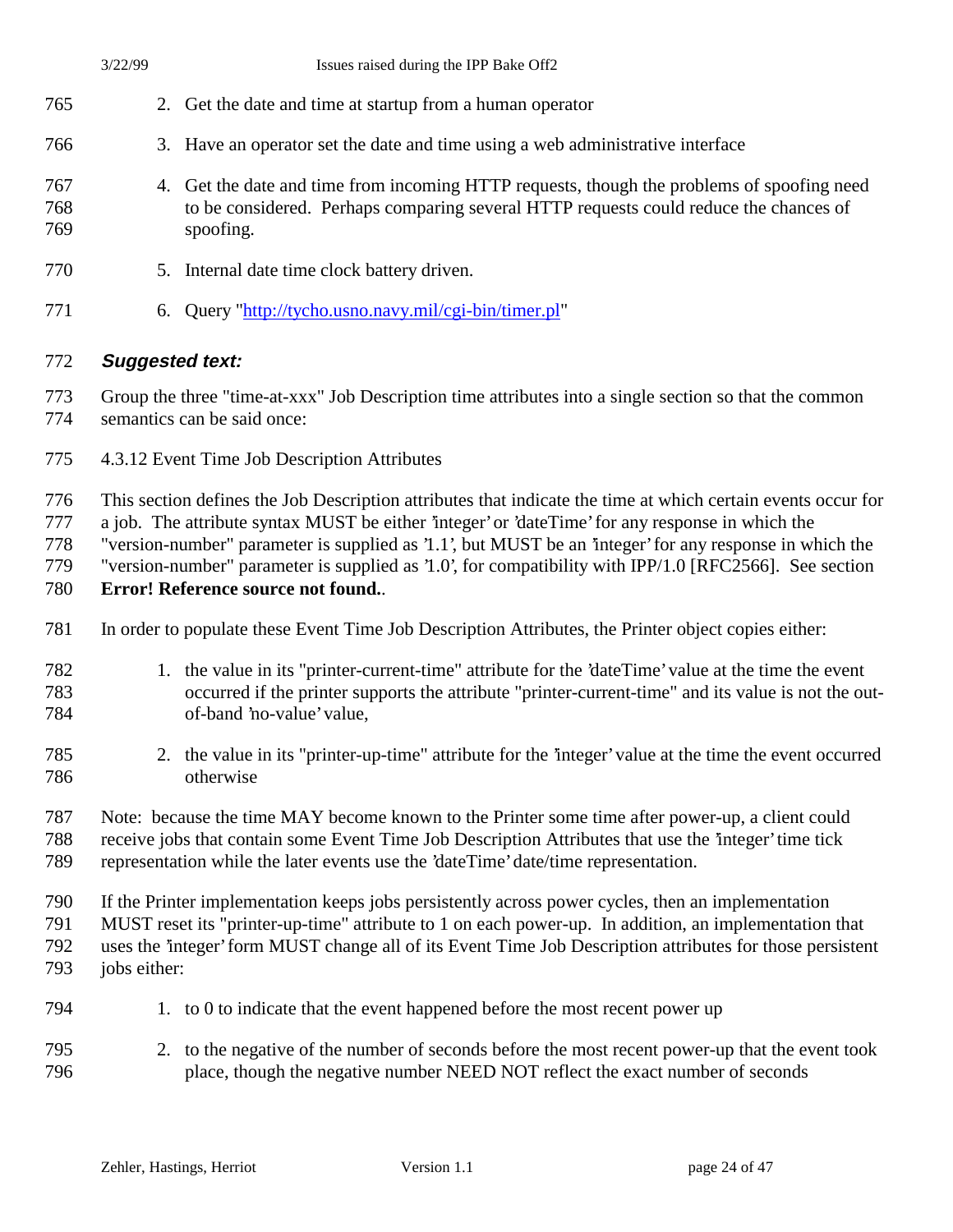2. Get the date and time at startup from a human operator
3. Have an operator set the date and time using a web administrative interface
4. Get the date and time from incoming HTTP requests, though the problems of spoofing need to be considered. Perhaps comparing several HTTP requests could reduce the chances of spoofing.
5. Internal date time clock battery driven.
6. Query "[http://tycho.usno.navy.mil/cgi-bin/timer.pl](http://tycho.usno.navy.mil/cgi-bin/timer.pl)"

***Suggested text:***

Group the three "time-at-xxx" Job Description time attributes into a single section so that the common semantics can be said once:

4.3.12 Event Time Job Description Attributes

This section defines the Job Description attributes that indicate the time at which certain events occur for a job. The attribute syntax MUST be either 'integer' or 'dateTime' for any response in which the "version-number" parameter is supplied as '1.1', but MUST be an 'integer' for any response in which the "version-number" parameter is supplied as '1.0', for compatibility with IPP/1.0 [RFC2566]. See section **Error! Reference source not found.**.

In order to populate these Event Time Job Description Attributes, the Printer object copies either:

1. the value in its "printer-current-time" attribute for the 'dateTime' value at the time the event occurred if the printer supports the attribute "printer-current-time" and its value is not the out-of-band 'no-value' value,
2. the value in its "printer-up-time" attribute for the 'integer' value at the time the event occurred otherwise

Note: because the time MAY become known to the Printer some time after power-up, a client could receive jobs that contain some Event Time Job Description Attributes that use the 'integer' time tick representation while the later events use the 'dateTime' date/time representation.

If the Printer implementation keeps jobs persistently across power cycles, then an implementation MUST reset its "printer-up-time" attribute to 1 on each power-up. In addition, an implementation that uses the 'integer' form MUST change all of its Event Time Job Description attributes for those persistent jobs either:

1. to 0 to indicate that the event happened before the most recent power up
2. to the negative of the number of seconds before the most recent power-up that the event took place, though the negative number NEED NOT reflect the exact number of seconds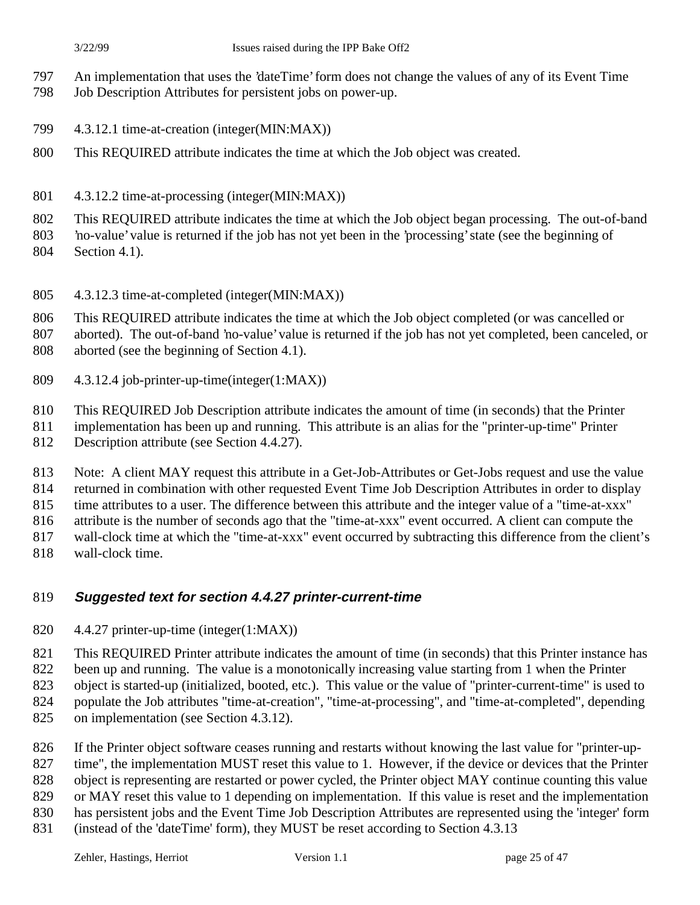An implementation that uses the 'dateTime' form does not change the values of any of its Event Time Job Description Attributes for persistent jobs on power-up.

4.3.12.1 time-at-creation (integer(MIN:MAX))

This REQUIRED attribute indicates the time at which the Job object was created.

4.3.12.2 time-at-processing (integer(MIN:MAX))

This REQUIRED attribute indicates the time at which the Job object began processing. The out-of-band 'no-value' value is returned if the job has not yet been in the 'processing' state (see the beginning of Section 4.1).

4.3.12.3 time-at-completed (integer(MIN:MAX))

This REQUIRED attribute indicates the time at which the Job object completed (or was cancelled or aborted). The out-of-band 'no-value' value is returned if the job has not yet completed, been canceled, or aborted (see the beginning of Section 4.1).

4.3.12.4 job-printer-up-time(integer(1:MAX))

This REQUIRED Job Description attribute indicates the amount of time (in seconds) that the Printer implementation has been up and running. This attribute is an alias for the "printer-up-time" Printer Description attribute (see Section 4.4.27).

Note: A client MAY request this attribute in a Get-Job-Attributes or Get-Jobs request and use the value returned in combination with other requested Event Time Job Description Attributes in order to display time attributes to a user. The difference between this attribute and the integer value of a "time-at-xxx" attribute is the number of seconds ago that the "time-at-xxx" event occurred. A client can compute the wall-clock time at which the "time-at-xxx" event occurred by subtracting this difference from the client's wall-clock time.

## *Suggested text for section 4.4.27 printer-current-time*

4.4.27 printer-up-time (integer(1:MAX))

This REQUIRED Printer attribute indicates the amount of time (in seconds) that this Printer instance has been up and running. The value is a monotonically increasing value starting from 1 when the Printer object is started-up (initialized, booted, etc.). This value or the value of "printer-current-time" is used to populate the Job attributes "time-at-creation", "time-at-processing", and "time-at-completed", depending on implementation (see Section 4.3.12).

If the Printer object software ceases running and restarts without knowing the last value for "printer-up-time", the implementation MUST reset this value to 1. However, if the device or devices that the Printer object is representing are restarted or power cycled, the Printer object MAY continue counting this value or MAY reset this value to 1 depending on implementation. If this value is reset and the implementation has persistent jobs and the Event Time Job Description Attributes are represented using the 'integer' form (instead of the 'dateTime' form), they MUST be reset according to Section 4.3.13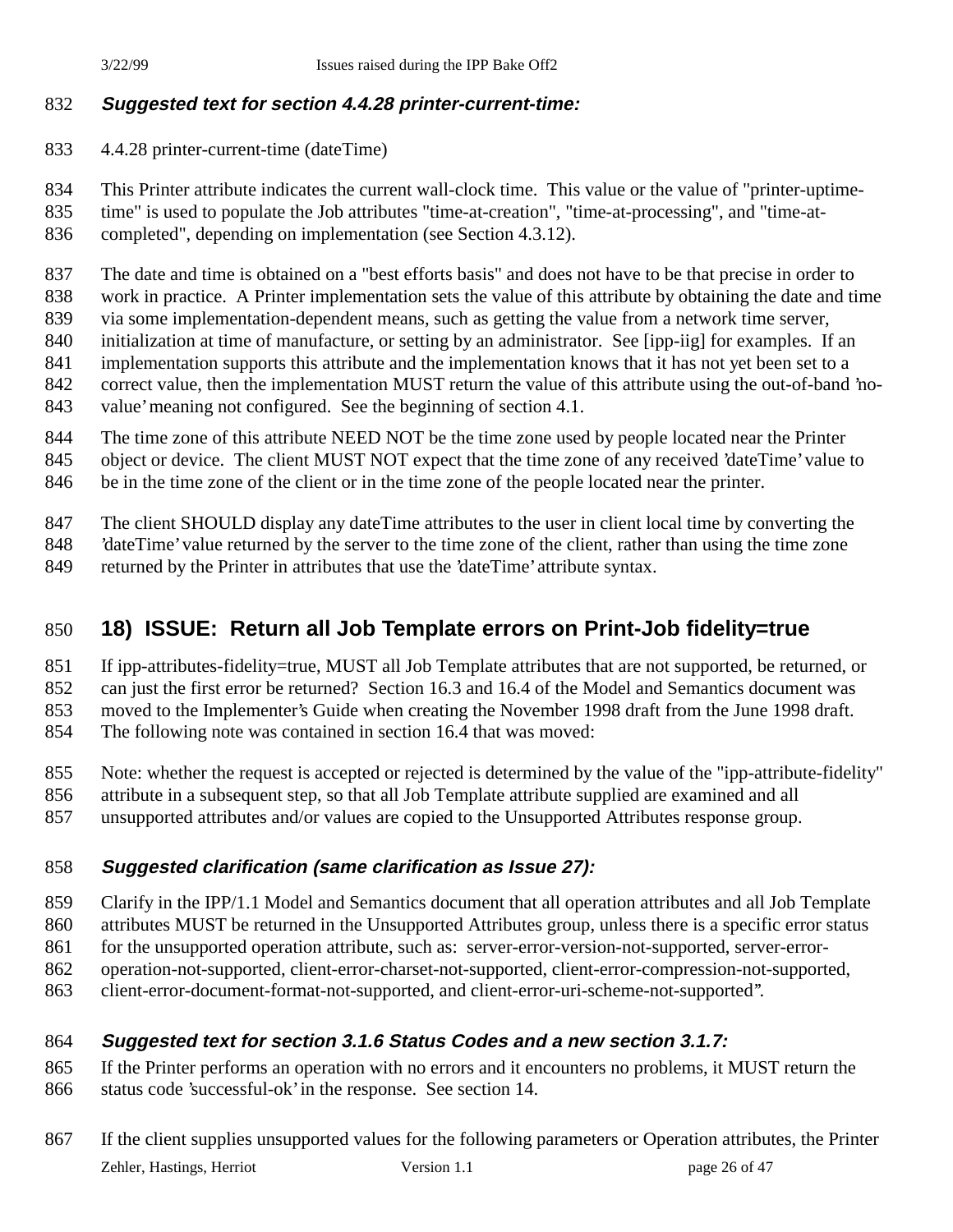***Suggested text for section 4.4.28 printer-current-time:***

4.4.28 printer-current-time (dateTime)

This Printer attribute indicates the current wall-clock time. This value or the value of "printer-uptime-time" is used to populate the Job attributes "time-at-creation", "time-at-processing", and "time-at-completed", depending on implementation (see Section 4.3.12).

The date and time is obtained on a "best efforts basis" and does not have to be that precise in order to work in practice. A Printer implementation sets the value of this attribute by obtaining the date and time via some implementation-dependent means, such as getting the value from a network time server, initialization at time of manufacture, or setting by an administrator. See [ipp-iig] for examples. If an implementation supports this attribute and the implementation knows that it has not yet been set to a correct value, then the implementation MUST return the value of this attribute using the out-of-band 'no-value' meaning not configured. See the beginning of section 4.1.

The time zone of this attribute NEED NOT be the time zone used by people located near the Printer object or device. The client MUST NOT expect that the time zone of any received 'dateTime' value to be in the time zone of the client or in the time zone of the people located near the printer.

The client SHOULD display any dateTime attributes to the user in client local time by converting the 'dateTime' value returned by the server to the time zone of the client, rather than using the time zone returned by the Printer in attributes that use the 'dateTime' attribute syntax.

## 18) ISSUE: Return all Job Template errors on Print-Job fidelity=true

If ipp-attributes-fidelity=true, MUST all Job Template attributes that are not supported, be returned, or can just the first error be returned? Section 16.3 and 16.4 of the Model and Semantics document was moved to the Implementer's Guide when creating the November 1998 draft from the June 1998 draft. The following note was contained in section 16.4 that was moved:

Note: whether the request is accepted or rejected is determined by the value of the "ipp-attribute-fidelity" attribute in a subsequent step, so that all Job Template attribute supplied are examined and all unsupported attributes and/or values are copied to the Unsupported Attributes response group.

***Suggested clarification (same clarification as Issue 27):***

Clarify in the IPP/1.1 Model and Semantics document that all operation attributes and all Job Template attributes MUST be returned in the Unsupported Attributes group, unless there is a specific error status for the unsupported operation attribute, such as: server-error-version-not-supported, server-error-operation-not-supported, client-error-charset-not-supported, client-error-compression-not-supported, client-error-document-format-not-supported, and client-error-uri-scheme-not-supported".

***Suggested text for section 3.1.6 Status Codes and a new section 3.1.7:***

If the Printer performs an operation with no errors and it encounters no problems, it MUST return the status code 'successful-ok' in the response. See section 14.

If the client supplies unsupported values for the following parameters or Operation attributes, the Printer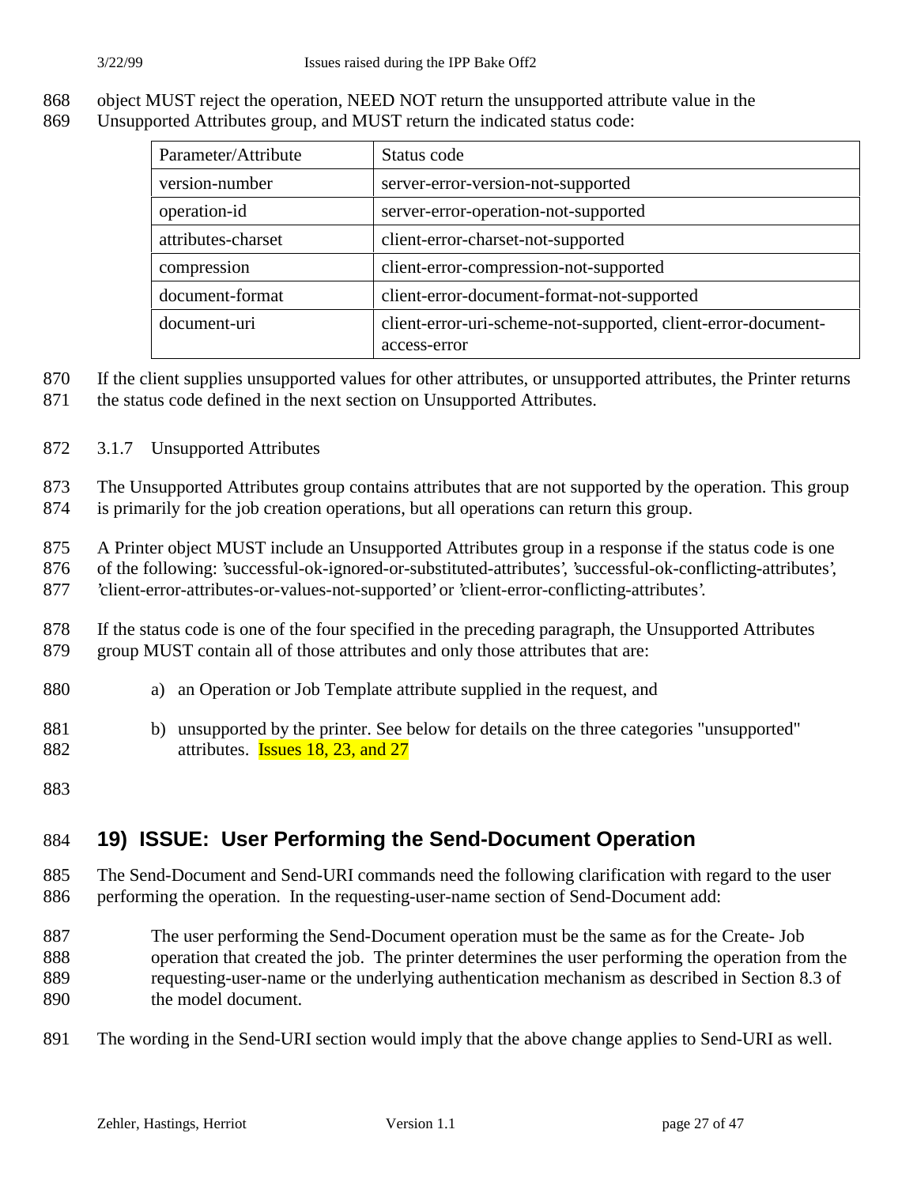object MUST reject the operation, NEED NOT return the unsupported attribute value in the Unsupported Attributes group, and MUST return the indicated status code:

| Parameter/Attribute | Status code |
|---|---|
| version-number | server-error-version-not-supported |
| operation-id | server-error-operation-not-supported |
| attributes-charset | client-error-charset-not-supported |
| compression | client-error-compression-not-supported |
| document-format | client-error-document-format-not-supported |
| document-uri | client-error-uri-scheme-not-supported, client-error-document-access-error |

If the client supplies unsupported values for other attributes, or unsupported attributes, the Printer returns the status code defined in the next section on Unsupported Attributes.

3.1.7 Unsupported Attributes

The Unsupported Attributes group contains attributes that are not supported by the operation. This group is primarily for the job creation operations, but all operations can return this group.

A Printer object MUST include an Unsupported Attributes group in a response if the status code is one of the following: 'successful-ok-ignored-or-substituted-attributes', 'successful-ok-conflicting-attributes', 'client-error-attributes-or-values-not-supported' or 'client-error-conflicting-attributes'.

If the status code is one of the four specified in the preceding paragraph, the Unsupported Attributes group MUST contain all of those attributes and only those attributes that are:

a) an Operation or Job Template attribute supplied in the request, and

b) unsupported by the printer. See below for details on the three categories "unsupported" attributes. Issues 18, 23, and 27

## 19) ISSUE: User Performing the Send-Document Operation

The Send-Document and Send-URI commands need the following clarification with regard to the user performing the operation. In the requesting-user-name section of Send-Document add:

> The user performing the Send-Document operation must be the same as for the Create- Job operation that created the job. The printer determines the user performing the operation from the requesting-user-name or the underlying authentication mechanism as described in Section 8.3 of the model document.

The wording in the Send-URI section would imply that the above change applies to Send-URI as well.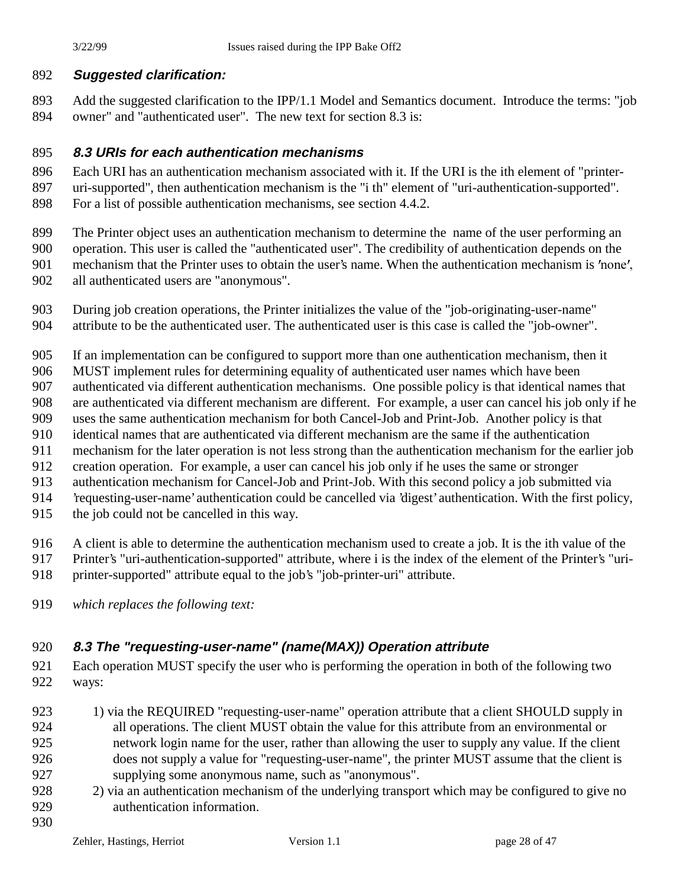**Suggested clarification:**

Add the suggested clarification to the IPP/1.1 Model and Semantics document. Introduce the terms: "job owner" and "authenticated user". The new text for section 8.3 is:

### 8.3 URIs for each authentication mechanisms

Each URI has an authentication mechanism associated with it. If the URI is the ith element of "printer-uri-supported", then authentication mechanism is the "i th" element of "uri-authentication-supported". For a list of possible authentication mechanisms, see section 4.4.2.

The Printer object uses an authentication mechanism to determine the name of the user performing an operation. This user is called the "authenticated user". The credibility of authentication depends on the mechanism that the Printer uses to obtain the user's name. When the authentication mechanism is 'none', all authenticated users are "anonymous".

During job creation operations, the Printer initializes the value of the "job-originating-user-name" attribute to be the authenticated user. The authenticated user is this case is called the "job-owner".

If an implementation can be configured to support more than one authentication mechanism, then it MUST implement rules for determining equality of authenticated user names which have been authenticated via different authentication mechanisms. One possible policy is that identical names that are authenticated via different mechanism are different. For example, a user can cancel his job only if he uses the same authentication mechanism for both Cancel-Job and Print-Job. Another policy is that identical names that are authenticated via different mechanism are the same if the authentication mechanism for the later operation is not less strong than the authentication mechanism for the earlier job creation operation. For example, a user can cancel his job only if he uses the same or stronger authentication mechanism for Cancel-Job and Print-Job. With this second policy a job submitted via 'requesting-user-name' authentication could be cancelled via 'digest' authentication. With the first policy, the job could not be cancelled in this way.

A client is able to determine the authentication mechanism used to create a job. It is the ith value of the Printer's "uri-authentication-supported" attribute, where i is the index of the element of the Printer's "uri-printer-supported" attribute equal to the job's "job-printer-uri" attribute.

*which replaces the following text:*

### 8.3 The "requesting-user-name" (name(MAX)) Operation attribute

Each operation MUST specify the user who is performing the operation in both of the following two ways:

1) via the REQUIRED "requesting-user-name" operation attribute that a client SHOULD supply in all operations. The client MUST obtain the value for this attribute from an environmental or network login name for the user, rather than allowing the user to supply any value. If the client does not supply a value for "requesting-user-name", the printer MUST assume that the client is supplying some anonymous name, such as "anonymous".
2) via an authentication mechanism of the underlying transport which may be configured to give no authentication information.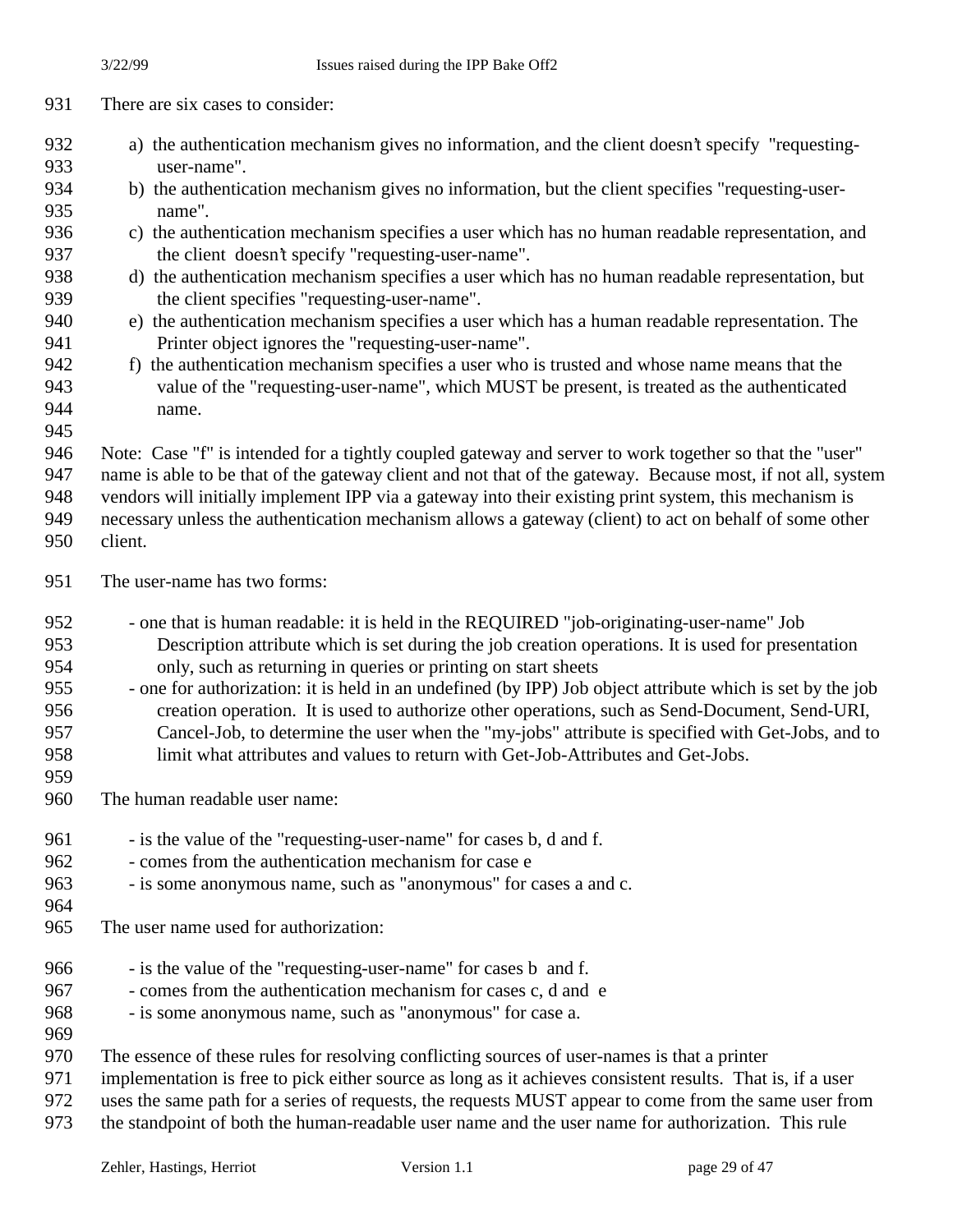There are six cases to consider:

a) the authentication mechanism gives no information, and the client doesn't specify "requesting-user-name".
b) the authentication mechanism gives no information, but the client specifies "requesting-user-name".
c) the authentication mechanism specifies a user which has no human readable representation, and the client doesn't specify "requesting-user-name".
d) the authentication mechanism specifies a user which has no human readable representation, but the client specifies "requesting-user-name".
e) the authentication mechanism specifies a user which has a human readable representation. The Printer object ignores the "requesting-user-name".
f) the authentication mechanism specifies a user who is trusted and whose name means that the value of the "requesting-user-name", which MUST be present, is treated as the authenticated name.

Note: Case "f" is intended for a tightly coupled gateway and server to work together so that the "user" name is able to be that of the gateway client and not that of the gateway. Because most, if not all, system vendors will initially implement IPP via a gateway into their existing print system, this mechanism is necessary unless the authentication mechanism allows a gateway (client) to act on behalf of some other client.

The user-name has two forms:

- one that is human readable: it is held in the REQUIRED "job-originating-user-name" Job Description attribute which is set during the job creation operations. It is used for presentation only, such as returning in queries or printing on start sheets
- one for authorization: it is held in an undefined (by IPP) Job object attribute which is set by the job creation operation. It is used to authorize other operations, such as Send-Document, Send-URI, Cancel-Job, to determine the user when the "my-jobs" attribute is specified with Get-Jobs, and to limit what attributes and values to return with Get-Job-Attributes and Get-Jobs.

The human readable user name:

- is the value of the "requesting-user-name" for cases b, d and f.
- comes from the authentication mechanism for case e
- is some anonymous name, such as "anonymous" for cases a and c.

The user name used for authorization:

- is the value of the "requesting-user-name" for cases b and f.
- comes from the authentication mechanism for cases c, d and e
- is some anonymous name, such as "anonymous" for case a.

The essence of these rules for resolving conflicting sources of user-names is that a printer implementation is free to pick either source as long as it achieves consistent results. That is, if a user uses the same path for a series of requests, the requests MUST appear to come from the same user from the standpoint of both the human-readable user name and the user name for authorization. This rule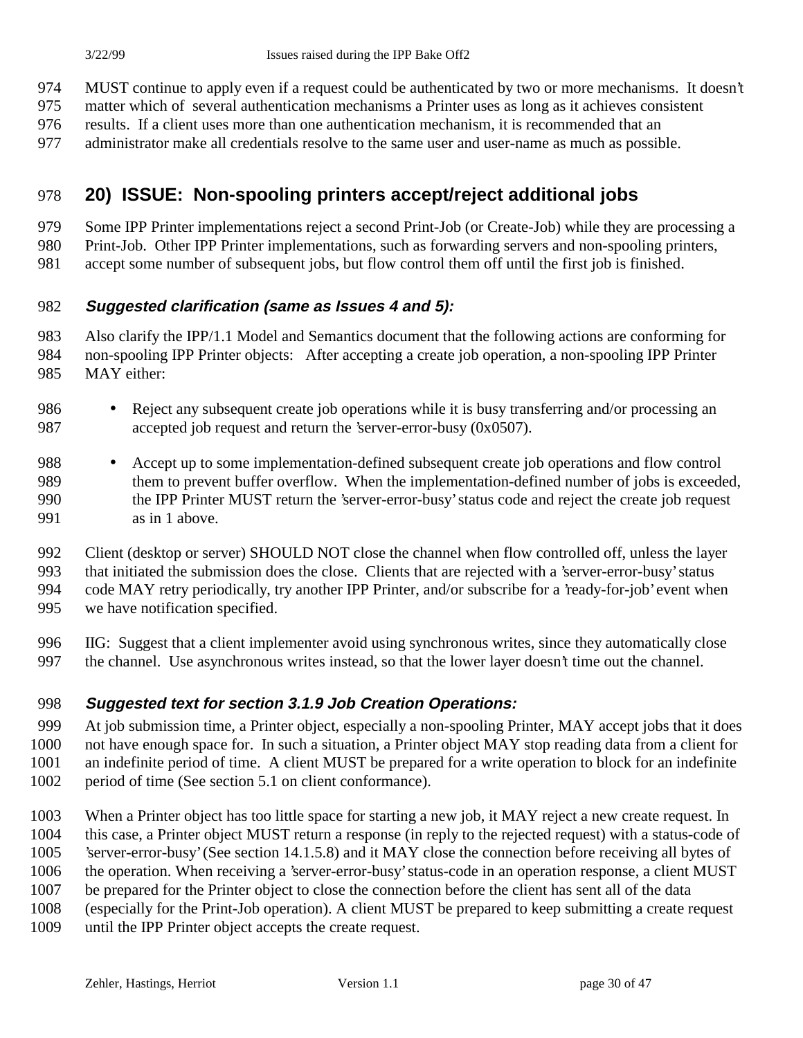MUST continue to apply even if a request could be authenticated by two or more mechanisms. It doesn't matter which of several authentication mechanisms a Printer uses as long as it achieves consistent results. If a client uses more than one authentication mechanism, it is recommended that an administrator make all credentials resolve to the same user and user-name as much as possible.

## 20) ISSUE: Non-spooling printers accept/reject additional jobs

Some IPP Printer implementations reject a second Print-Job (or Create-Job) while they are processing a Print-Job. Other IPP Printer implementations, such as forwarding servers and non-spooling printers, accept some number of subsequent jobs, but flow control them off until the first job is finished.

### *Suggested clarification (same as Issues 4 and 5):*

Also clarify the IPP/1.1 Model and Semantics document that the following actions are conforming for non-spooling IPP Printer objects: After accepting a create job operation, a non-spooling IPP Printer MAY either:

- Reject any subsequent create job operations while it is busy transferring and/or processing an accepted job request and return the 'server-error-busy (0x0507).
- Accept up to some implementation-defined subsequent create job operations and flow control them to prevent buffer overflow. When the implementation-defined number of jobs is exceeded, the IPP Printer MUST return the 'server-error-busy' status code and reject the create job request as in 1 above.

Client (desktop or server) SHOULD NOT close the channel when flow controlled off, unless the layer that initiated the submission does the close. Clients that are rejected with a 'server-error-busy' status code MAY retry periodically, try another IPP Printer, and/or subscribe for a 'ready-for-job' event when we have notification specified.

IIG: Suggest that a client implementer avoid using synchronous writes, since they automatically close the channel. Use asynchronous writes instead, so that the lower layer doesn't time out the channel.

### *Suggested text for section 3.1.9 Job Creation Operations:*

At job submission time, a Printer object, especially a non-spooling Printer, MAY accept jobs that it does not have enough space for. In such a situation, a Printer object MAY stop reading data from a client for an indefinite period of time. A client MUST be prepared for a write operation to block for an indefinite period of time (See section 5.1 on client conformance).

When a Printer object has too little space for starting a new job, it MAY reject a new create request. In this case, a Printer object MUST return a response (in reply to the rejected request) with a status-code of 'server-error-busy' (See section 14.1.5.8) and it MAY close the connection before receiving all bytes of the operation. When receiving a 'server-error-busy' status-code in an operation response, a client MUST be prepared for the Printer object to close the connection before the client has sent all of the data (especially for the Print-Job operation). A client MUST be prepared to keep submitting a create request until the IPP Printer object accepts the create request.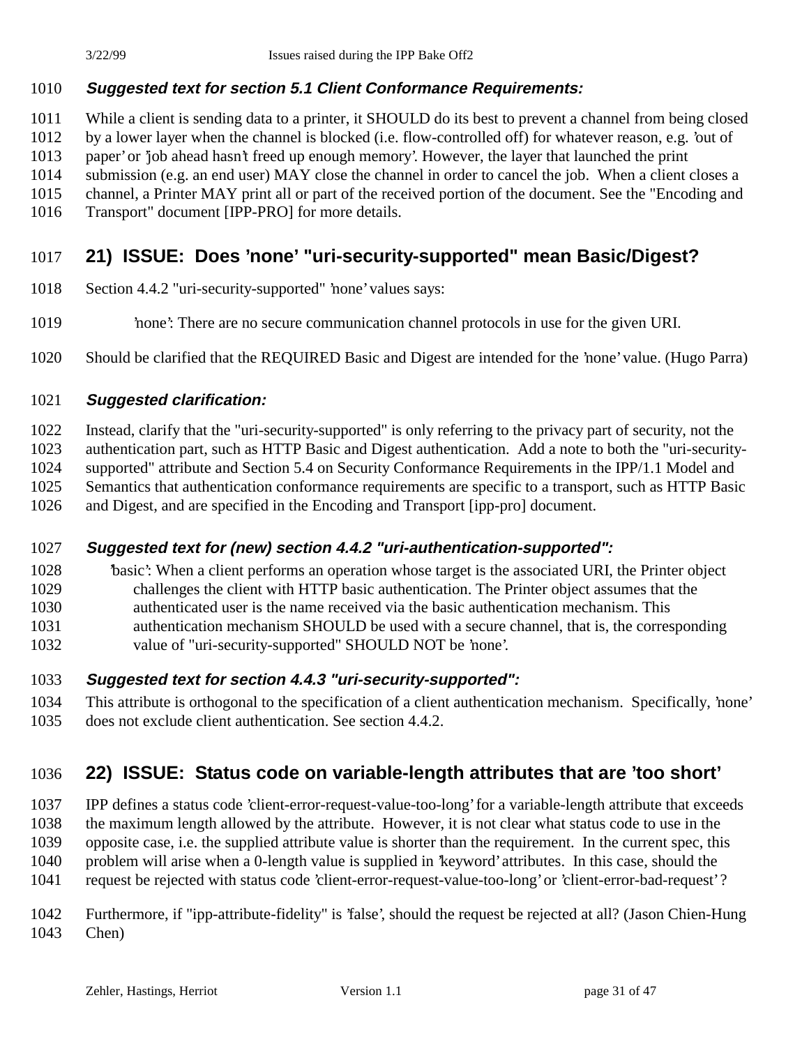***Suggested text for section 5.1 Client Conformance Requirements:***

While a client is sending data to a printer, it SHOULD do its best to prevent a channel from being closed by a lower layer when the channel is blocked (i.e. flow-controlled off) for whatever reason, e.g. 'out of paper' or 'job ahead hasn't freed up enough memory'. However, the layer that launched the print submission (e.g. an end user) MAY close the channel in order to cancel the job. When a client closes a channel, a Printer MAY print all or part of the received portion of the document. See the "Encoding and Transport" document [IPP-PRO] for more details.

## 21) ISSUE: Does 'none' "uri-security-supported" mean Basic/Digest?

Section 4.4.2 "uri-security-supported" 'none' values says:

> 'none': There are no secure communication channel protocols in use for the given URI.

Should be clarified that the REQUIRED Basic and Digest are intended for the 'none' value. (Hugo Parra)

***Suggested clarification:***

Instead, clarify that the "uri-security-supported" is only referring to the privacy part of security, not the authentication part, such as HTTP Basic and Digest authentication. Add a note to both the "uri-security-supported" attribute and Section 5.4 on Security Conformance Requirements in the IPP/1.1 Model and Semantics that authentication conformance requirements are specific to a transport, such as HTTP Basic and Digest, and are specified in the Encoding and Transport [ipp-pro] document.

***Suggested text for (new) section 4.4.2 "uri-authentication-supported":***

'basic': When a client performs an operation whose target is the associated URI, the Printer object challenges the client with HTTP basic authentication. The Printer object assumes that the authenticated user is the name received via the basic authentication mechanism. This authentication mechanism SHOULD be used with a secure channel, that is, the corresponding value of "uri-security-supported" SHOULD NOT be 'none'.

***Suggested text for section 4.4.3 "uri-security-supported":***

This attribute is orthogonal to the specification of a client authentication mechanism. Specifically, 'none' does not exclude client authentication. See section 4.4.2.

## 22) ISSUE: Status code on variable-length attributes that are 'too short'

IPP defines a status code 'client-error-request-value-too-long' for a variable-length attribute that exceeds the maximum length allowed by the attribute. However, it is not clear what status code to use in the opposite case, i.e. the supplied attribute value is shorter than the requirement. In the current spec, this problem will arise when a 0-length value is supplied in 'keyword' attributes. In this case, should the request be rejected with status code 'client-error-request-value-too-long' or 'client-error-bad-request'?

Furthermore, if "ipp-attribute-fidelity" is 'false', should the request be rejected at all? (Jason Chien-Hung Chen)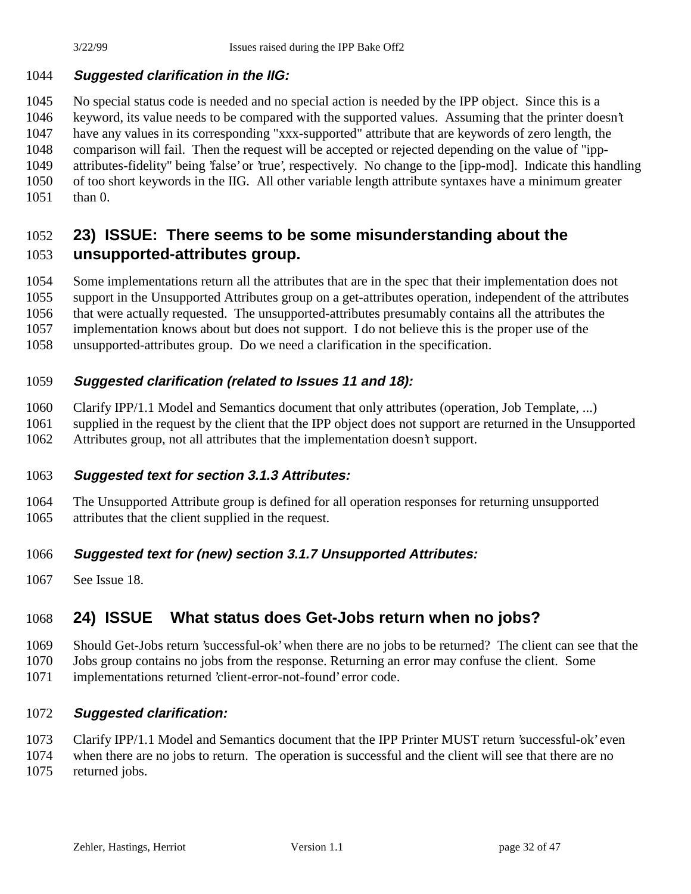***Suggested clarification in the IIG:***

No special status code is needed and no special action is needed by the IPP object. Since this is a keyword, its value needs to be compared with the supported values. Assuming that the printer doesn't have any values in its corresponding "xxx-supported" attribute that are keywords of zero length, the comparison will fail. Then the request will be accepted or rejected depending on the value of "ipp-attributes-fidelity" being 'false' or 'true', respectively. No change to the [ipp-mod]. Indicate this handling of too short keywords in the IIG. All other variable length attribute syntaxes have a minimum greater than 0.

## 23) ISSUE: There seems to be some misunderstanding about the unsupported-attributes group.

Some implementations return all the attributes that are in the spec that their implementation does not support in the Unsupported Attributes group on a get-attributes operation, independent of the attributes that were actually requested. The unsupported-attributes presumably contains all the attributes the implementation knows about but does not support. I do not believe this is the proper use of the unsupported-attributes group. Do we need a clarification in the specification.

***Suggested clarification (related to Issues 11 and 18):***

Clarify IPP/1.1 Model and Semantics document that only attributes (operation, Job Template, ...) supplied in the request by the client that the IPP object does not support are returned in the Unsupported Attributes group, not all attributes that the implementation doesn't support.

***Suggested text for section 3.1.3 Attributes:***

The Unsupported Attribute group is defined for all operation responses for returning unsupported attributes that the client supplied in the request.

***Suggested text for (new) section 3.1.7 Unsupported Attributes:***

See Issue 18.

## 24) ISSUE What status does Get-Jobs return when no jobs?

Should Get-Jobs return 'successful-ok' when there are no jobs to be returned? The client can see that the Jobs group contains no jobs from the response. Returning an error may confuse the client. Some implementations returned 'client-error-not-found' error code.

***Suggested clarification:***

Clarify IPP/1.1 Model and Semantics document that the IPP Printer MUST return 'successful-ok' even when there are no jobs to return. The operation is successful and the client will see that there are no returned jobs.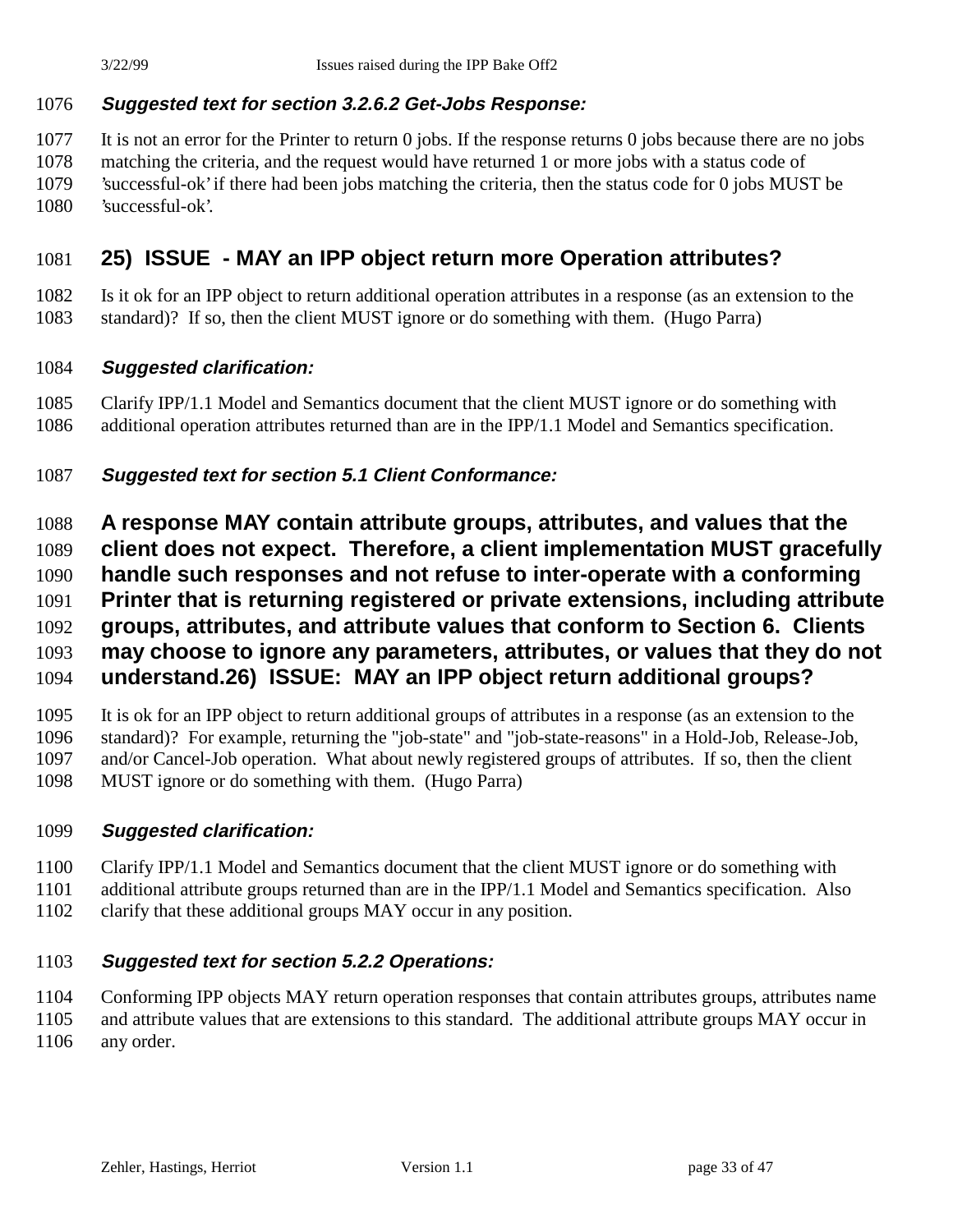***Suggested text for section 3.2.6.2 Get-Jobs Response:***

It is not an error for the Printer to return 0 jobs. If the response returns 0 jobs because there are no jobs matching the criteria, and the request would have returned 1 or more jobs with a status code of 'successful-ok' if there had been jobs matching the criteria, then the status code for 0 jobs MUST be 'successful-ok'.

## 25) ISSUE - MAY an IPP object return more Operation attributes?

Is it ok for an IPP object to return additional operation attributes in a response (as an extension to the standard)? If so, then the client MUST ignore or do something with them. (Hugo Parra)

***Suggested clarification:***

Clarify IPP/1.1 Model and Semantics document that the client MUST ignore or do something with additional operation attributes returned than are in the IPP/1.1 Model and Semantics specification.

***Suggested text for section 5.1 Client Conformance:***

**A response MAY contain attribute groups, attributes, and values that the client does not expect. Therefore, a client implementation MUST gracefully handle such responses and not refuse to inter-operate with a conforming Printer that is returning registered or private extensions, including attribute groups, attributes, and attribute values that conform to Section 6. Clients may choose to ignore any parameters, attributes, or values that they do not understand.26) ISSUE: MAY an IPP object return additional groups?**

It is ok for an IPP object to return additional groups of attributes in a response (as an extension to the standard)? For example, returning the "job-state" and "job-state-reasons" in a Hold-Job, Release-Job, and/or Cancel-Job operation. What about newly registered groups of attributes. If so, then the client MUST ignore or do something with them. (Hugo Parra)

***Suggested clarification:***

Clarify IPP/1.1 Model and Semantics document that the client MUST ignore or do something with additional attribute groups returned than are in the IPP/1.1 Model and Semantics specification. Also clarify that these additional groups MAY occur in any position.

***Suggested text for section 5.2.2 Operations:***

Conforming IPP objects MAY return operation responses that contain attributes groups, attributes name and attribute values that are extensions to this standard. The additional attribute groups MAY occur in any order.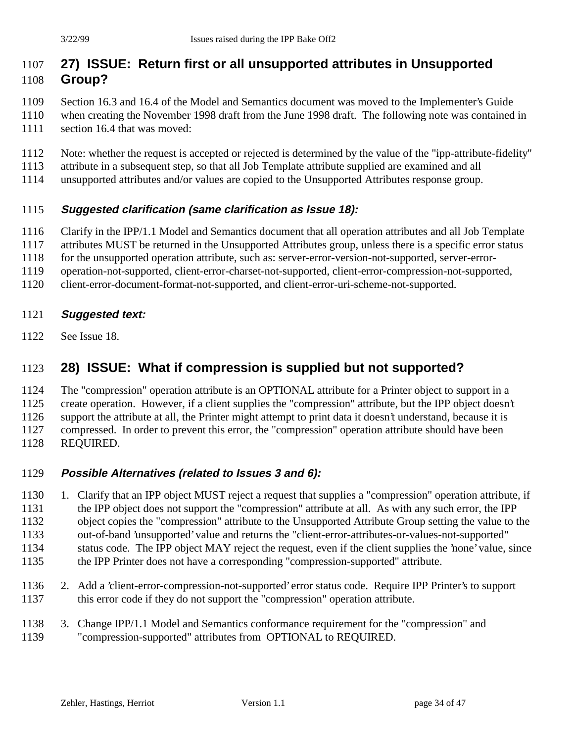## 27) ISSUE: Return first or all unsupported attributes in Unsupported Group?

Section 16.3 and 16.4 of the Model and Semantics document was moved to the Implementer's Guide when creating the November 1998 draft from the June 1998 draft. The following note was contained in section 16.4 that was moved:

Note: whether the request is accepted or rejected is determined by the value of the "ipp-attribute-fidelity" attribute in a subsequent step, so that all Job Template attribute supplied are examined and all unsupported attributes and/or values are copied to the Unsupported Attributes response group.

### *Suggested clarification (same clarification as Issue 18):*

Clarify in the IPP/1.1 Model and Semantics document that all operation attributes and all Job Template attributes MUST be returned in the Unsupported Attributes group, unless there is a specific error status for the unsupported operation attribute, such as: server-error-version-not-supported, server-error-operation-not-supported, client-error-charset-not-supported, client-error-compression-not-supported, client-error-document-format-not-supported, and client-error-uri-scheme-not-supported.

### *Suggested text:*

See Issue 18.

## 28) ISSUE: What if compression is supplied but not supported?

The "compression" operation attribute is an OPTIONAL attribute for a Printer object to support in a create operation. However, if a client supplies the "compression" attribute, but the IPP object doesn't support the attribute at all, the Printer might attempt to print data it doesn't understand, because it is compressed. In order to prevent this error, the "compression" operation attribute should have been REQUIRED.

### *Possible Alternatives (related to Issues 3 and 6):*

1. Clarify that an IPP object MUST reject a request that supplies a "compression" operation attribute, if the IPP object does not support the "compression" attribute at all. As with any such error, the IPP object copies the "compression" attribute to the Unsupported Attribute Group setting the value to the out-of-band 'unsupported' value and returns the "client-error-attributes-or-values-not-supported" status code. The IPP object MAY reject the request, even if the client supplies the 'none' value, since the IPP Printer does not have a corresponding "compression-supported" attribute.
2. Add a 'client-error-compression-not-supported' error status code. Require IPP Printer's to support this error code if they do not support the "compression" operation attribute.
3. Change IPP/1.1 Model and Semantics conformance requirement for the "compression" and "compression-supported" attributes from OPTIONAL to REQUIRED.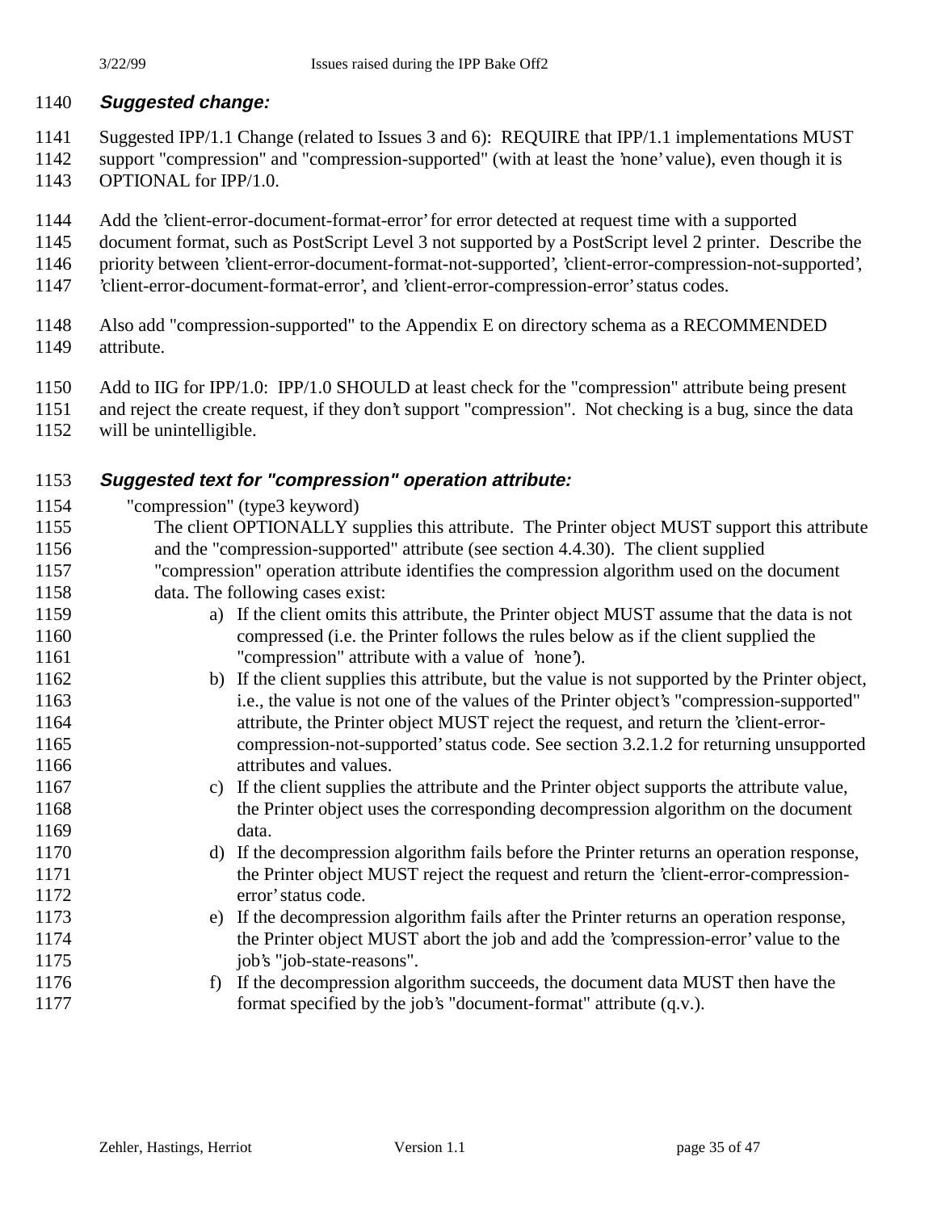### *Suggested change:*

Suggested IPP/1.1 Change (related to Issues 3 and 6): REQUIRE that IPP/1.1 implementations MUST support "compression" and "compression-supported" (with at least the 'none' value), even though it is OPTIONAL for IPP/1.0.

Add the 'client-error-document-format-error' for error detected at request time with a supported document format, such as PostScript Level 3 not supported by a PostScript level 2 printer. Describe the priority between 'client-error-document-format-not-supported', 'client-error-compression-not-supported', 'client-error-document-format-error', and 'client-error-compression-error' status codes.

Also add "compression-supported" to the Appendix E on directory schema as a RECOMMENDED attribute.

Add to IIG for IPP/1.0: IPP/1.0 SHOULD at least check for the "compression" attribute being present and reject the create request, if they don't support "compression". Not checking is a bug, since the data will be unintelligible.

### *Suggested text for "compression" operation attribute:*

"compression" (type3 keyword)

The client OPTIONALLY supplies this attribute. The Printer object MUST support this attribute and the "compression-supported" attribute (see section 4.4.30). The client supplied "compression" operation attribute identifies the compression algorithm used on the document data. The following cases exist:

a) If the client omits this attribute, the Printer object MUST assume that the data is not compressed (i.e. the Printer follows the rules below as if the client supplied the "compression" attribute with a value of 'none').
b) If the client supplies this attribute, but the value is not supported by the Printer object, i.e., the value is not one of the values of the Printer object's "compression-supported" attribute, the Printer object MUST reject the request, and return the 'client-error-compression-not-supported' status code. See section 3.2.1.2 for returning unsupported attributes and values.
c) If the client supplies the attribute and the Printer object supports the attribute value, the Printer object uses the corresponding decompression algorithm on the document data.
d) If the decompression algorithm fails before the Printer returns an operation response, the Printer object MUST reject the request and return the 'client-error-compression-error' status code.
e) If the decompression algorithm fails after the Printer returns an operation response, the Printer object MUST abort the job and add the 'compression-error' value to the job's "job-state-reasons".
f) If the decompression algorithm succeeds, the document data MUST then have the format specified by the job's "document-format" attribute (q.v.).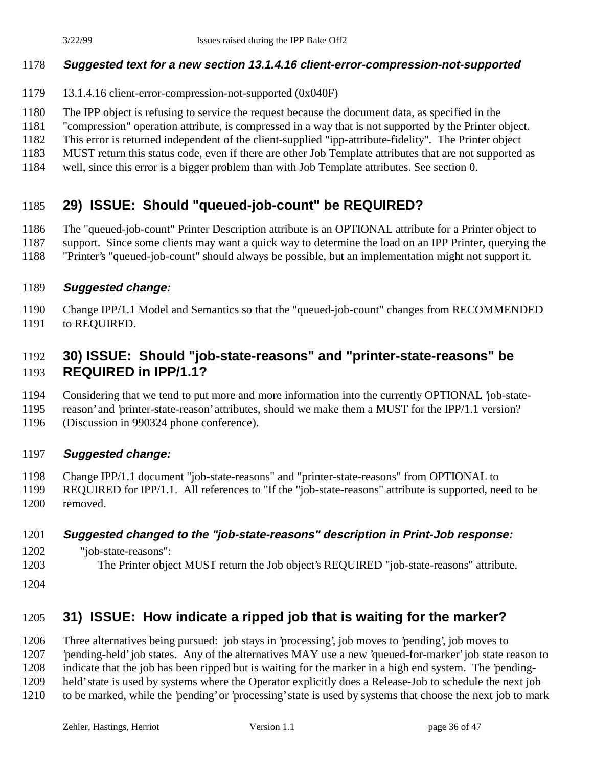***Suggested text for a new section 13.1.4.16 client-error-compression-not-supported***

13.1.4.16 client-error-compression-not-supported (0x040F)

The IPP object is refusing to service the request because the document data, as specified in the "compression" operation attribute, is compressed in a way that is not supported by the Printer object. This error is returned independent of the client-supplied "ipp-attribute-fidelity". The Printer object MUST return this status code, even if there are other Job Template attributes that are not supported as well, since this error is a bigger problem than with Job Template attributes. See section 0.

## 29) ISSUE: Should "queued-job-count" be REQUIRED?

The "queued-job-count" Printer Description attribute is an OPTIONAL attribute for a Printer object to support. Since some clients may want a quick way to determine the load on an IPP Printer, querying the "Printer's "queued-job-count" should always be possible, but an implementation might not support it.

***Suggested change:***

Change IPP/1.1 Model and Semantics so that the "queued-job-count" changes from RECOMMENDED to REQUIRED.

## 30) ISSUE: Should "job-state-reasons" and "printer-state-reasons" be REQUIRED in IPP/1.1?

Considering that we tend to put more and more information into the currently OPTIONAL 'job-state-reason' and 'printer-state-reason' attributes, should we make them a MUST for the IPP/1.1 version? (Discussion in 990324 phone conference).

***Suggested change:***

Change IPP/1.1 document "job-state-reasons" and "printer-state-reasons" from OPTIONAL to REQUIRED for IPP/1.1. All references to "If the "job-state-reasons" attribute is supported, need to be removed.

***Suggested changed to the "job-state-reasons" description in Print-Job response:***

"job-state-reasons":

The Printer object MUST return the Job object's REQUIRED "job-state-reasons" attribute.

## 31) ISSUE: How indicate a ripped job that is waiting for the marker?

Three alternatives being pursued: job stays in 'processing', job moves to 'pending', job moves to 'pending-held' job states. Any of the alternatives MAY use a new 'queued-for-marker' job state reason to indicate that the job has been ripped but is waiting for the marker in a high end system. The 'pending-held' state is used by systems where the Operator explicitly does a Release-Job to schedule the next job to be marked, while the 'pending' or 'processing' state is used by systems that choose the next job to mark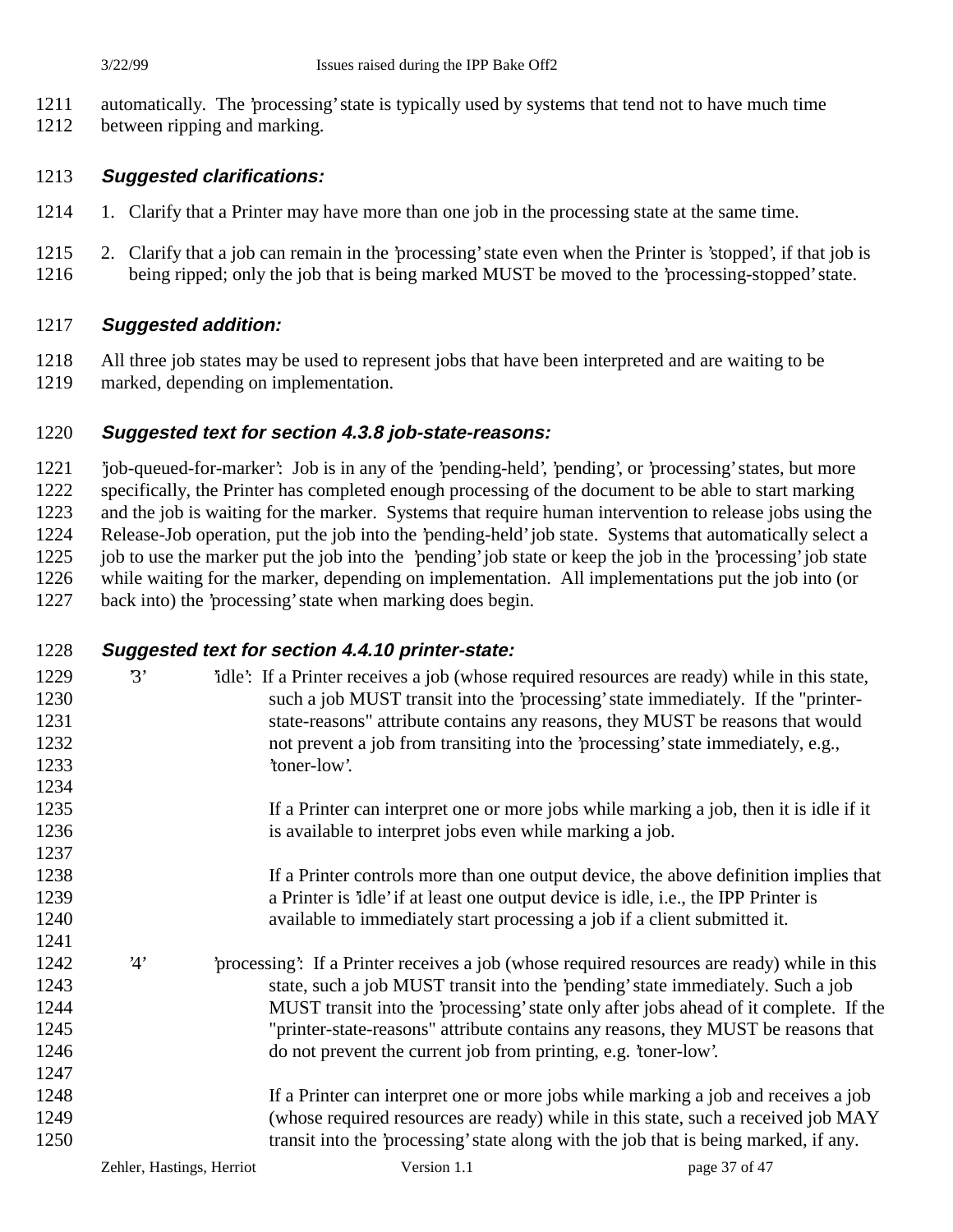automatically. The 'processing' state is typically used by systems that tend not to have much time between ripping and marking.

### *Suggested clarifications:*

1. Clarify that a Printer may have more than one job in the processing state at the same time.
2. Clarify that a job can remain in the 'processing' state even when the Printer is 'stopped', if that job is being ripped; only the job that is being marked MUST be moved to the 'processing-stopped' state.

### *Suggested addition:*

All three job states may be used to represent jobs that have been interpreted and are waiting to be marked, depending on implementation.

### *Suggested text for section 4.3.8 job-state-reasons:*

'job-queued-for-marker': Job is in any of the 'pending-held', 'pending', or 'processing' states, but more specifically, the Printer has completed enough processing of the document to be able to start marking and the job is waiting for the marker. Systems that require human intervention to release jobs using the Release-Job operation, put the job into the 'pending-held' job state. Systems that automatically select a job to use the marker put the job into the 'pending' job state or keep the job in the 'processing' job state while waiting for the marker, depending on implementation. All implementations put the job into (or back into) the 'processing' state when marking does begin.

### *Suggested text for section 4.4.10 printer-state:*

'3' 'idle': If a Printer receives a job (whose required resources are ready) while in this state, such a job MUST transit into the 'processing' state immediately. If the "printer-state-reasons" attribute contains any reasons, they MUST be reasons that would not prevent a job from transiting into the 'processing' state immediately, e.g., 'toner-low'.

If a Printer can interpret one or more jobs while marking a job, then it is idle if it is available to interpret jobs even while marking a job.

If a Printer controls more than one output device, the above definition implies that a Printer is 'idle' if at least one output device is idle, i.e., the IPP Printer is available to immediately start processing a job if a client submitted it.

'4' 'processing': If a Printer receives a job (whose required resources are ready) while in this state, such a job MUST transit into the 'pending' state immediately. Such a job MUST transit into the 'processing' state only after jobs ahead of it complete. If the "printer-state-reasons" attribute contains any reasons, they MUST be reasons that do not prevent the current job from printing, e.g. 'toner-low'.

If a Printer can interpret one or more jobs while marking a job and receives a job (whose required resources are ready) while in this state, such a received job MAY transit into the 'processing' state along with the job that is being marked, if any.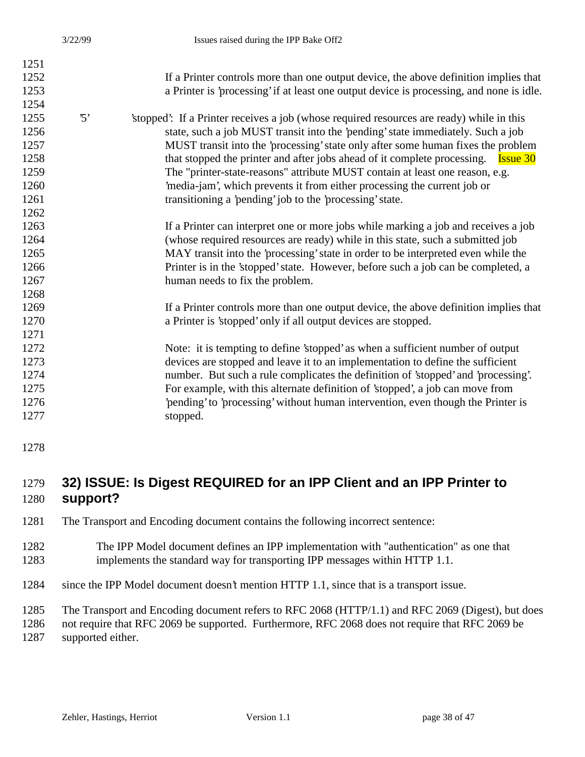If a Printer controls more than one output device, the above definition implies that a Printer is 'processing' if at least one output device is processing, and none is idle.

'5' 'stopped': If a Printer receives a job (whose required resources are ready) while in this state, such a job MUST transit into the 'pending' state immediately. Such a job MUST transit into the 'processing' state only after some human fixes the problem that stopped the printer and after jobs ahead of it complete processing. Issue 30 The "printer-state-reasons" attribute MUST contain at least one reason, e.g. 'media-jam', which prevents it from either processing the current job or transitioning a 'pending' job to the 'processing' state.

If a Printer can interpret one or more jobs while marking a job and receives a job (whose required resources are ready) while in this state, such a submitted job MAY transit into the 'processing' state in order to be interpreted even while the Printer is in the 'stopped' state. However, before such a job can be completed, a human needs to fix the problem.

If a Printer controls more than one output device, the above definition implies that a Printer is 'stopped' only if all output devices are stopped.

Note: it is tempting to define 'stopped' as when a sufficient number of output devices are stopped and leave it to an implementation to define the sufficient number. But such a rule complicates the definition of 'stopped' and 'processing'. For example, with this alternate definition of 'stopped', a job can move from 'pending' to 'processing' without human intervention, even though the Printer is stopped.

## 32) ISSUE: Is Digest REQUIRED for an IPP Client and an IPP Printer to support?

The Transport and Encoding document contains the following incorrect sentence:

> The IPP Model document defines an IPP implementation with "authentication" as one that implements the standard way for transporting IPP messages within HTTP 1.1.

since the IPP Model document doesn't mention HTTP 1.1, since that is a transport issue.

The Transport and Encoding document refers to RFC 2068 (HTTP/1.1) and RFC 2069 (Digest), but does not require that RFC 2069 be supported. Furthermore, RFC 2068 does not require that RFC 2069 be supported either.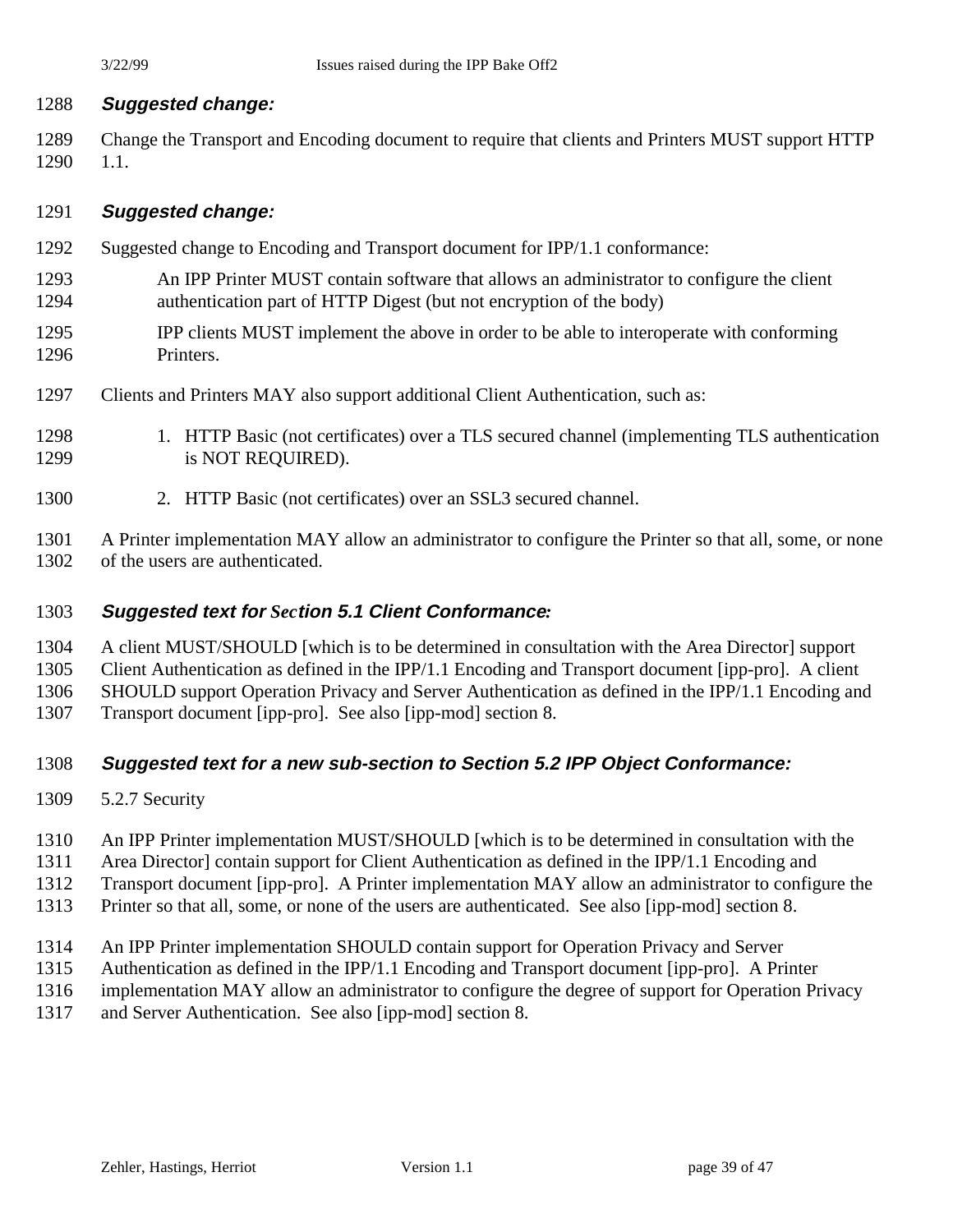### *Suggested change:*

Change the Transport and Encoding document to require that clients and Printers MUST support HTTP 1.1.

### *Suggested change:*

Suggested change to Encoding and Transport document for IPP/1.1 conformance:

> An IPP Printer MUST contain software that allows an administrator to configure the client authentication part of HTTP Digest (but not encryption of the body)
>
> IPP clients MUST implement the above in order to be able to interoperate with conforming Printers.

Clients and Printers MAY also support additional Client Authentication, such as:

1. HTTP Basic (not certificates) over a TLS secured channel (implementing TLS authentication is NOT REQUIRED).
2. HTTP Basic (not certificates) over an SSL3 secured channel.

A Printer implementation MAY allow an administrator to configure the Printer so that all, some, or none of the users are authenticated.

### *Suggested text for Section 5.1 Client Conformance:*

A client MUST/SHOULD [which is to be determined in consultation with the Area Director] support Client Authentication as defined in the IPP/1.1 Encoding and Transport document [ipp-pro]. A client SHOULD support Operation Privacy and Server Authentication as defined in the IPP/1.1 Encoding and Transport document [ipp-pro]. See also [ipp-mod] section 8.

### *Suggested text for a new sub-section to Section 5.2 IPP Object Conformance:*

5.2.7 Security

An IPP Printer implementation MUST/SHOULD [which is to be determined in consultation with the Area Director] contain support for Client Authentication as defined in the IPP/1.1 Encoding and Transport document [ipp-pro]. A Printer implementation MAY allow an administrator to configure the Printer so that all, some, or none of the users are authenticated. See also [ipp-mod] section 8.

An IPP Printer implementation SHOULD contain support for Operation Privacy and Server Authentication as defined in the IPP/1.1 Encoding and Transport document [ipp-pro]. A Printer implementation MAY allow an administrator to configure the degree of support for Operation Privacy and Server Authentication. See also [ipp-mod] section 8.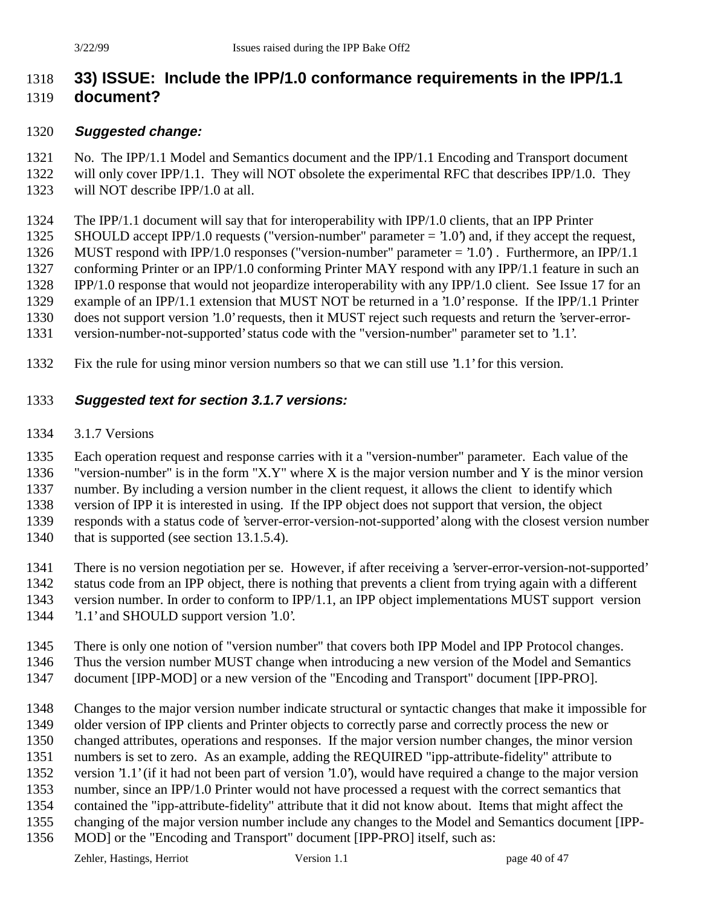## 33) ISSUE: Include the IPP/1.0 conformance requirements in the IPP/1.1 document?

### *Suggested change:*

No. The IPP/1.1 Model and Semantics document and the IPP/1.1 Encoding and Transport document will only cover IPP/1.1. They will NOT obsolete the experimental RFC that describes IPP/1.0. They will NOT describe IPP/1.0 at all.

The IPP/1.1 document will say that for interoperability with IPP/1.0 clients, that an IPP Printer SHOULD accept IPP/1.0 requests ("version-number" parameter = '1.0') and, if they accept the request, MUST respond with IPP/1.0 responses ("version-number" parameter = '1.0') . Furthermore, an IPP/1.1 conforming Printer or an IPP/1.0 conforming Printer MAY respond with any IPP/1.1 feature in such an IPP/1.0 response that would not jeopardize interoperability with any IPP/1.0 client. See Issue 17 for an example of an IPP/1.1 extension that MUST NOT be returned in a '1.0' response. If the IPP/1.1 Printer does not support version '1.0' requests, then it MUST reject such requests and return the 'server-error-version-number-not-supported' status code with the "version-number" parameter set to '1.1'.

Fix the rule for using minor version numbers so that we can still use '1.1' for this version.

### *Suggested text for section 3.1.7 versions:*

3.1.7 Versions

Each operation request and response carries with it a "version-number" parameter. Each value of the "version-number" is in the form "X.Y" where X is the major version number and Y is the minor version number. By including a version number in the client request, it allows the client to identify which version of IPP it is interested in using. If the IPP object does not support that version, the object responds with a status code of 'server-error-version-not-supported' along with the closest version number that is supported (see section 13.1.5.4).

There is no version negotiation per se. However, if after receiving a 'server-error-version-not-supported' status code from an IPP object, there is nothing that prevents a client from trying again with a different version number. In order to conform to IPP/1.1, an IPP object implementations MUST support version '1.1' and SHOULD support version '1.0'.

There is only one notion of "version number" that covers both IPP Model and IPP Protocol changes. Thus the version number MUST change when introducing a new version of the Model and Semantics document [IPP-MOD] or a new version of the "Encoding and Transport" document [IPP-PRO].

Changes to the major version number indicate structural or syntactic changes that make it impossible for older version of IPP clients and Printer objects to correctly parse and correctly process the new or changed attributes, operations and responses. If the major version number changes, the minor version numbers is set to zero. As an example, adding the REQUIRED "ipp-attribute-fidelity" attribute to version '1.1' (if it had not been part of version '1.0'), would have required a change to the major version number, since an IPP/1.0 Printer would not have processed a request with the correct semantics that contained the "ipp-attribute-fidelity" attribute that it did not know about. Items that might affect the changing of the major version number include any changes to the Model and Semantics document [IPP-MOD] or the "Encoding and Transport" document [IPP-PRO] itself, such as: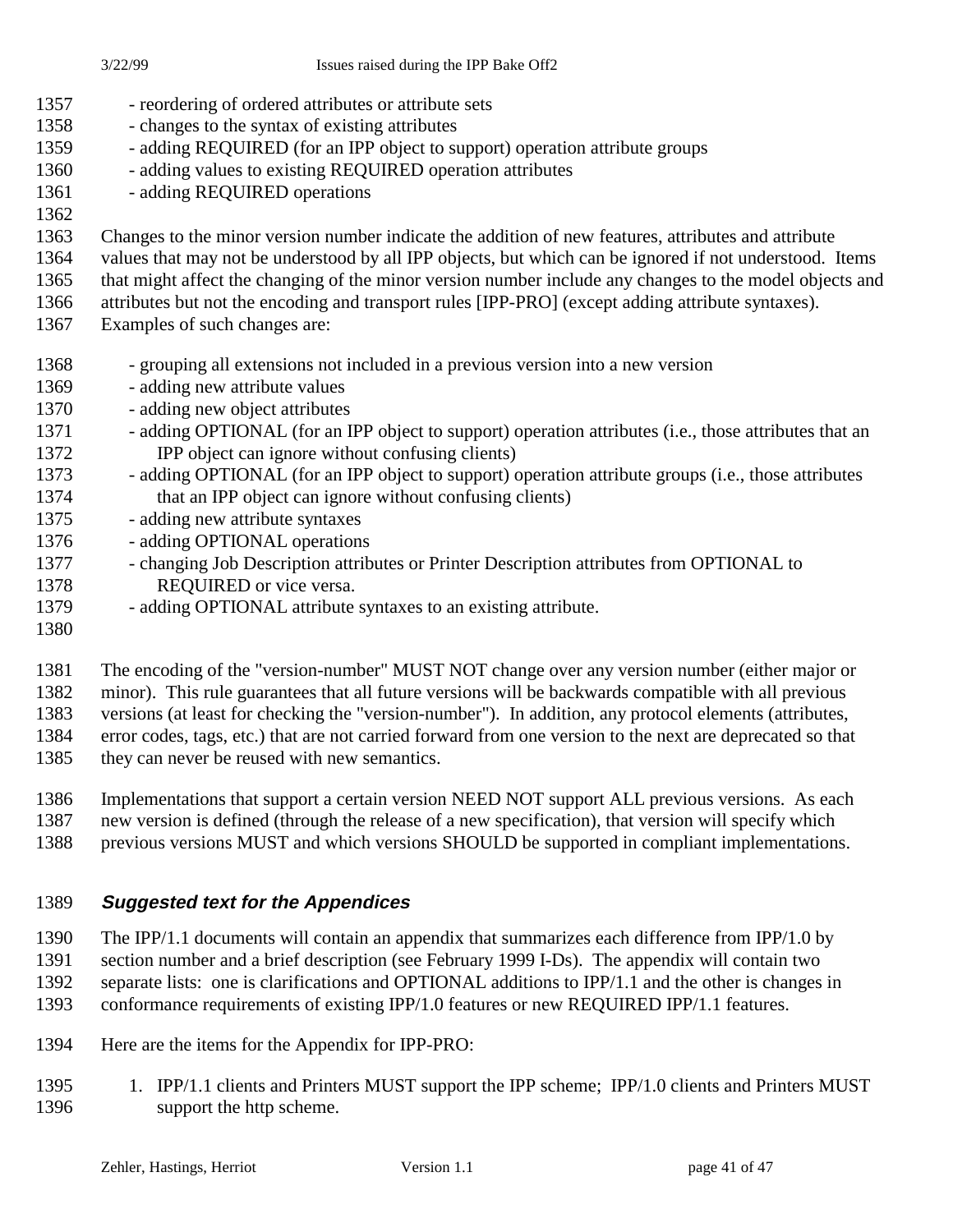- reordering of ordered attributes or attribute sets
- changes to the syntax of existing attributes
- adding REQUIRED (for an IPP object to support) operation attribute groups
- adding values to existing REQUIRED operation attributes
- adding REQUIRED operations

Changes to the minor version number indicate the addition of new features, attributes and attribute values that may not be understood by all IPP objects, but which can be ignored if not understood. Items that might affect the changing of the minor version number include any changes to the model objects and attributes but not the encoding and transport rules [IPP-PRO] (except adding attribute syntaxes). Examples of such changes are:

- grouping all extensions not included in a previous version into a new version
- adding new attribute values
- adding new object attributes
- adding OPTIONAL (for an IPP object to support) operation attributes (i.e., those attributes that an IPP object can ignore without confusing clients)
- adding OPTIONAL (for an IPP object to support) operation attribute groups (i.e., those attributes that an IPP object can ignore without confusing clients)
- adding new attribute syntaxes
- adding OPTIONAL operations
- changing Job Description attributes or Printer Description attributes from OPTIONAL to REQUIRED or vice versa.
- adding OPTIONAL attribute syntaxes to an existing attribute.

The encoding of the "version-number" MUST NOT change over any version number (either major or minor). This rule guarantees that all future versions will be backwards compatible with all previous versions (at least for checking the "version-number"). In addition, any protocol elements (attributes, error codes, tags, etc.) that are not carried forward from one version to the next are deprecated so that they can never be reused with new semantics.

Implementations that support a certain version NEED NOT support ALL previous versions. As each new version is defined (through the release of a new specification), that version will specify which previous versions MUST and which versions SHOULD be supported in compliant implementations.

### *Suggested text for the Appendices*

The IPP/1.1 documents will contain an appendix that summarizes each difference from IPP/1.0 by section number and a brief description (see February 1999 I-Ds). The appendix will contain two separate lists: one is clarifications and OPTIONAL additions to IPP/1.1 and the other is changes in conformance requirements of existing IPP/1.0 features or new REQUIRED IPP/1.1 features.

Here are the items for the Appendix for IPP-PRO:

1. IPP/1.1 clients and Printers MUST support the IPP scheme; IPP/1.0 clients and Printers MUST support the http scheme.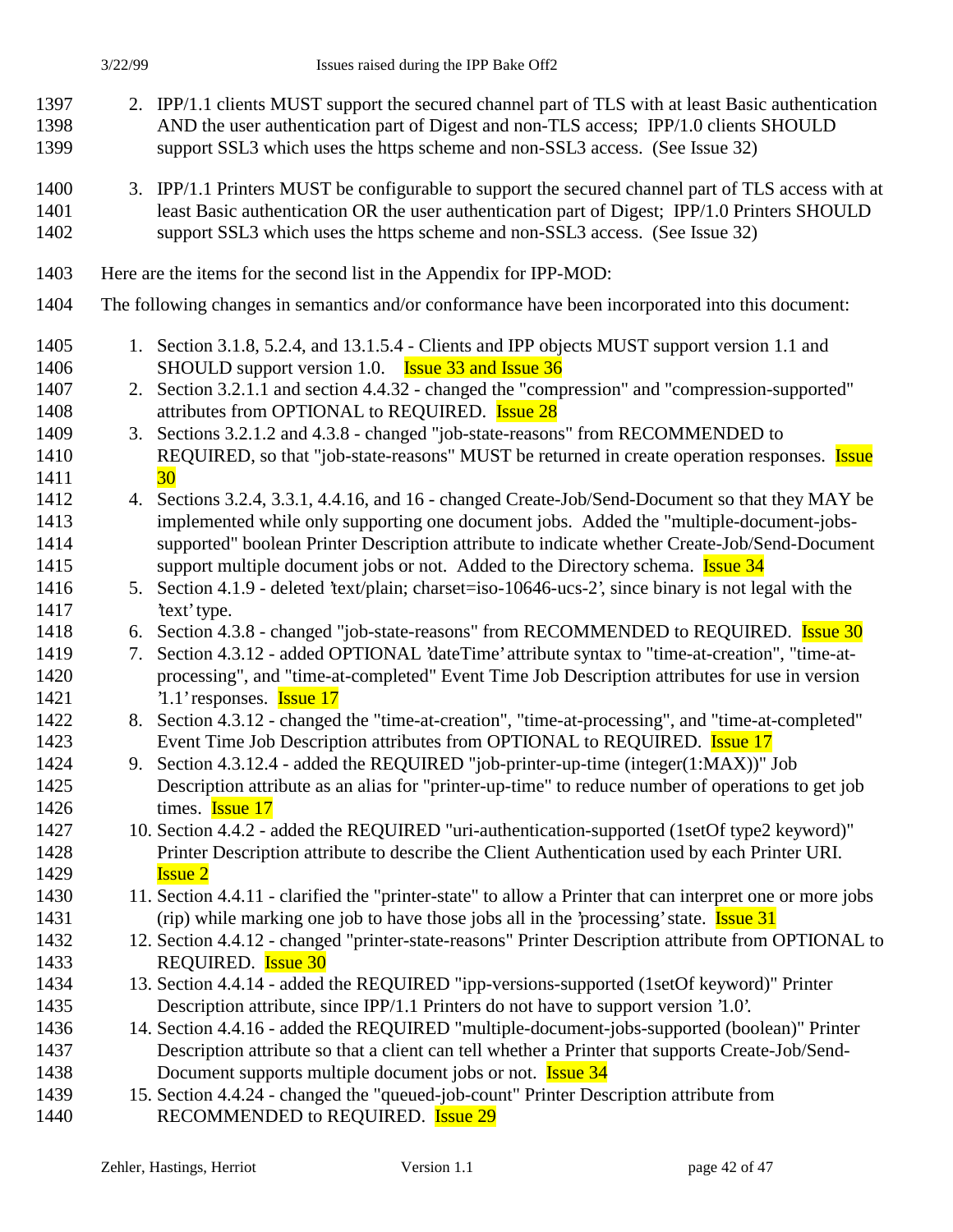2. IPP/1.1 clients MUST support the secured channel part of TLS with at least Basic authentication AND the user authentication part of Digest and non-TLS access; IPP/1.0 clients SHOULD support SSL3 which uses the https scheme and non-SSL3 access. (See Issue 32)

3. IPP/1.1 Printers MUST be configurable to support the secured channel part of TLS access with at least Basic authentication OR the user authentication part of Digest; IPP/1.0 Printers SHOULD support SSL3 which uses the https scheme and non-SSL3 access. (See Issue 32)

Here are the items for the second list in the Appendix for IPP-MOD:

The following changes in semantics and/or conformance have been incorporated into this document:

1. Section 3.1.8, 5.2.4, and 13.1.5.4 - Clients and IPP objects MUST support version 1.1 and SHOULD support version 1.0. Issue 33 and Issue 36
2. Section 3.2.1.1 and section 4.4.32 - changed the "compression" and "compression-supported" attributes from OPTIONAL to REQUIRED. Issue 28
3. Sections 3.2.1.2 and 4.3.8 - changed "job-state-reasons" from RECOMMENDED to REQUIRED, so that "job-state-reasons" MUST be returned in create operation responses. Issue 30
4. Sections 3.2.4, 3.3.1, 4.4.16, and 16 - changed Create-Job/Send-Document so that they MAY be implemented while only supporting one document jobs. Added the "multiple-document-jobs-supported" boolean Printer Description attribute to indicate whether Create-Job/Send-Document support multiple document jobs or not. Added to the Directory schema. Issue 34
5. Section 4.1.9 - deleted 'text/plain; charset=iso-10646-ucs-2', since binary is not legal with the 'text' type.
6. Section 4.3.8 - changed "job-state-reasons" from RECOMMENDED to REQUIRED. Issue 30
7. Section 4.3.12 - added OPTIONAL 'dateTime' attribute syntax to "time-at-creation", "time-at-processing", and "time-at-completed" Event Time Job Description attributes for use in version '1.1' responses. Issue 17
8. Section 4.3.12 - changed the "time-at-creation", "time-at-processing", and "time-at-completed" Event Time Job Description attributes from OPTIONAL to REQUIRED. Issue 17
9. Section 4.3.12.4 - added the REQUIRED "job-printer-up-time (integer(1:MAX))" Job Description attribute as an alias for "printer-up-time" to reduce number of operations to get job times. Issue 17
10. Section 4.4.2 - added the REQUIRED "uri-authentication-supported (1setOf type2 keyword)" Printer Description attribute to describe the Client Authentication used by each Printer URI. Issue 2
11. Section 4.4.11 - clarified the "printer-state" to allow a Printer that can interpret one or more jobs (rip) while marking one job to have those jobs all in the 'processing' state. Issue 31
12. Section 4.4.12 - changed "printer-state-reasons" Printer Description attribute from OPTIONAL to REQUIRED. Issue 30
13. Section 4.4.14 - added the REQUIRED "ipp-versions-supported (1setOf keyword)" Printer Description attribute, since IPP/1.1 Printers do not have to support version '1.0'.
14. Section 4.4.16 - added the REQUIRED "multiple-document-jobs-supported (boolean)" Printer Description attribute so that a client can tell whether a Printer that supports Create-Job/Send-Document supports multiple document jobs or not. Issue 34
15. Section 4.4.24 - changed the "queued-job-count" Printer Description attribute from RECOMMENDED to REQUIRED. Issue 29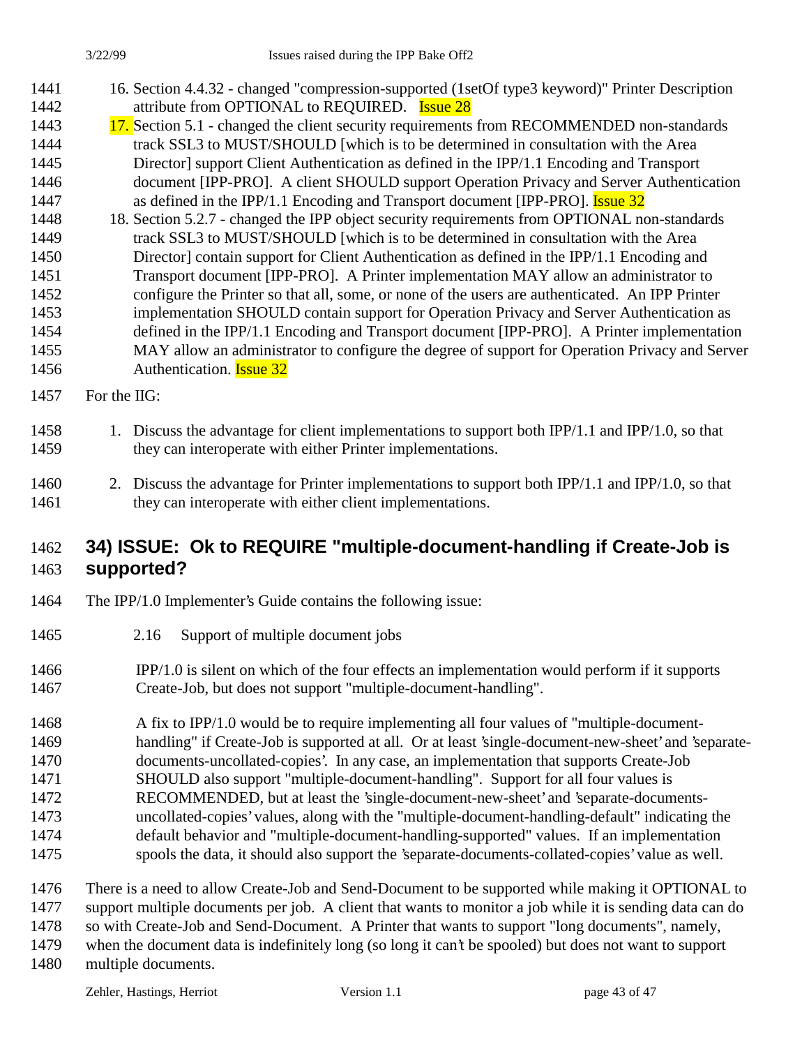16. Section 4.4.32 - changed "compression-supported (1setOf type3 keyword)" Printer Description attribute from OPTIONAL to REQUIRED. Issue 28
17. Section 5.1 - changed the client security requirements from RECOMMENDED non-standards track SSL3 to MUST/SHOULD [which is to be determined in consultation with the Area Director] support Client Authentication as defined in the IPP/1.1 Encoding and Transport document [IPP-PRO]. A client SHOULD support Operation Privacy and Server Authentication as defined in the IPP/1.1 Encoding and Transport document [IPP-PRO]. Issue 32
18. Section 5.2.7 - changed the IPP object security requirements from OPTIONAL non-standards track SSL3 to MUST/SHOULD [which is to be determined in consultation with the Area Director] contain support for Client Authentication as defined in the IPP/1.1 Encoding and Transport document [IPP-PRO]. A Printer implementation MAY allow an administrator to configure the Printer so that all, some, or none of the users are authenticated. An IPP Printer implementation SHOULD contain support for Operation Privacy and Server Authentication as defined in the IPP/1.1 Encoding and Transport document [IPP-PRO]. A Printer implementation MAY allow an administrator to configure the degree of support for Operation Privacy and Server Authentication. Issue 32

For the IIG:

1. Discuss the advantage for client implementations to support both IPP/1.1 and IPP/1.0, so that they can interoperate with either Printer implementations.
2. Discuss the advantage for Printer implementations to support both IPP/1.1 and IPP/1.0, so that they can interoperate with either client implementations.

## 34) ISSUE: Ok to REQUIRE "multiple-document-handling if Create-Job is supported?

The IPP/1.0 Implementer's Guide contains the following issue:

> 2.16 Support of multiple document jobs
>
> IPP/1.0 is silent on which of the four effects an implementation would perform if it supports Create-Job, but does not support "multiple-document-handling".
>
> A fix to IPP/1.0 would be to require implementing all four values of "multiple-document-handling" if Create-Job is supported at all. Or at least 'single-document-new-sheet' and 'separate-documents-uncollated-copies'. In any case, an implementation that supports Create-Job SHOULD also support "multiple-document-handling". Support for all four values is RECOMMENDED, but at least the 'single-document-new-sheet' and 'separate-documents-uncollated-copies' values, along with the "multiple-document-handling-default" indicating the default behavior and "multiple-document-handling-supported" values. If an implementation spools the data, it should also support the 'separate-documents-collated-copies' value as well.

There is a need to allow Create-Job and Send-Document to be supported while making it OPTIONAL to support multiple documents per job. A client that wants to monitor a job while it is sending data can do so with Create-Job and Send-Document. A Printer that wants to support "long documents", namely, when the document data is indefinitely long (so long it can't be spooled) but does not want to support multiple documents.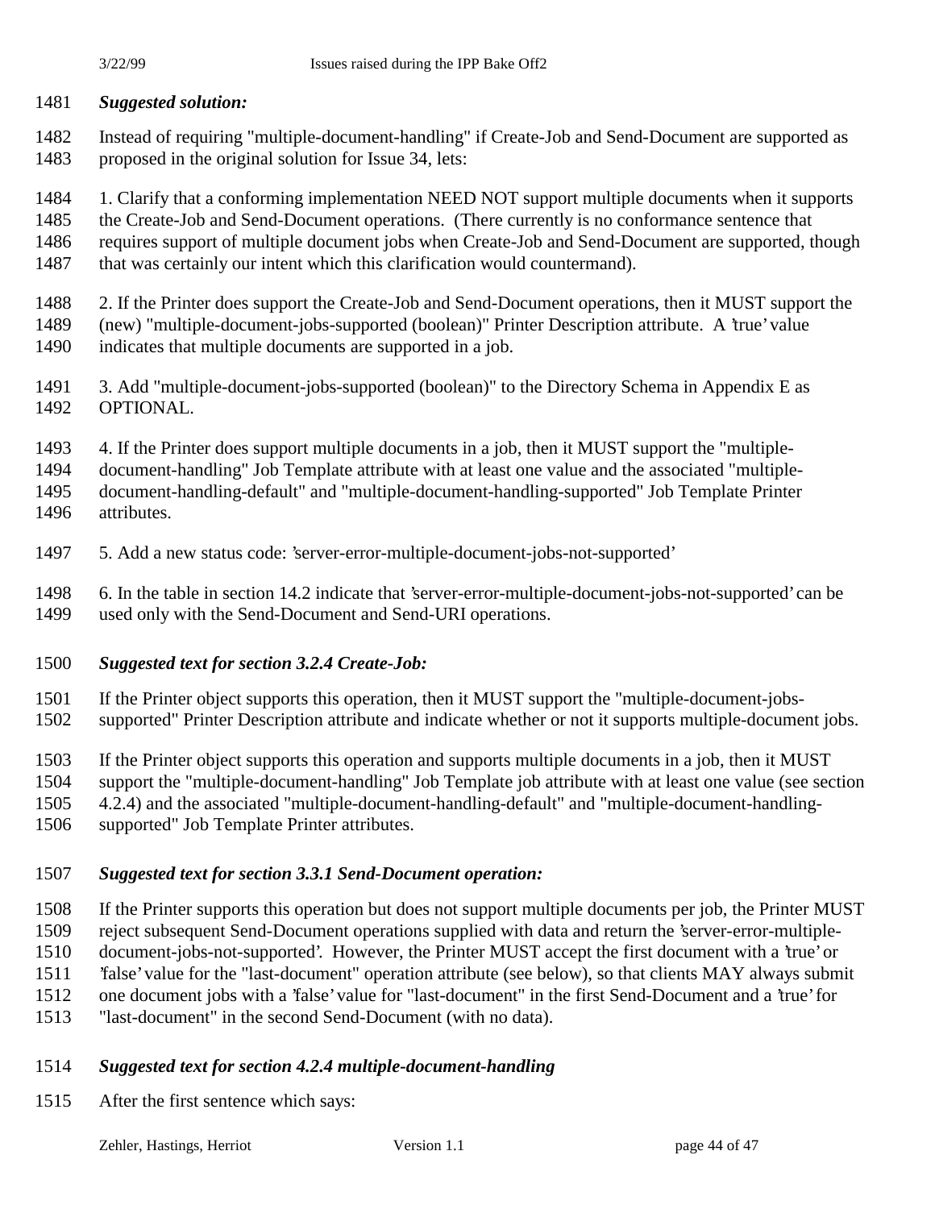***Suggested solution:***

Instead of requiring "multiple-document-handling" if Create-Job and Send-Document are supported as proposed in the original solution for Issue 34, lets:

1. Clarify that a conforming implementation NEED NOT support multiple documents when it supports the Create-Job and Send-Document operations. (There currently is no conformance sentence that requires support of multiple document jobs when Create-Job and Send-Document are supported, though that was certainly our intent which this clarification would countermand).

2. If the Printer does support the Create-Job and Send-Document operations, then it MUST support the (new) "multiple-document-jobs-supported (boolean)" Printer Description attribute. A 'true' value indicates that multiple documents are supported in a job.

3. Add "multiple-document-jobs-supported (boolean)" to the Directory Schema in Appendix E as OPTIONAL.

4. If the Printer does support multiple documents in a job, then it MUST support the "multiple-document-handling" Job Template attribute with at least one value and the associated "multiple-document-handling-default" and "multiple-document-handling-supported" Job Template Printer attributes.

5. Add a new status code: 'server-error-multiple-document-jobs-not-supported'

6. In the table in section 14.2 indicate that 'server-error-multiple-document-jobs-not-supported' can be used only with the Send-Document and Send-URI operations.

***Suggested text for section 3.2.4 Create-Job:***

If the Printer object supports this operation, then it MUST support the "multiple-document-jobs-supported" Printer Description attribute and indicate whether or not it supports multiple-document jobs.

If the Printer object supports this operation and supports multiple documents in a job, then it MUST support the "multiple-document-handling" Job Template job attribute with at least one value (see section 4.2.4) and the associated "multiple-document-handling-default" and "multiple-document-handling-supported" Job Template Printer attributes.

***Suggested text for section 3.3.1 Send-Document operation:***

If the Printer supports this operation but does not support multiple documents per job, the Printer MUST reject subsequent Send-Document operations supplied with data and return the 'server-error-multiple-document-jobs-not-supported'. However, the Printer MUST accept the first document with a 'true' or 'false' value for the "last-document" operation attribute (see below), so that clients MAY always submit one document jobs with a 'false' value for "last-document" in the first Send-Document and a 'true' for "last-document" in the second Send-Document (with no data).

***Suggested text for section 4.2.4 multiple-document-handling***

After the first sentence which says: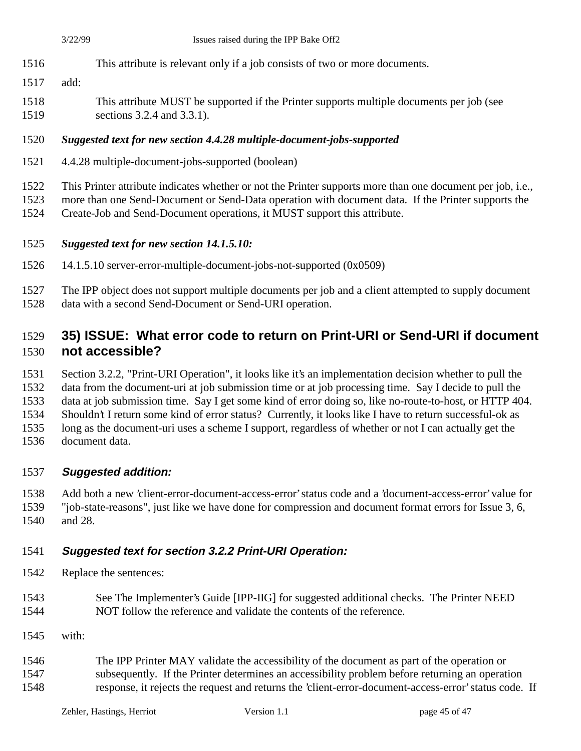This attribute is relevant only if a job consists of two or more documents.

add:

> This attribute MUST be supported if the Printer supports multiple documents per job (see sections 3.2.4 and 3.3.1).

***Suggested text for new section 4.4.28 multiple-document-jobs-supported***

4.4.28 multiple-document-jobs-supported (boolean)

This Printer attribute indicates whether or not the Printer supports more than one document per job, i.e., more than one Send-Document or Send-Data operation with document data. If the Printer supports the Create-Job and Send-Document operations, it MUST support this attribute.

***Suggested text for new section 14.1.5.10:***

14.1.5.10 server-error-multiple-document-jobs-not-supported (0x0509)

The IPP object does not support multiple documents per job and a client attempted to supply document data with a second Send-Document or Send-URI operation.

## 35) ISSUE: What error code to return on Print-URI or Send-URI if document not accessible?

Section 3.2.2, "Print-URI Operation", it looks like it's an implementation decision whether to pull the data from the document-uri at job submission time or at job processing time. Say I decide to pull the data at job submission time. Say I get some kind of error doing so, like no-route-to-host, or HTTP 404. Shouldn't I return some kind of error status? Currently, it looks like I have to return successful-ok as long as the document-uri uses a scheme I support, regardless of whether or not I can actually get the document data.

***Suggested addition:***

Add both a new 'client-error-document-access-error' status code and a 'document-access-error' value for "job-state-reasons", just like we have done for compression and document format errors for Issue 3, 6, and 28.

***Suggested text for section 3.2.2 Print-URI Operation:***

Replace the sentences:

> See The Implementer's Guide [IPP-IIG] for suggested additional checks. The Printer NEED NOT follow the reference and validate the contents of the reference.

with:

> The IPP Printer MAY validate the accessibility of the document as part of the operation or subsequently. If the Printer determines an accessibility problem before returning an operation response, it rejects the request and returns the 'client-error-document-access-error' status code. If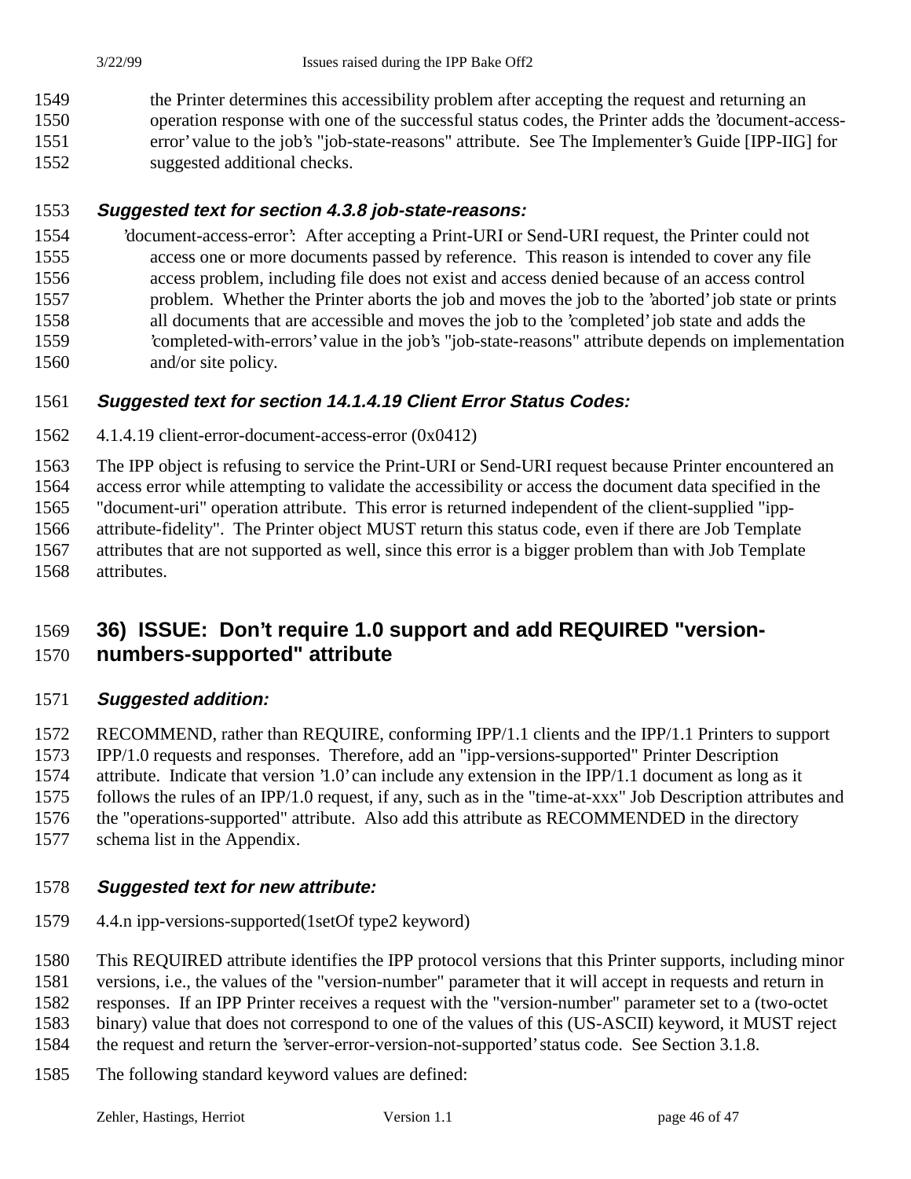the Printer determines this accessibility problem after accepting the request and returning an operation response with one of the successful status codes, the Printer adds the 'document-access-error' value to the job's "job-state-reasons" attribute. See The Implementer's Guide [IPP-IIG] for suggested additional checks.

#### *Suggested text for section 4.3.8 job-state-reasons:*

'document-access-error': After accepting a Print-URI or Send-URI request, the Printer could not access one or more documents passed by reference. This reason is intended to cover any file access problem, including file does not exist and access denied because of an access control problem. Whether the Printer aborts the job and moves the job to the 'aborted' job state or prints all documents that are accessible and moves the job to the 'completed' job state and adds the 'completed-with-errors' value in the job's "job-state-reasons" attribute depends on implementation and/or site policy.

#### *Suggested text for section 14.1.4.19 Client Error Status Codes:*

4.1.4.19 client-error-document-access-error (0x0412)

The IPP object is refusing to service the Print-URI or Send-URI request because Printer encountered an access error while attempting to validate the accessibility or access the document data specified in the "document-uri" operation attribute. This error is returned independent of the client-supplied "ipp-attribute-fidelity". The Printer object MUST return this status code, even if there are Job Template attributes that are not supported as well, since this error is a bigger problem than with Job Template attributes.

## 36) ISSUE: Don't require 1.0 support and add REQUIRED "version-numbers-supported" attribute

#### *Suggested addition:*

RECOMMEND, rather than REQUIRE, conforming IPP/1.1 clients and the IPP/1.1 Printers to support IPP/1.0 requests and responses. Therefore, add an "ipp-versions-supported" Printer Description attribute. Indicate that version '1.0' can include any extension in the IPP/1.1 document as long as it follows the rules of an IPP/1.0 request, if any, such as in the "time-at-xxx" Job Description attributes and the "operations-supported" attribute. Also add this attribute as RECOMMENDED in the directory schema list in the Appendix.

#### *Suggested text for new attribute:*

4.4.n ipp-versions-supported(1setOf type2 keyword)

This REQUIRED attribute identifies the IPP protocol versions that this Printer supports, including minor versions, i.e., the values of the "version-number" parameter that it will accept in requests and return in responses. If an IPP Printer receives a request with the "version-number" parameter set to a (two-octet binary) value that does not correspond to one of the values of this (US-ASCII) keyword, it MUST reject the request and return the 'server-error-version-not-supported' status code. See Section 3.1.8.

The following standard keyword values are defined: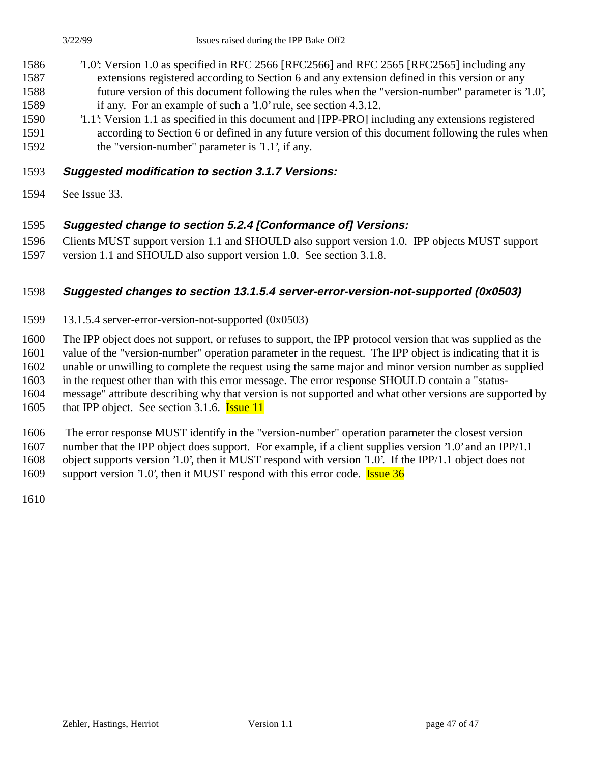'1.0': Version 1.0 as specified in RFC 2566 [RFC2566] and RFC 2565 [RFC2565] including any extensions registered according to Section 6 and any extension defined in this version or any future version of this document following the rules when the "version-number" parameter is '1.0', if any. For an example of such a '1.0' rule, see section 4.3.12.

'1.1': Version 1.1 as specified in this document and [IPP-PRO] including any extensions registered according to Section 6 or defined in any future version of this document following the rules when the "version-number" parameter is '1.1', if any.

### *Suggested modification to section 3.1.7 Versions:*

See Issue 33.

### *Suggested change to section 5.2.4 [Conformance of] Versions:*

Clients MUST support version 1.1 and SHOULD also support version 1.0. IPP objects MUST support version 1.1 and SHOULD also support version 1.0. See section 3.1.8.

### *Suggested changes to section 13.1.5.4 server-error-version-not-supported (0x0503)*

13.1.5.4 server-error-version-not-supported (0x0503)

The IPP object does not support, or refuses to support, the IPP protocol version that was supplied as the value of the "version-number" operation parameter in the request. The IPP object is indicating that it is unable or unwilling to complete the request using the same major and minor version number as supplied in the request other than with this error message. The error response SHOULD contain a "status-message" attribute describing why that version is not supported and what other versions are supported by that IPP object. See section 3.1.6. Issue 11

The error response MUST identify in the "version-number" operation parameter the closest version number that the IPP object does support. For example, if a client supplies version '1.0' and an IPP/1.1 object supports version '1.0', then it MUST respond with version '1.0'. If the IPP/1.1 object does not support version '1.0', then it MUST respond with this error code. Issue 36